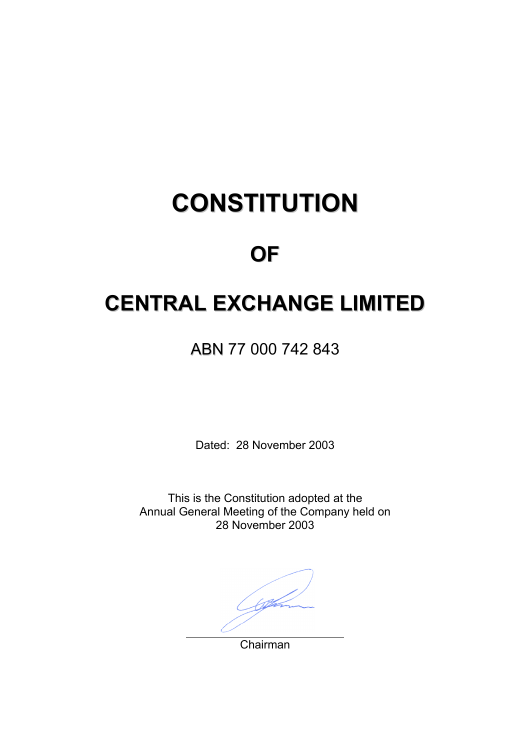# CONSTITUTION

# OF

# CENTRAL EXCHANGE LIMITED

ABN 77 000 742 843

Dated: 28 November 2003

This is the Constitution adopted at the Annual General Meeting of the Company held on 28 November 2003

Chairman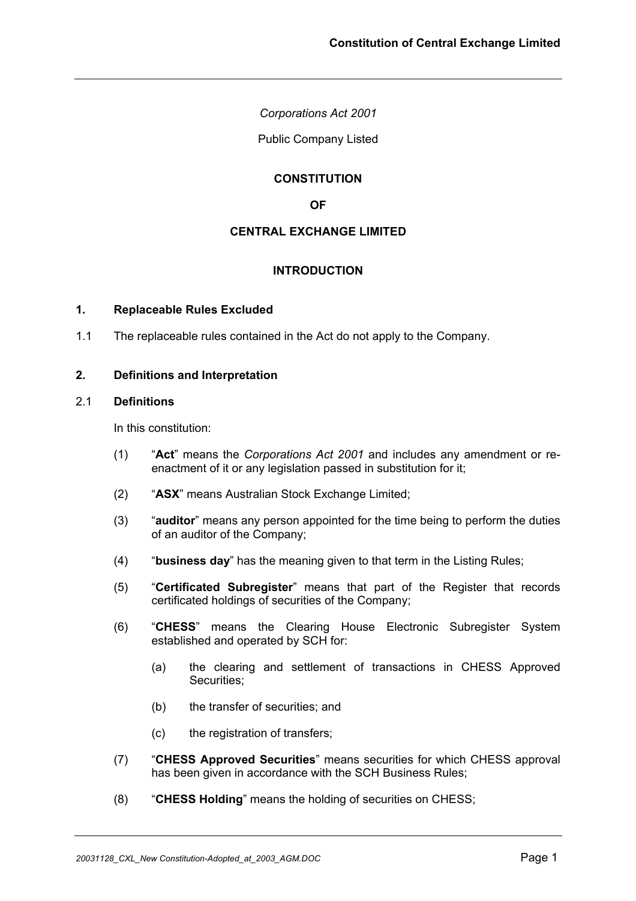*Corporations Act 2001*

Public Company Listed

# CONSTITUTION

# OF

# CENTRAL EXCHANGE LIMITED

## INTRODUCTION

### 1. Replaceable Rules Excluded

1.1 The replaceable rules contained in the Act do not apply to the Company.

### 2. Definitions and Interpretation

2.1 **Definitions**

In this constitution:

(1) "**Act**" means the *Corporations Act 2001* and includes any amendment or re-enactment of it or any legislation passed in substitution for it;

(2) "**ASX**" means Australian Stock Exchange Limited;

(3) "**auditor**" means any person appointed for the time being to perform the duties of an auditor of the Company;

(4) "**business day**" has the meaning given to that term in the Listing Rules;

(5) "**Certificated Subregister**" means that part of the Register that records certificated holdings of securities of the Company;

(6) "**CHESS**" means the Clearing House Electronic Subregister System established and operated by SCH for:

(a) the clearing and settlement of transactions in CHESS Approved Securities;

(b) the transfer of securities; and

(c) the registration of transfers;

(7) "**CHESS Approved Securities**" means securities for which CHESS approval has been given in accordance with the SCH Business Rules;

(8) "**CHESS Holding**" means the holding of securities on CHESS;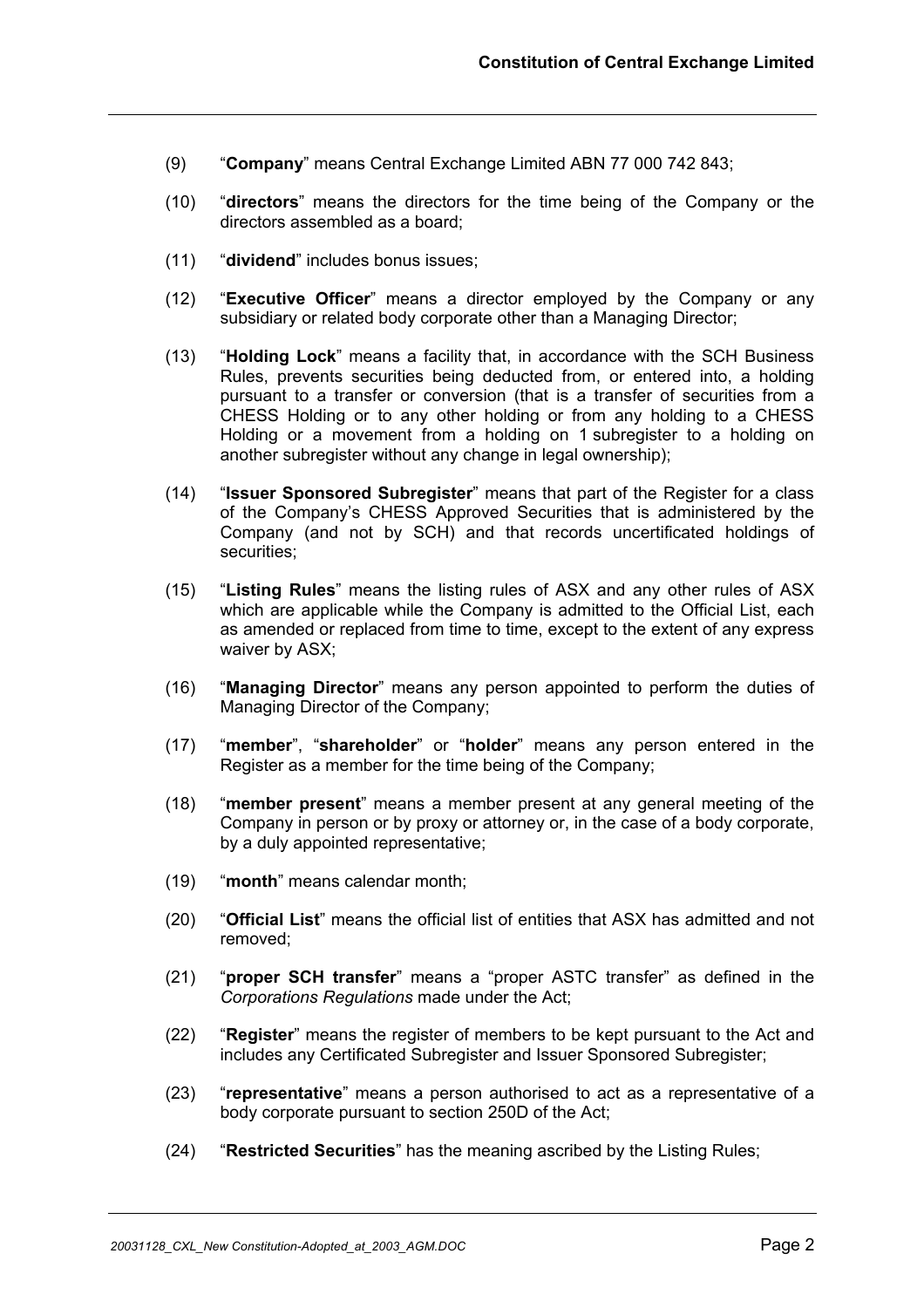(9) "**Company**" means Central Exchange Limited ABN 77 000 742 843;

(10) "**directors**" means the directors for the time being of the Company or the directors assembled as a board;

(11) "**dividend**" includes bonus issues;

(12) "**Executive Officer**" means a director employed by the Company or any subsidiary or related body corporate other than a Managing Director;

(13) "**Holding Lock**" means a facility that, in accordance with the SCH Business Rules, prevents securities being deducted from, or entered into, a holding pursuant to a transfer or conversion (that is a transfer of securities from a CHESS Holding or to any other holding or from any holding to a CHESS Holding or a movement from a holding on 1 subregister to a holding on another subregister without any change in legal ownership);

(14) "**Issuer Sponsored Subregister**" means that part of the Register for a class of the Company's CHESS Approved Securities that is administered by the Company (and not by SCH) and that records uncertificated holdings of securities;

(15) "**Listing Rules**" means the listing rules of ASX and any other rules of ASX which are applicable while the Company is admitted to the Official List, each as amended or replaced from time to time, except to the extent of any express waiver by ASX;

(16) "**Managing Director**" means any person appointed to perform the duties of Managing Director of the Company;

(17) "**member**", "**shareholder**" or "**holder**" means any person entered in the Register as a member for the time being of the Company;

(18) "**member present**" means a member present at any general meeting of the Company in person or by proxy or attorney or, in the case of a body corporate, by a duly appointed representative;

(19) "**month**" means calendar month;

(20) "**Official List**" means the official list of entities that ASX has admitted and not removed;

(21) "**proper SCH transfer**" means a "proper ASTC transfer" as defined in the *Corporations Regulations* made under the Act;

(22) "**Register**" means the register of members to be kept pursuant to the Act and includes any Certificated Subregister and Issuer Sponsored Subregister;

(23) "**representative**" means a person authorised to act as a representative of a body corporate pursuant to section 250D of the Act;

(24) "**Restricted Securities**" has the meaning ascribed by the Listing Rules;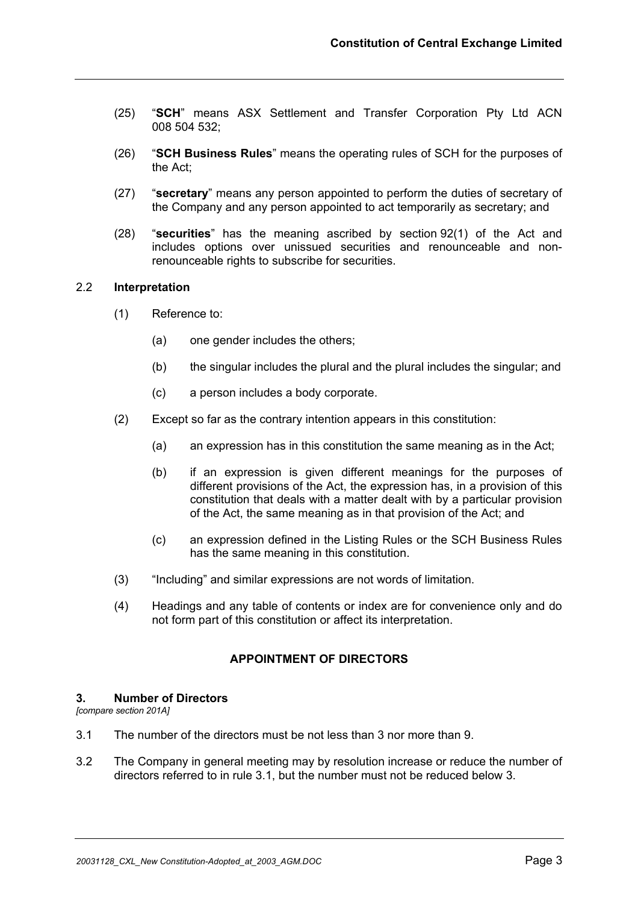(25) "**SCH**" means ASX Settlement and Transfer Corporation Pty Ltd ACN 008 504 532;

(26) "**SCH Business Rules**" means the operating rules of SCH for the purposes of the Act;

(27) "**secretary**" means any person appointed to perform the duties of secretary of the Company and any person appointed to act temporarily as secretary; and

(28) "**securities**" has the meaning ascribed by section 92(1) of the Act and includes options over unissued securities and renounceable and non-renounceable rights to subscribe for securities.

### 2.2 Interpretation

(1) Reference to:

  (a) one gender includes the others;

  (b) the singular includes the plural and the plural includes the singular; and

  (c) a person includes a body corporate.

(2) Except so far as the contrary intention appears in this constitution:

  (a) an expression has in this constitution the same meaning as in the Act;

  (b) if an expression is given different meanings for the purposes of different provisions of the Act, the expression has, in a provision of this constitution that deals with a matter dealt with by a particular provision of the Act, the same meaning as in that provision of the Act; and

  (c) an expression defined in the Listing Rules or the SCH Business Rules has the same meaning in this constitution.

(3) "Including" and similar expressions are not words of limitation.

(4) Headings and any table of contents or index are for convenience only and do not form part of this constitution or affect its interpretation.

## APPOINTMENT OF DIRECTORS

### 3. Number of Directors

*[compare section 201A]*

3.1 The number of the directors must be not less than 3 nor more than 9.

3.2 The Company in general meeting may by resolution increase or reduce the number of directors referred to in rule 3.1, but the number must not be reduced below 3.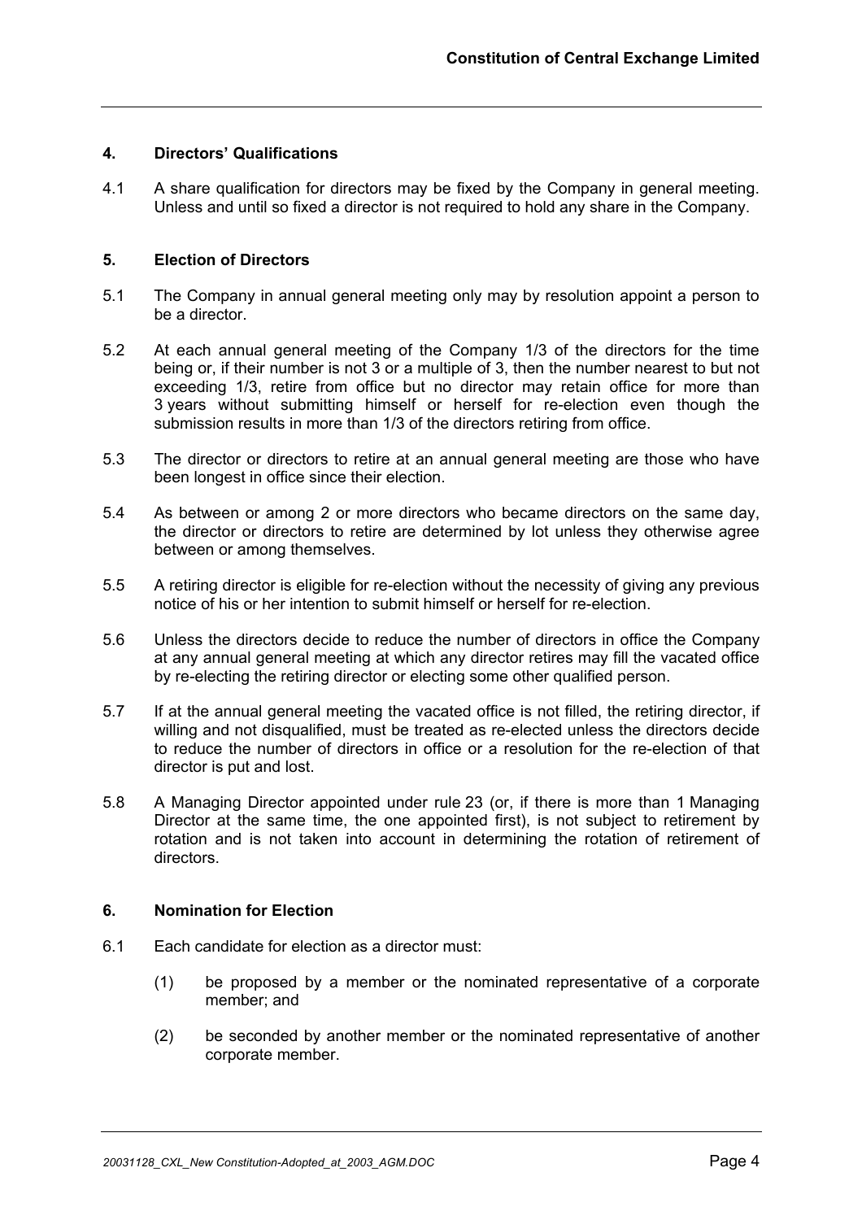## 4. Directors' Qualifications

4.1 A share qualification for directors may be fixed by the Company in general meeting. Unless and until so fixed a director is not required to hold any share in the Company.

## 5. Election of Directors

5.1 The Company in annual general meeting only may by resolution appoint a person to be a director.

5.2 At each annual general meeting of the Company 1/3 of the directors for the time being or, if their number is not 3 or a multiple of 3, then the number nearest to but not exceeding 1/3, retire from office but no director may retain office for more than 3 years without submitting himself or herself for re-election even though the submission results in more than 1/3 of the directors retiring from office.

5.3 The director or directors to retire at an annual general meeting are those who have been longest in office since their election.

5.4 As between or among 2 or more directors who became directors on the same day, the director or directors to retire are determined by lot unless they otherwise agree between or among themselves.

5.5 A retiring director is eligible for re-election without the necessity of giving any previous notice of his or her intention to submit himself or herself for re-election.

5.6 Unless the directors decide to reduce the number of directors in office the Company at any annual general meeting at which any director retires may fill the vacated office by re-electing the retiring director or electing some other qualified person.

5.7 If at the annual general meeting the vacated office is not filled, the retiring director, if willing and not disqualified, must be treated as re-elected unless the directors decide to reduce the number of directors in office or a resolution for the re-election of that director is put and lost.

5.8 A Managing Director appointed under rule 23 (or, if there is more than 1 Managing Director at the same time, the one appointed first), is not subject to retirement by rotation and is not taken into account in determining the rotation of retirement of directors.

## 6. Nomination for Election

6.1 Each candidate for election as a director must:

(1) be proposed by a member or the nominated representative of a corporate member; and

(2) be seconded by another member or the nominated representative of another corporate member.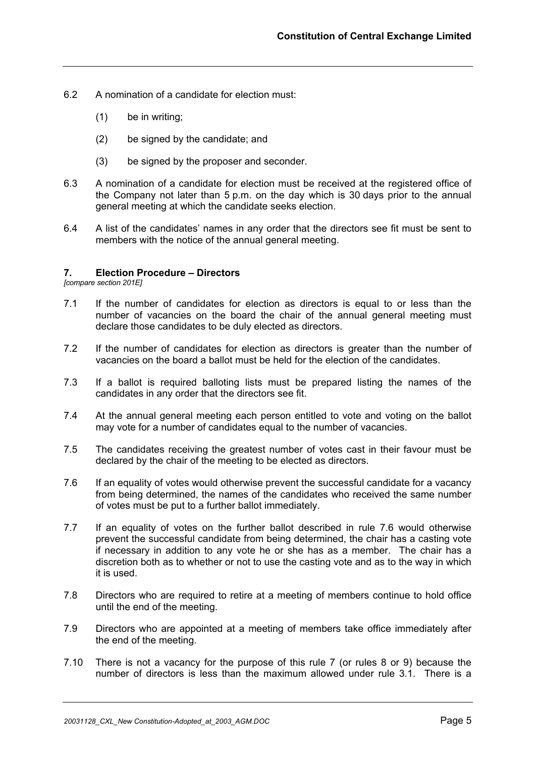6.2 A nomination of a candidate for election must:

(1) be in writing;

(2) be signed by the candidate; and

(3) be signed by the proposer and seconder.

6.3 A nomination of a candidate for election must be received at the registered office of the Company not later than 5 p.m. on the day which is 30 days prior to the annual general meeting at which the candidate seeks election.

6.4 A list of the candidates' names in any order that the directors see fit must be sent to members with the notice of the annual general meeting.

## 7. Election Procedure – Directors

*[compare section 201E]*

7.1 If the number of candidates for election as directors is equal to or less than the number of vacancies on the board the chair of the annual general meeting must declare those candidates to be duly elected as directors.

7.2 If the number of candidates for election as directors is greater than the number of vacancies on the board a ballot must be held for the election of the candidates.

7.3 If a ballot is required balloting lists must be prepared listing the names of the candidates in any order that the directors see fit.

7.4 At the annual general meeting each person entitled to vote and voting on the ballot may vote for a number of candidates equal to the number of vacancies.

7.5 The candidates receiving the greatest number of votes cast in their favour must be declared by the chair of the meeting to be elected as directors.

7.6 If an equality of votes would otherwise prevent the successful candidate for a vacancy from being determined, the names of the candidates who received the same number of votes must be put to a further ballot immediately.

7.7 If an equality of votes on the further ballot described in rule 7.6 would otherwise prevent the successful candidate from being determined, the chair has a casting vote if necessary in addition to any vote he or she has as a member. The chair has a discretion both as to whether or not to use the casting vote and as to the way in which it is used.

7.8 Directors who are required to retire at a meeting of members continue to hold office until the end of the meeting.

7.9 Directors who are appointed at a meeting of members take office immediately after the end of the meeting.

7.10 There is not a vacancy for the purpose of this rule 7 (or rules 8 or 9) because the number of directors is less than the maximum allowed under rule 3.1. There is a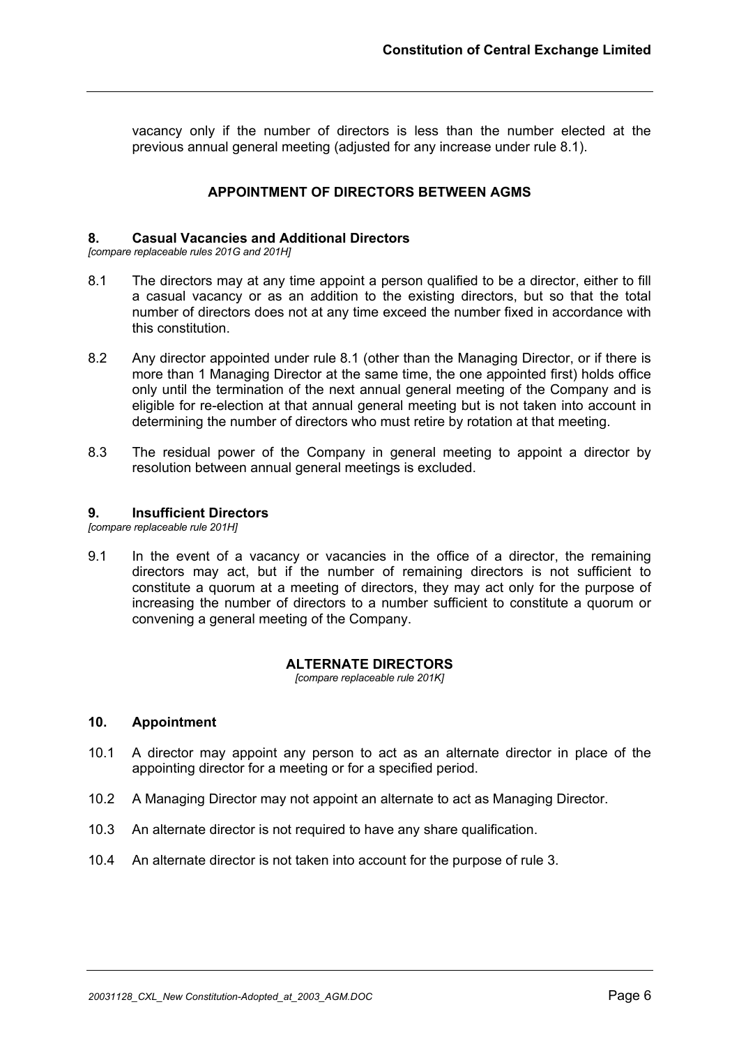vacancy only if the number of directors is less than the number elected at the previous annual general meeting (adjusted for any increase under rule 8.1).

## APPOINTMENT OF DIRECTORS BETWEEN AGMS

### 8. Casual Vacancies and Additional Directors

*[compare replaceable rules 201G and 201H]*

8.1 The directors may at any time appoint a person qualified to be a director, either to fill a casual vacancy or as an addition to the existing directors, but so that the total number of directors does not at any time exceed the number fixed in accordance with this constitution.

8.2 Any director appointed under rule 8.1 (other than the Managing Director, or if there is more than 1 Managing Director at the same time, the one appointed first) holds office only until the termination of the next annual general meeting of the Company and is eligible for re-election at that annual general meeting but is not taken into account in determining the number of directors who must retire by rotation at that meeting.

8.3 The residual power of the Company in general meeting to appoint a director by resolution between annual general meetings is excluded.

### 9. Insufficient Directors

*[compare replaceable rule 201H]*

9.1 In the event of a vacancy or vacancies in the office of a director, the remaining directors may act, but if the number of remaining directors is not sufficient to constitute a quorum at a meeting of directors, they may act only for the purpose of increasing the number of directors to a number sufficient to constitute a quorum or convening a general meeting of the Company.

## ALTERNATE DIRECTORS

*[compare replaceable rule 201K]*

### 10. Appointment

10.1 A director may appoint any person to act as an alternate director in place of the appointing director for a meeting or for a specified period.

10.2 A Managing Director may not appoint an alternate to act as Managing Director.

10.3 An alternate director is not required to have any share qualification.

10.4 An alternate director is not taken into account for the purpose of rule 3.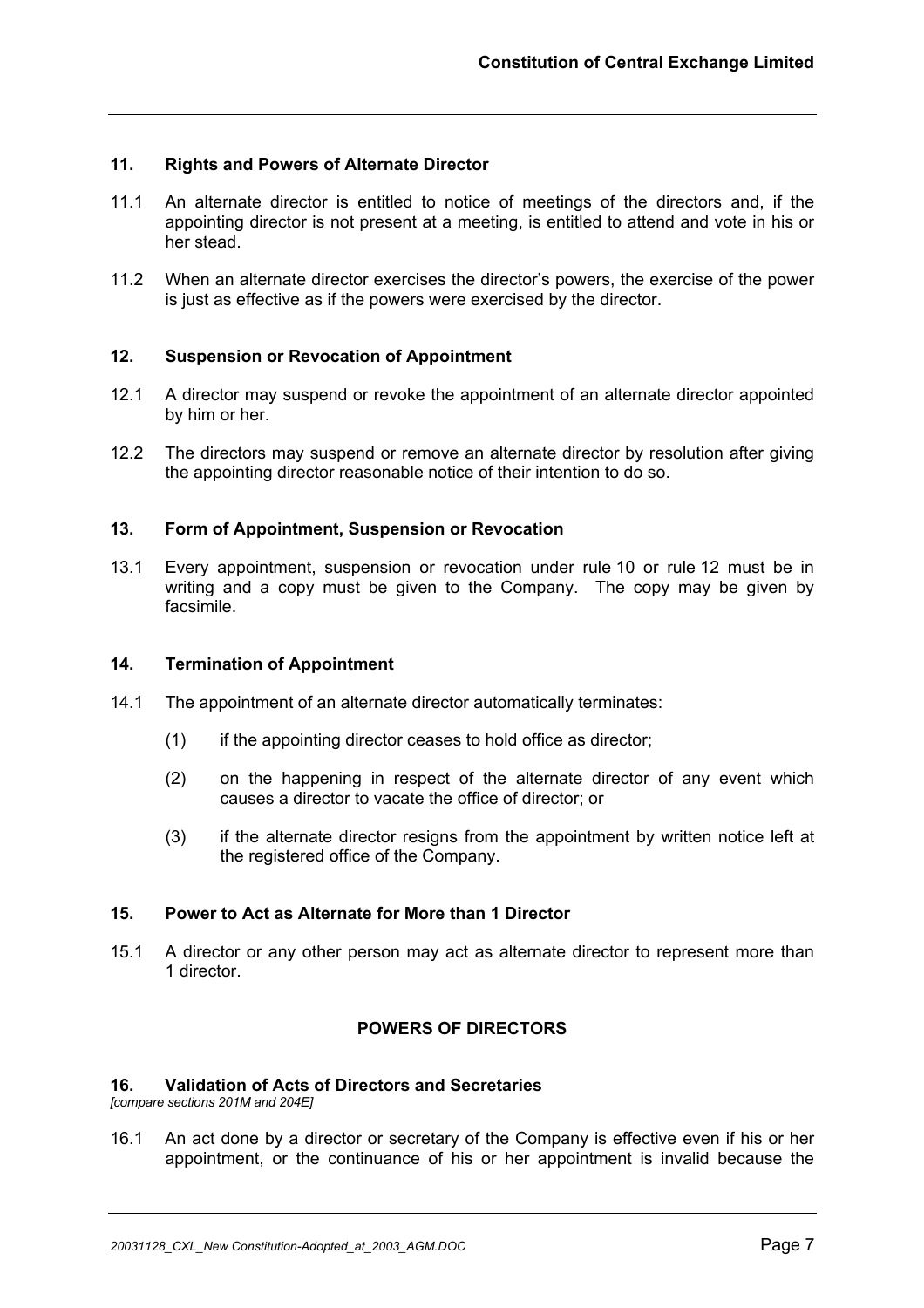### 11. Rights and Powers of Alternate Director

11.1 An alternate director is entitled to notice of meetings of the directors and, if the appointing director is not present at a meeting, is entitled to attend and vote in his or her stead.

11.2 When an alternate director exercises the director's powers, the exercise of the power is just as effective as if the powers were exercised by the director.

### 12. Suspension or Revocation of Appointment

12.1 A director may suspend or revoke the appointment of an alternate director appointed by him or her.

12.2 The directors may suspend or remove an alternate director by resolution after giving the appointing director reasonable notice of their intention to do so.

### 13. Form of Appointment, Suspension or Revocation

13.1 Every appointment, suspension or revocation under rule 10 or rule 12 must be in writing and a copy must be given to the Company. The copy may be given by facsimile.

### 14. Termination of Appointment

14.1 The appointment of an alternate director automatically terminates:

(1) if the appointing director ceases to hold office as director;

(2) on the happening in respect of the alternate director of any event which causes a director to vacate the office of director; or

(3) if the alternate director resigns from the appointment by written notice left at the registered office of the Company.

### 15. Power to Act as Alternate for More than 1 Director

15.1 A director or any other person may act as alternate director to represent more than 1 director.

## POWERS OF DIRECTORS

### 16. Validation of Acts of Directors and Secretaries

*[compare sections 201M and 204E]*

16.1 An act done by a director or secretary of the Company is effective even if his or her appointment, or the continuance of his or her appointment is invalid because the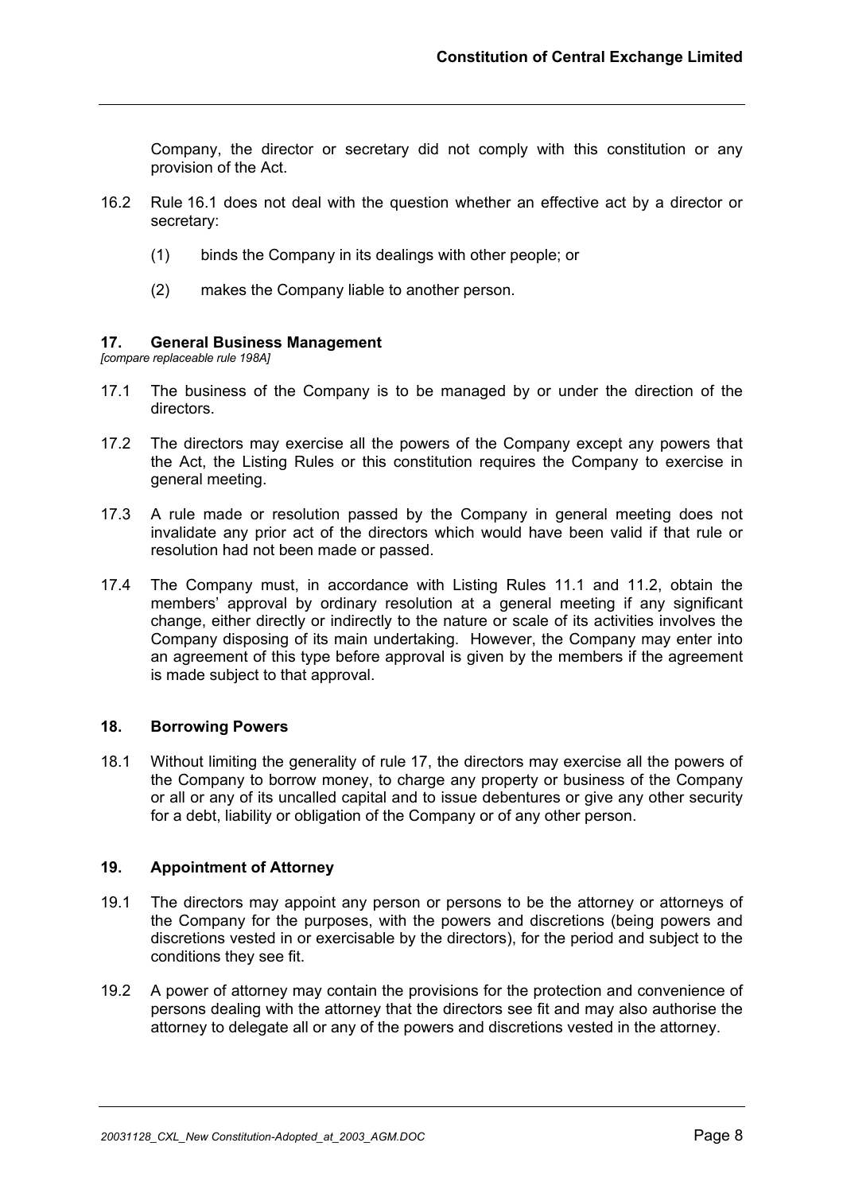Company, the director or secretary did not comply with this constitution or any provision of the Act.

16.2 Rule 16.1 does not deal with the question whether an effective act by a director or secretary:

(1) binds the Company in its dealings with other people; or

(2) makes the Company liable to another person.

## 17. General Business Management

*[compare replaceable rule 198A]*

17.1 The business of the Company is to be managed by or under the direction of the directors.

17.2 The directors may exercise all the powers of the Company except any powers that the Act, the Listing Rules or this constitution requires the Company to exercise in general meeting.

17.3 A rule made or resolution passed by the Company in general meeting does not invalidate any prior act of the directors which would have been valid if that rule or resolution had not been made or passed.

17.4 The Company must, in accordance with Listing Rules 11.1 and 11.2, obtain the members' approval by ordinary resolution at a general meeting if any significant change, either directly or indirectly to the nature or scale of its activities involves the Company disposing of its main undertaking. However, the Company may enter into an agreement of this type before approval is given by the members if the agreement is made subject to that approval.

## 18. Borrowing Powers

18.1 Without limiting the generality of rule 17, the directors may exercise all the powers of the Company to borrow money, to charge any property or business of the Company or all or any of its uncalled capital and to issue debentures or give any other security for a debt, liability or obligation of the Company or of any other person.

## 19. Appointment of Attorney

19.1 The directors may appoint any person or persons to be the attorney or attorneys of the Company for the purposes, with the powers and discretions (being powers and discretions vested in or exercisable by the directors), for the period and subject to the conditions they see fit.

19.2 A power of attorney may contain the provisions for the protection and convenience of persons dealing with the attorney that the directors see fit and may also authorise the attorney to delegate all or any of the powers and discretions vested in the attorney.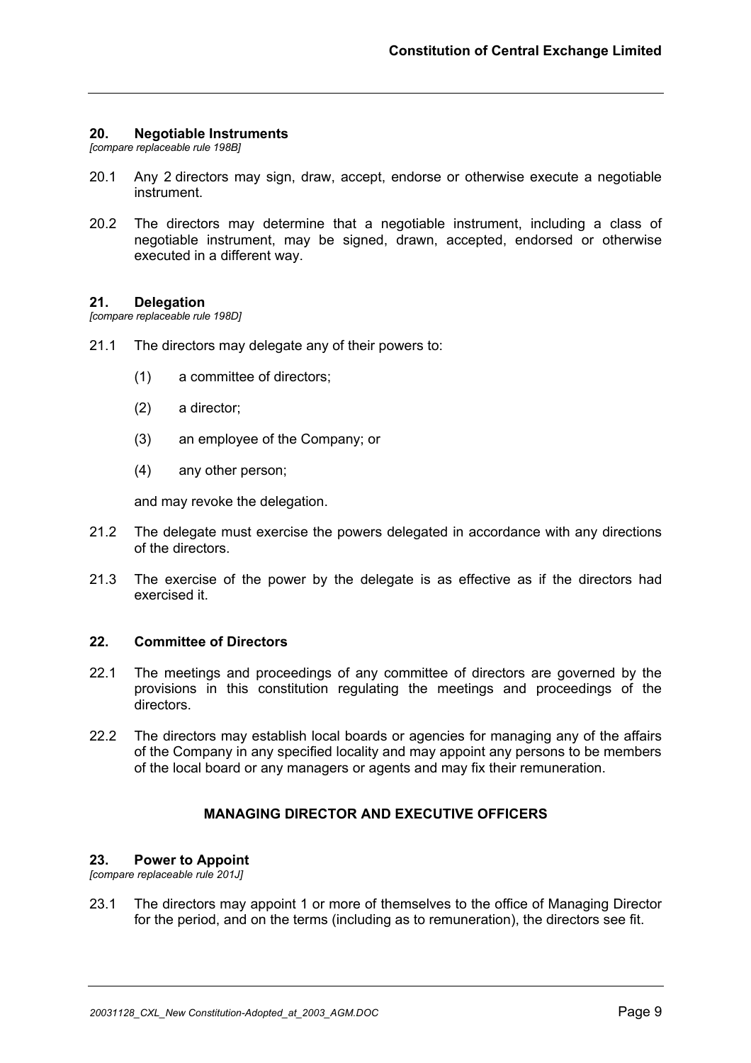## 20. Negotiable Instruments

*[compare replaceable rule 198B]*

20.1 Any 2 directors may sign, draw, accept, endorse or otherwise execute a negotiable instrument.

20.2 The directors may determine that a negotiable instrument, including a class of negotiable instrument, may be signed, drawn, accepted, endorsed or otherwise executed in a different way.

## 21. Delegation

*[compare replaceable rule 198D]*

21.1 The directors may delegate any of their powers to:

(1) a committee of directors;

(2) a director;

(3) an employee of the Company; or

(4) any other person;

and may revoke the delegation.

21.2 The delegate must exercise the powers delegated in accordance with any directions of the directors.

21.3 The exercise of the power by the delegate is as effective as if the directors had exercised it.

## 22. Committee of Directors

22.1 The meetings and proceedings of any committee of directors are governed by the provisions in this constitution regulating the meetings and proceedings of the directors.

22.2 The directors may establish local boards or agencies for managing any of the affairs of the Company in any specified locality and may appoint any persons to be members of the local board or any managers or agents and may fix their remuneration.

# MANAGING DIRECTOR AND EXECUTIVE OFFICERS

## 23. Power to Appoint

*[compare replaceable rule 201J]*

23.1 The directors may appoint 1 or more of themselves to the office of Managing Director for the period, and on the terms (including as to remuneration), the directors see fit.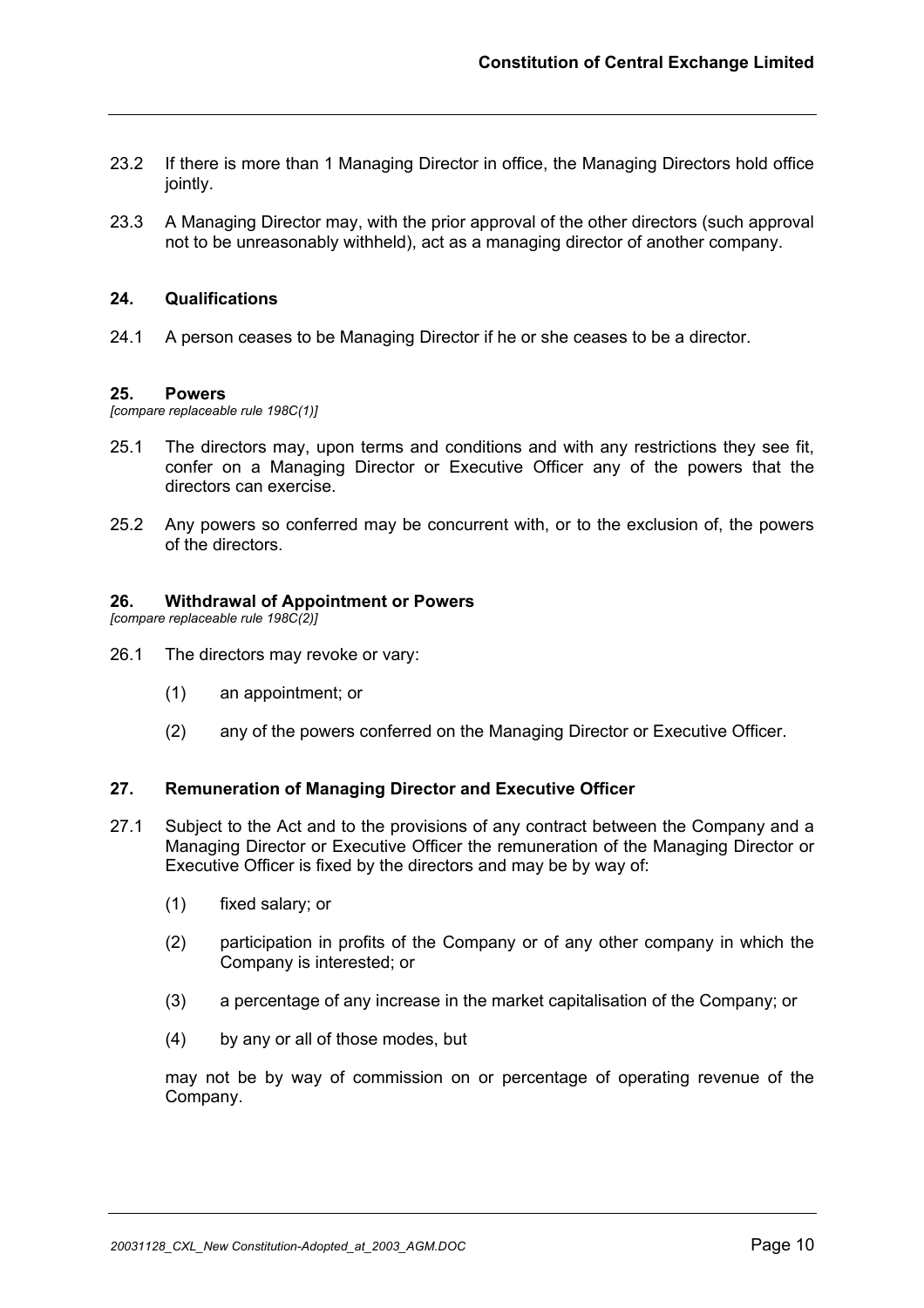23.2 If there is more than 1 Managing Director in office, the Managing Directors hold office jointly.

23.3 A Managing Director may, with the prior approval of the other directors (such approval not to be unreasonably withheld), act as a managing director of another company.

## 24. Qualifications

24.1 A person ceases to be Managing Director if he or she ceases to be a director.

## 25. Powers

*[compare replaceable rule 198C(1)]*

25.1 The directors may, upon terms and conditions and with any restrictions they see fit, confer on a Managing Director or Executive Officer any of the powers that the directors can exercise.

25.2 Any powers so conferred may be concurrent with, or to the exclusion of, the powers of the directors.

## 26. Withdrawal of Appointment or Powers

*[compare replaceable rule 198C(2)]*

26.1 The directors may revoke or vary:

(1) an appointment; or

(2) any of the powers conferred on the Managing Director or Executive Officer.

## 27. Remuneration of Managing Director and Executive Officer

27.1 Subject to the Act and to the provisions of any contract between the Company and a Managing Director or Executive Officer the remuneration of the Managing Director or Executive Officer is fixed by the directors and may be by way of:

(1) fixed salary; or

(2) participation in profits of the Company or of any other company in which the Company is interested; or

(3) a percentage of any increase in the market capitalisation of the Company; or

(4) by any or all of those modes, but

may not be by way of commission on or percentage of operating revenue of the Company.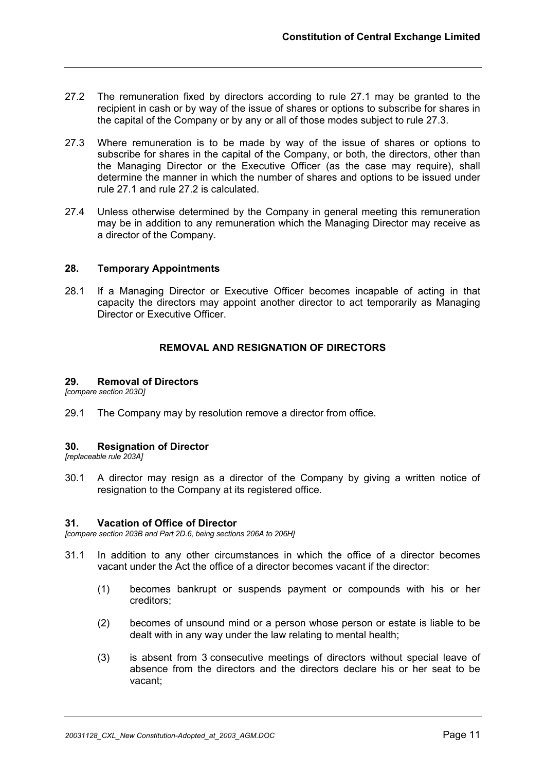27.2 The remuneration fixed by directors according to rule 27.1 may be granted to the recipient in cash or by way of the issue of shares or options to subscribe for shares in the capital of the Company or by any or all of those modes subject to rule 27.3.

27.3 Where remuneration is to be made by way of the issue of shares or options to subscribe for shares in the capital of the Company, or both, the directors, other than the Managing Director or the Executive Officer (as the case may require), shall determine the manner in which the number of shares and options to be issued under rule 27.1 and rule 27.2 is calculated.

27.4 Unless otherwise determined by the Company in general meeting this remuneration may be in addition to any remuneration which the Managing Director may receive as a director of the Company.

### 28. Temporary Appointments

28.1 If a Managing Director or Executive Officer becomes incapable of acting in that capacity the directors may appoint another director to act temporarily as Managing Director or Executive Officer.

## REMOVAL AND RESIGNATION OF DIRECTORS

### 29. Removal of Directors

*[compare section 203D]*

29.1 The Company may by resolution remove a director from office.

### 30. Resignation of Director

*[replaceable rule 203A]*

30.1 A director may resign as a director of the Company by giving a written notice of resignation to the Company at its registered office.

### 31. Vacation of Office of Director

*[compare section 203B and Part 2D.6, being sections 206A to 206H]*

31.1 In addition to any other circumstances in which the office of a director becomes vacant under the Act the office of a director becomes vacant if the director:

(1) becomes bankrupt or suspends payment or compounds with his or her creditors;

(2) becomes of unsound mind or a person whose person or estate is liable to be dealt with in any way under the law relating to mental health;

(3) is absent from 3 consecutive meetings of directors without special leave of absence from the directors and the directors declare his or her seat to be vacant;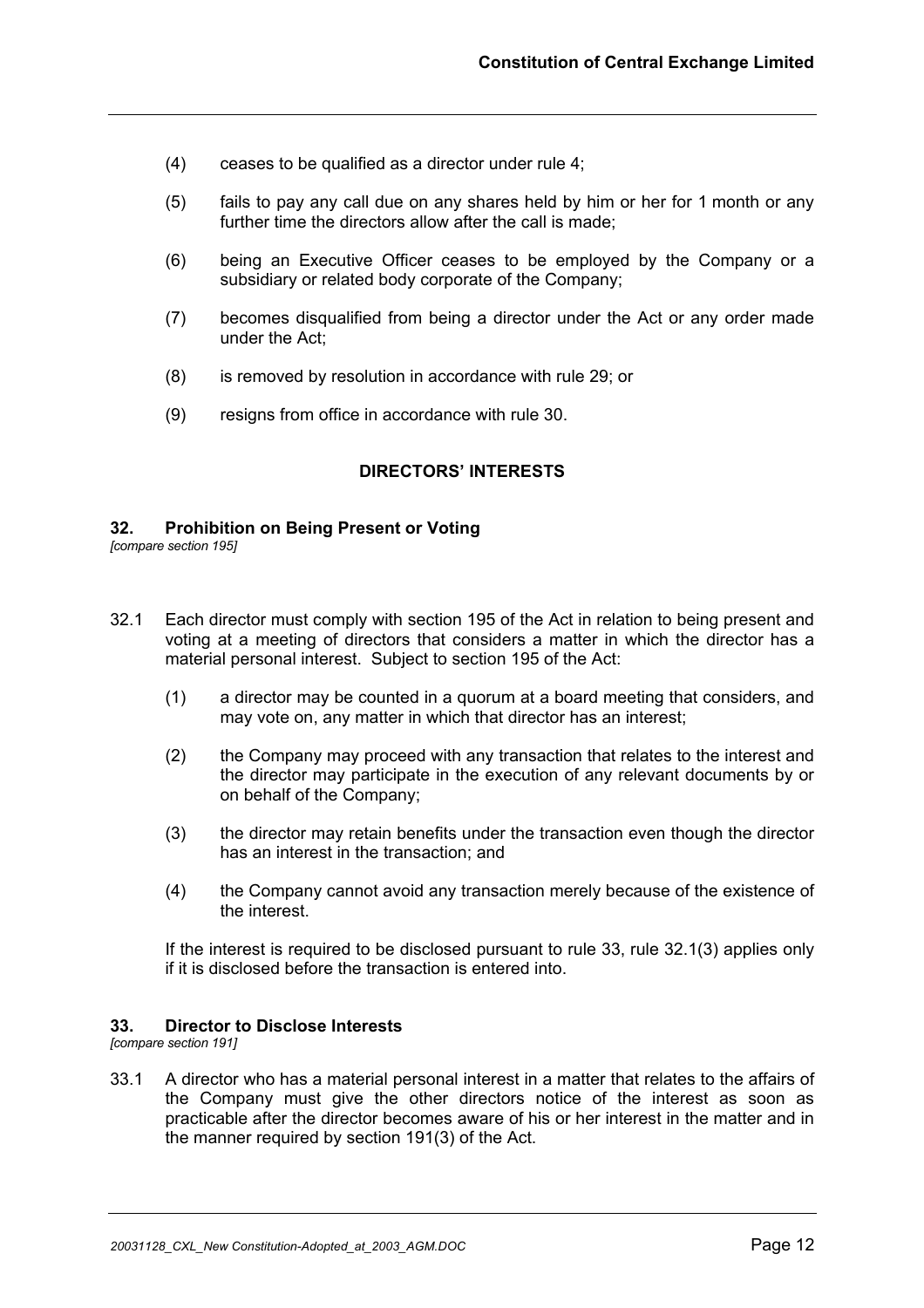(4) ceases to be qualified as a director under rule 4;

(5) fails to pay any call due on any shares held by him or her for 1 month or any further time the directors allow after the call is made;

(6) being an Executive Officer ceases to be employed by the Company or a subsidiary or related body corporate of the Company;

(7) becomes disqualified from being a director under the Act or any order made under the Act;

(8) is removed by resolution in accordance with rule 29; or

(9) resigns from office in accordance with rule 30.

## DIRECTORS' INTERESTS

### 32. Prohibition on Being Present or Voting

*[compare section 195]*

32.1 Each director must comply with section 195 of the Act in relation to being present and voting at a meeting of directors that considers a matter in which the director has a material personal interest. Subject to section 195 of the Act:

(1) a director may be counted in a quorum at a board meeting that considers, and may vote on, any matter in which that director has an interest;

(2) the Company may proceed with any transaction that relates to the interest and the director may participate in the execution of any relevant documents by or on behalf of the Company;

(3) the director may retain benefits under the transaction even though the director has an interest in the transaction; and

(4) the Company cannot avoid any transaction merely because of the existence of the interest.

If the interest is required to be disclosed pursuant to rule 33, rule 32.1(3) applies only if it is disclosed before the transaction is entered into.

### 33. Director to Disclose Interests

*[compare section 191]*

33.1 A director who has a material personal interest in a matter that relates to the affairs of the Company must give the other directors notice of the interest as soon as practicable after the director becomes aware of his or her interest in the matter and in the manner required by section 191(3) of the Act.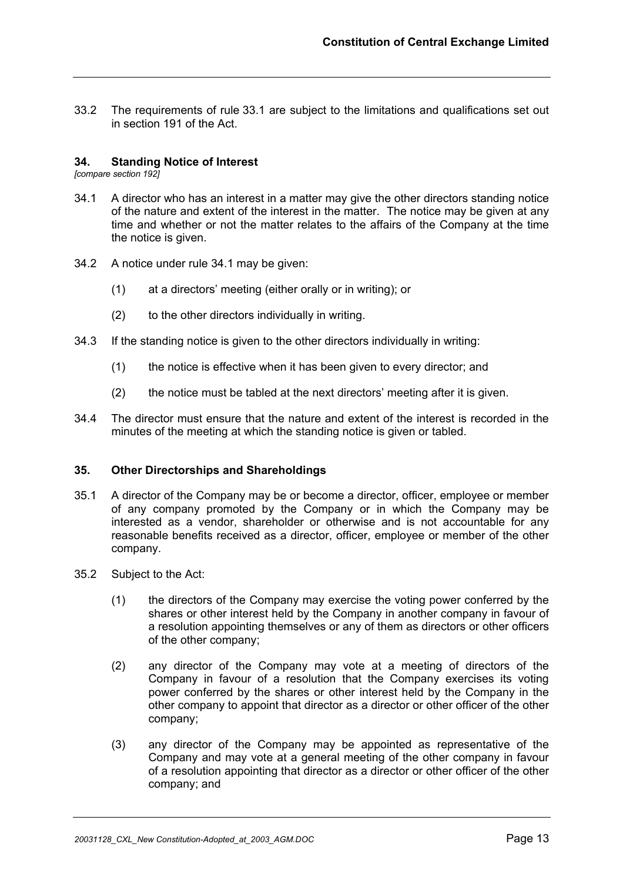33.2 The requirements of rule 33.1 are subject to the limitations and qualifications set out in section 191 of the Act.

### 34. Standing Notice of Interest

*[compare section 192]*

34.1 A director who has an interest in a matter may give the other directors standing notice of the nature and extent of the interest in the matter. The notice may be given at any time and whether or not the matter relates to the affairs of the Company at the time the notice is given.

34.2 A notice under rule 34.1 may be given:

(1) at a directors' meeting (either orally or in writing); or

(2) to the other directors individually in writing.

34.3 If the standing notice is given to the other directors individually in writing:

(1) the notice is effective when it has been given to every director; and

(2) the notice must be tabled at the next directors' meeting after it is given.

34.4 The director must ensure that the nature and extent of the interest is recorded in the minutes of the meeting at which the standing notice is given or tabled.

### 35. Other Directorships and Shareholdings

35.1 A director of the Company may be or become a director, officer, employee or member of any company promoted by the Company or in which the Company may be interested as a vendor, shareholder or otherwise and is not accountable for any reasonable benefits received as a director, officer, employee or member of the other company.

35.2 Subject to the Act:

(1) the directors of the Company may exercise the voting power conferred by the shares or other interest held by the Company in another company in favour of a resolution appointing themselves or any of them as directors or other officers of the other company;

(2) any director of the Company may vote at a meeting of directors of the Company in favour of a resolution that the Company exercises its voting power conferred by the shares or other interest held by the Company in the other company to appoint that director as a director or other officer of the other company;

(3) any director of the Company may be appointed as representative of the Company and may vote at a general meeting of the other company in favour of a resolution appointing that director as a director or other officer of the other company; and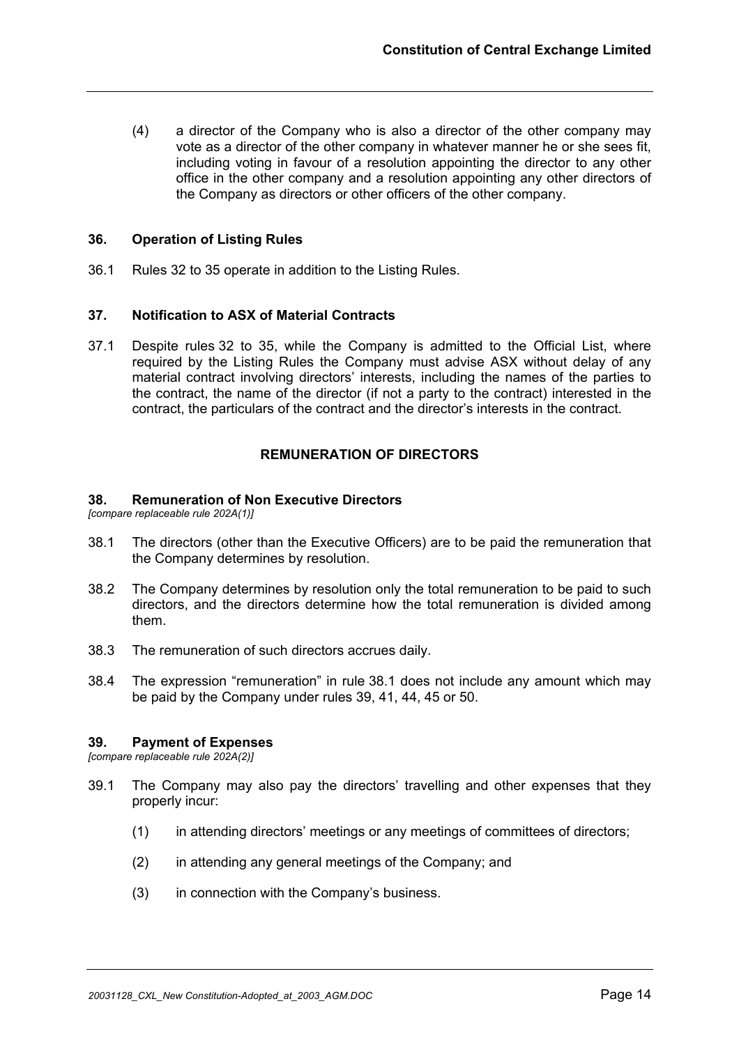(4) a director of the Company who is also a director of the other company may vote as a director of the other company in whatever manner he or she sees fit, including voting in favour of a resolution appointing the director to any other office in the other company and a resolution appointing any other directors of the Company as directors or other officers of the other company.

### 36. Operation of Listing Rules

36.1 Rules 32 to 35 operate in addition to the Listing Rules.

### 37. Notification to ASX of Material Contracts

37.1 Despite rules 32 to 35, while the Company is admitted to the Official List, where required by the Listing Rules the Company must advise ASX without delay of any material contract involving directors' interests, including the names of the parties to the contract, the name of the director (if not a party to the contract) interested in the contract, the particulars of the contract and the director's interests in the contract.

## REMUNERATION OF DIRECTORS

### 38. Remuneration of Non Executive Directors

*[compare replaceable rule 202A(1)]*

38.1 The directors (other than the Executive Officers) are to be paid the remuneration that the Company determines by resolution.

38.2 The Company determines by resolution only the total remuneration to be paid to such directors, and the directors determine how the total remuneration is divided among them.

38.3 The remuneration of such directors accrues daily.

38.4 The expression "remuneration" in rule 38.1 does not include any amount which may be paid by the Company under rules 39, 41, 44, 45 or 50.

### 39. Payment of Expenses

*[compare replaceable rule 202A(2)]*

39.1 The Company may also pay the directors' travelling and other expenses that they properly incur:

(1) in attending directors' meetings or any meetings of committees of directors;

(2) in attending any general meetings of the Company; and

(3) in connection with the Company's business.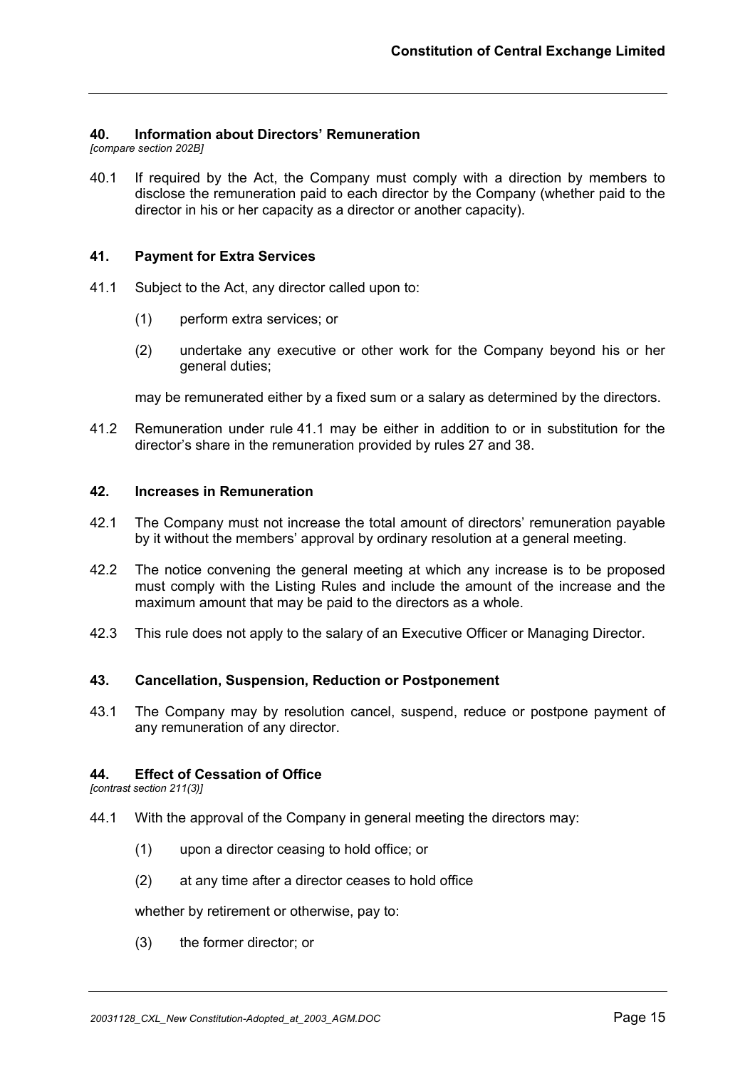## 40. Information about Directors' Remuneration

*[compare section 202B]*

40.1 If required by the Act, the Company must comply with a direction by members to disclose the remuneration paid to each director by the Company (whether paid to the director in his or her capacity as a director or another capacity).

## 41. Payment for Extra Services

41.1 Subject to the Act, any director called upon to:

(1) perform extra services; or

(2) undertake any executive or other work for the Company beyond his or her general duties;

may be remunerated either by a fixed sum or a salary as determined by the directors.

41.2 Remuneration under rule 41.1 may be either in addition to or in substitution for the director's share in the remuneration provided by rules 27 and 38.

## 42. Increases in Remuneration

42.1 The Company must not increase the total amount of directors' remuneration payable by it without the members' approval by ordinary resolution at a general meeting.

42.2 The notice convening the general meeting at which any increase is to be proposed must comply with the Listing Rules and include the amount of the increase and the maximum amount that may be paid to the directors as a whole.

42.3 This rule does not apply to the salary of an Executive Officer or Managing Director.

## 43. Cancellation, Suspension, Reduction or Postponement

43.1 The Company may by resolution cancel, suspend, reduce or postpone payment of any remuneration of any director.

## 44. Effect of Cessation of Office

*[contrast section 211(3)]*

44.1 With the approval of the Company in general meeting the directors may:

(1) upon a director ceasing to hold office; or

(2) at any time after a director ceases to hold office

whether by retirement or otherwise, pay to:

(3) the former director; or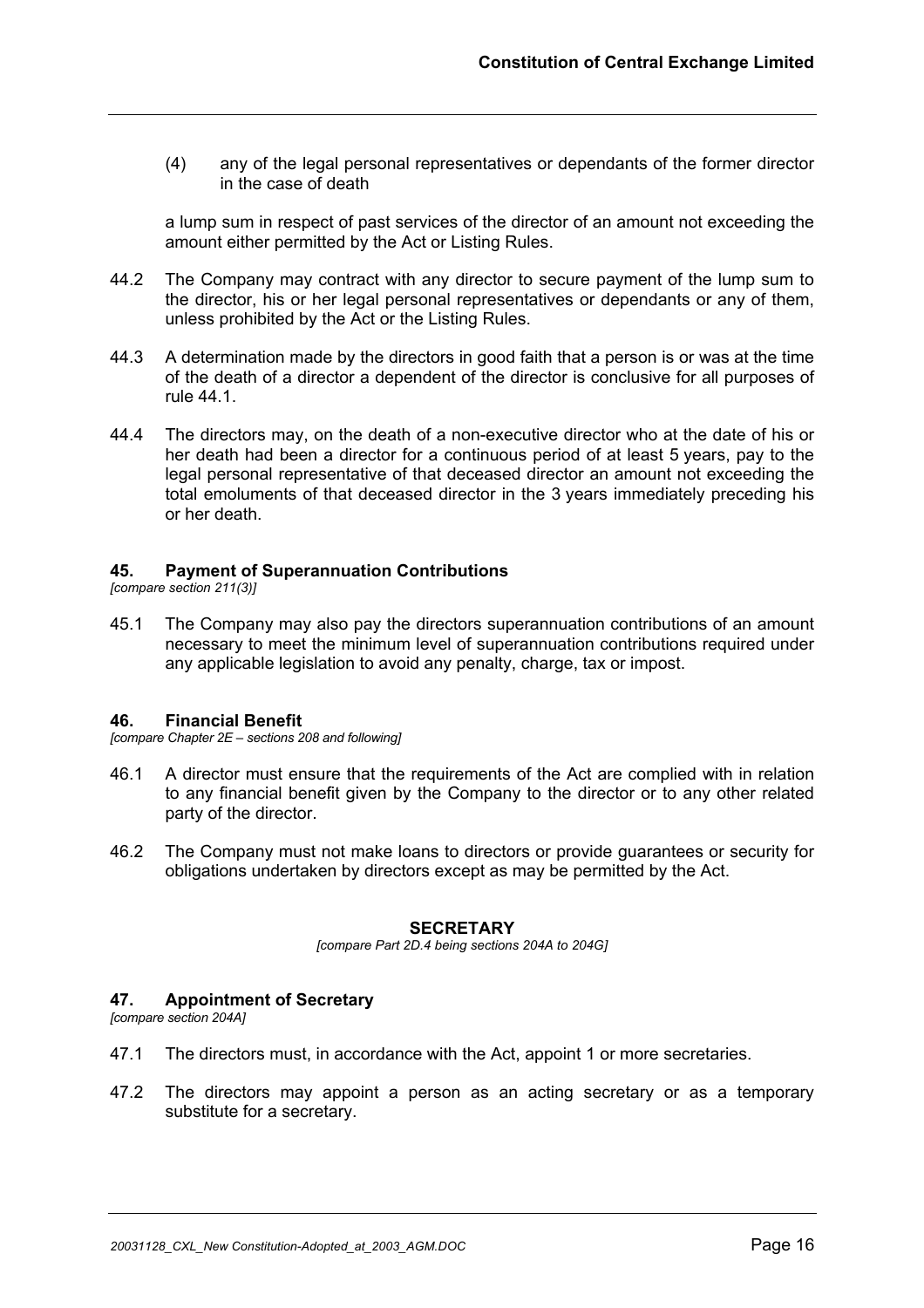(4) any of the legal personal representatives or dependants of the former director in the case of death

a lump sum in respect of past services of the director of an amount not exceeding the amount either permitted by the Act or Listing Rules.

44.2 The Company may contract with any director to secure payment of the lump sum to the director, his or her legal personal representatives or dependants or any of them, unless prohibited by the Act or the Listing Rules.

44.3 A determination made by the directors in good faith that a person is or was at the time of the death of a director a dependent of the director is conclusive for all purposes of rule 44.1.

44.4 The directors may, on the death of a non-executive director who at the date of his or her death had been a director for a continuous period of at least 5 years, pay to the legal personal representative of that deceased director an amount not exceeding the total emoluments of that deceased director in the 3 years immediately preceding his or her death.

### 45. Payment of Superannuation Contributions

*[compare section 211(3)]*

45.1 The Company may also pay the directors superannuation contributions of an amount necessary to meet the minimum level of superannuation contributions required under any applicable legislation to avoid any penalty, charge, tax or impost.

### 46. Financial Benefit

*[compare Chapter 2E – sections 208 and following]*

46.1 A director must ensure that the requirements of the Act are complied with in relation to any financial benefit given by the Company to the director or to any other related party of the director.

46.2 The Company must not make loans to directors or provide guarantees or security for obligations undertaken by directors except as may be permitted by the Act.

## SECRETARY

*[compare Part 2D.4 being sections 204A to 204G]*

### 47. Appointment of Secretary

*[compare section 204A]*

47.1 The directors must, in accordance with the Act, appoint 1 or more secretaries.

47.2 The directors may appoint a person as an acting secretary or as a temporary substitute for a secretary.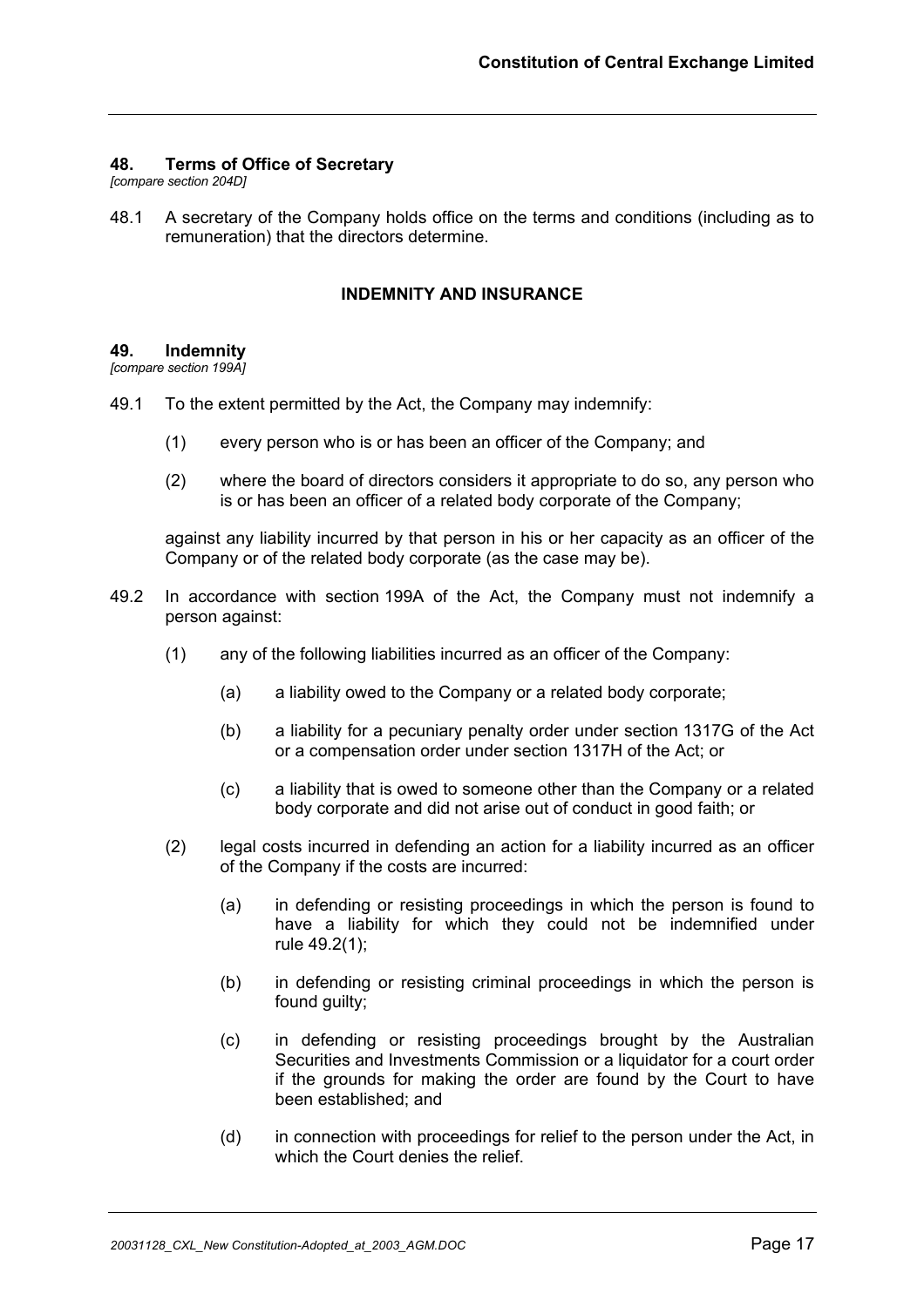## 48. Terms of Office of Secretary

*[compare section 204D]*

48.1 A secretary of the Company holds office on the terms and conditions (including as to remuneration) that the directors determine.

### INDEMNITY AND INSURANCE

## 49. Indemnity

*[compare section 199A]*

49.1 To the extent permitted by the Act, the Company may indemnify:

(1) every person who is or has been an officer of the Company; and

(2) where the board of directors considers it appropriate to do so, any person who is or has been an officer of a related body corporate of the Company;

against any liability incurred by that person in his or her capacity as an officer of the Company or of the related body corporate (as the case may be).

49.2 In accordance with section 199A of the Act, the Company must not indemnify a person against:

(1) any of the following liabilities incurred as an officer of the Company:

(a) a liability owed to the Company or a related body corporate;

(b) a liability for a pecuniary penalty order under section 1317G of the Act or a compensation order under section 1317H of the Act; or

(c) a liability that is owed to someone other than the Company or a related body corporate and did not arise out of conduct in good faith; or

(2) legal costs incurred in defending an action for a liability incurred as an officer of the Company if the costs are incurred:

(a) in defending or resisting proceedings in which the person is found to have a liability for which they could not be indemnified under rule 49.2(1);

(b) in defending or resisting criminal proceedings in which the person is found guilty;

(c) in defending or resisting proceedings brought by the Australian Securities and Investments Commission or a liquidator for a court order if the grounds for making the order are found by the Court to have been established; and

(d) in connection with proceedings for relief to the person under the Act, in which the Court denies the relief.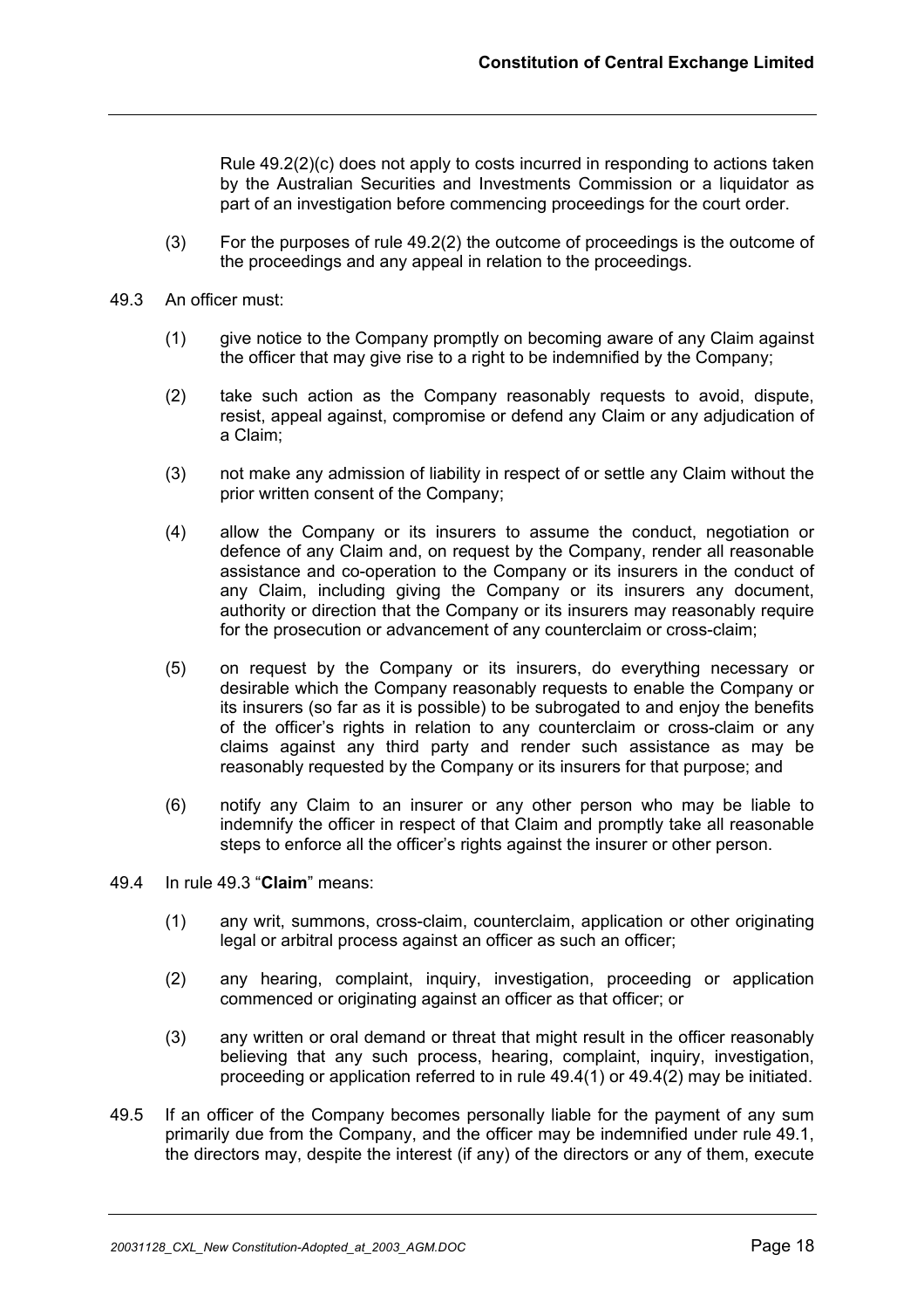Rule 49.2(2)(c) does not apply to costs incurred in responding to actions taken by the Australian Securities and Investments Commission or a liquidator as part of an investigation before commencing proceedings for the court order.

(3) For the purposes of rule 49.2(2) the outcome of proceedings is the outcome of the proceedings and any appeal in relation to the proceedings.

49.3 An officer must:

(1) give notice to the Company promptly on becoming aware of any Claim against the officer that may give rise to a right to be indemnified by the Company;

(2) take such action as the Company reasonably requests to avoid, dispute, resist, appeal against, compromise or defend any Claim or any adjudication of a Claim;

(3) not make any admission of liability in respect of or settle any Claim without the prior written consent of the Company;

(4) allow the Company or its insurers to assume the conduct, negotiation or defence of any Claim and, on request by the Company, render all reasonable assistance and co-operation to the Company or its insurers in the conduct of any Claim, including giving the Company or its insurers any document, authority or direction that the Company or its insurers may reasonably require for the prosecution or advancement of any counterclaim or cross-claim;

(5) on request by the Company or its insurers, do everything necessary or desirable which the Company reasonably requests to enable the Company or its insurers (so far as it is possible) to be subrogated to and enjoy the benefits of the officer's rights in relation to any counterclaim or cross-claim or any claims against any third party and render such assistance as may be reasonably requested by the Company or its insurers for that purpose; and

(6) notify any Claim to an insurer or any other person who may be liable to indemnify the officer in respect of that Claim and promptly take all reasonable steps to enforce all the officer's rights against the insurer or other person.

49.4 In rule 49.3 "**Claim**" means:

(1) any writ, summons, cross-claim, counterclaim, application or other originating legal or arbitral process against an officer as such an officer;

(2) any hearing, complaint, inquiry, investigation, proceeding or application commenced or originating against an officer as that officer; or

(3) any written or oral demand or threat that might result in the officer reasonably believing that any such process, hearing, complaint, inquiry, investigation, proceeding or application referred to in rule 49.4(1) or 49.4(2) may be initiated.

49.5 If an officer of the Company becomes personally liable for the payment of any sum primarily due from the Company, and the officer may be indemnified under rule 49.1, the directors may, despite the interest (if any) of the directors or any of them, execute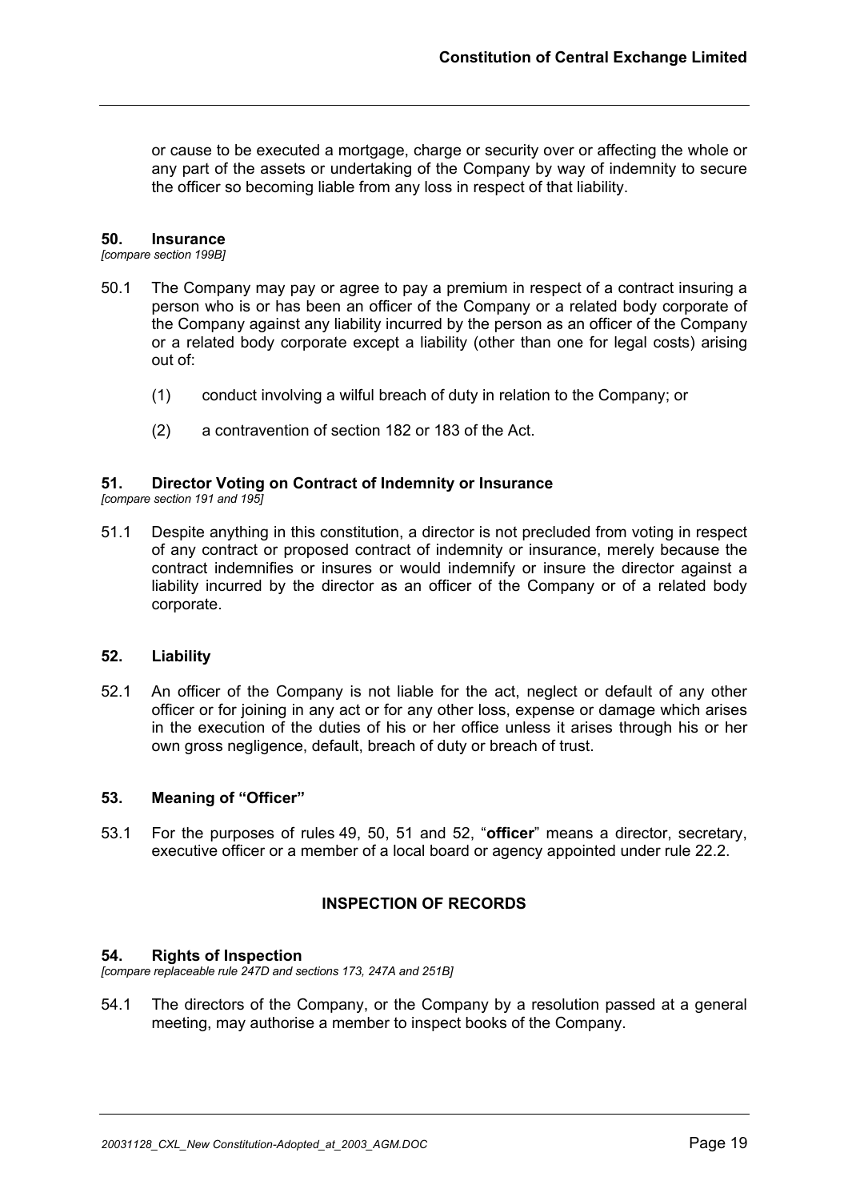or cause to be executed a mortgage, charge or security over or affecting the whole or any part of the assets or undertaking of the Company by way of indemnity to secure the officer so becoming liable from any loss in respect of that liability.

### 50. Insurance

*[compare section 199B]*

50.1 The Company may pay or agree to pay a premium in respect of a contract insuring a person who is or has been an officer of the Company or a related body corporate of the Company against any liability incurred by the person as an officer of the Company or a related body corporate except a liability (other than one for legal costs) arising out of:

(1) conduct involving a wilful breach of duty in relation to the Company; or

(2) a contravention of section 182 or 183 of the Act.

### 51. Director Voting on Contract of Indemnity or Insurance

*[compare section 191 and 195]*

51.1 Despite anything in this constitution, a director is not precluded from voting in respect of any contract or proposed contract of indemnity or insurance, merely because the contract indemnifies or insures or would indemnify or insure the director against a liability incurred by the director as an officer of the Company or of a related body corporate.

### 52. Liability

52.1 An officer of the Company is not liable for the act, neglect or default of any other officer or for joining in any act or for any other loss, expense or damage which arises in the execution of the duties of his or her office unless it arises through his or her own gross negligence, default, breach of duty or breach of trust.

### 53. Meaning of "Officer"

53.1 For the purposes of rules 49, 50, 51 and 52, "**officer**" means a director, secretary, executive officer or a member of a local board or agency appointed under rule 22.2.

## INSPECTION OF RECORDS

### 54. Rights of Inspection

*[compare replaceable rule 247D and sections 173, 247A and 251B]*

54.1 The directors of the Company, or the Company by a resolution passed at a general meeting, may authorise a member to inspect books of the Company.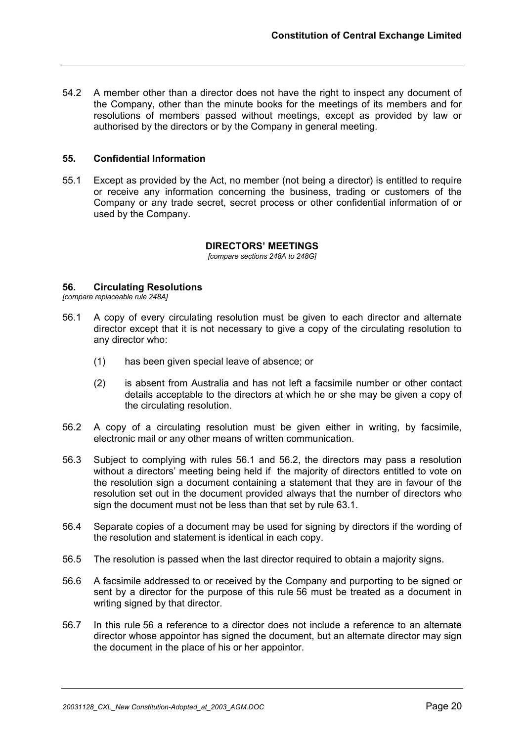54.2 A member other than a director does not have the right to inspect any document of the Company, other than the minute books for the meetings of its members and for resolutions of members passed without meetings, except as provided by law or authorised by the directors or by the Company in general meeting.

### 55. Confidential Information

55.1 Except as provided by the Act, no member (not being a director) is entitled to require or receive any information concerning the business, trading or customers of the Company or any trade secret, secret process or other confidential information of or used by the Company.

## DIRECTORS' MEETINGS

*[compare sections 248A to 248G]*

### 56. Circulating Resolutions

*[compare replaceable rule 248A]*

56.1 A copy of every circulating resolution must be given to each director and alternate director except that it is not necessary to give a copy of the circulating resolution to any director who:

(1) has been given special leave of absence; or

(2) is absent from Australia and has not left a facsimile number or other contact details acceptable to the directors at which he or she may be given a copy of the circulating resolution.

56.2 A copy of a circulating resolution must be given either in writing, by facsimile, electronic mail or any other means of written communication.

56.3 Subject to complying with rules 56.1 and 56.2, the directors may pass a resolution without a directors' meeting being held if the majority of directors entitled to vote on the resolution sign a document containing a statement that they are in favour of the resolution set out in the document provided always that the number of directors who sign the document must not be less than that set by rule 63.1.

56.4 Separate copies of a document may be used for signing by directors if the wording of the resolution and statement is identical in each copy.

56.5 The resolution is passed when the last director required to obtain a majority signs.

56.6 A facsimile addressed to or received by the Company and purporting to be signed or sent by a director for the purpose of this rule 56 must be treated as a document in writing signed by that director.

56.7 In this rule 56 a reference to a director does not include a reference to an alternate director whose appointor has signed the document, but an alternate director may sign the document in the place of his or her appointor.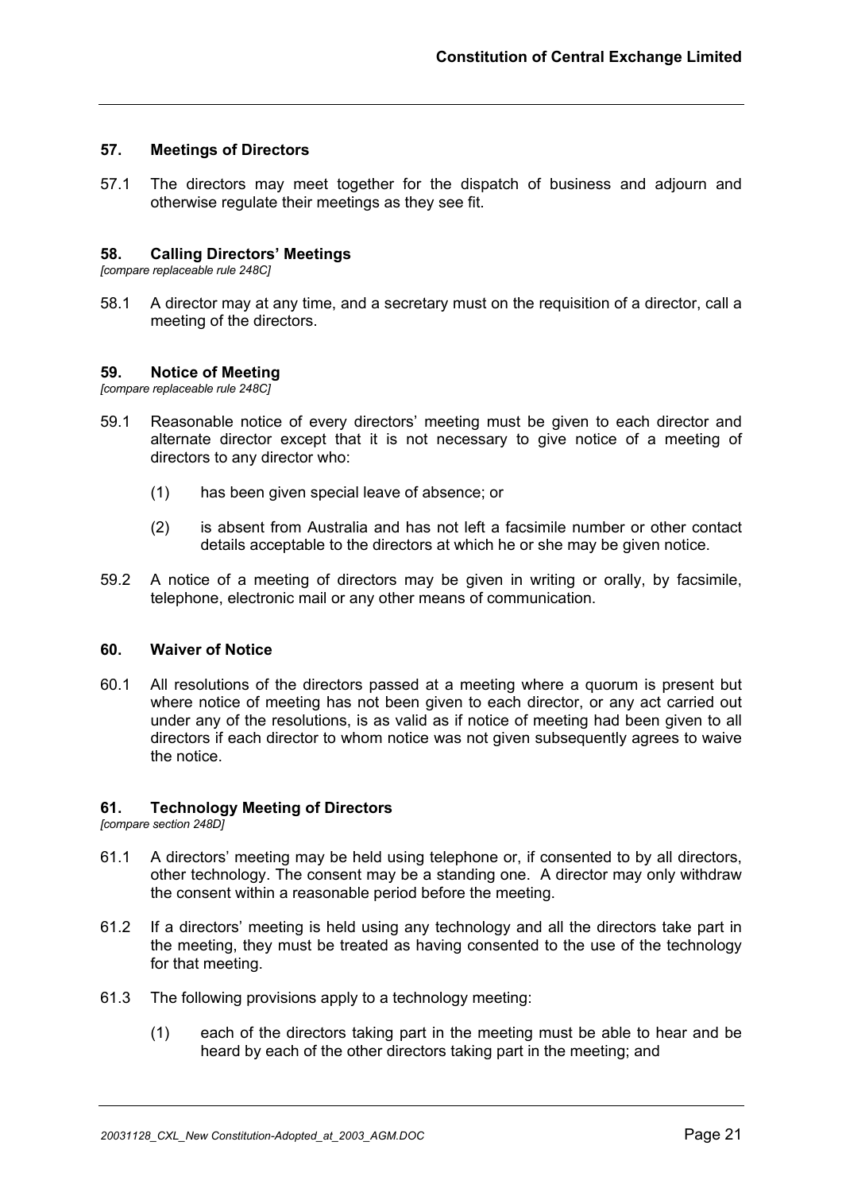### 57. Meetings of Directors

57.1 The directors may meet together for the dispatch of business and adjourn and otherwise regulate their meetings as they see fit.

### 58. Calling Directors' Meetings

*[compare replaceable rule 248C]*

58.1 A director may at any time, and a secretary must on the requisition of a director, call a meeting of the directors.

### 59. Notice of Meeting

*[compare replaceable rule 248C]*

59.1 Reasonable notice of every directors' meeting must be given to each director and alternate director except that it is not necessary to give notice of a meeting of directors to any director who:

(1) has been given special leave of absence; or

(2) is absent from Australia and has not left a facsimile number or other contact details acceptable to the directors at which he or she may be given notice.

59.2 A notice of a meeting of directors may be given in writing or orally, by facsimile, telephone, electronic mail or any other means of communication.

### 60. Waiver of Notice

60.1 All resolutions of the directors passed at a meeting where a quorum is present but where notice of meeting has not been given to each director, or any act carried out under any of the resolutions, is as valid as if notice of meeting had been given to all directors if each director to whom notice was not given subsequently agrees to waive the notice.

### 61. Technology Meeting of Directors

*[compare section 248D]*

61.1 A directors' meeting may be held using telephone or, if consented to by all directors, other technology. The consent may be a standing one. A director may only withdraw the consent within a reasonable period before the meeting.

61.2 If a directors' meeting is held using any technology and all the directors take part in the meeting, they must be treated as having consented to the use of the technology for that meeting.

61.3 The following provisions apply to a technology meeting:

(1) each of the directors taking part in the meeting must be able to hear and be heard by each of the other directors taking part in the meeting; and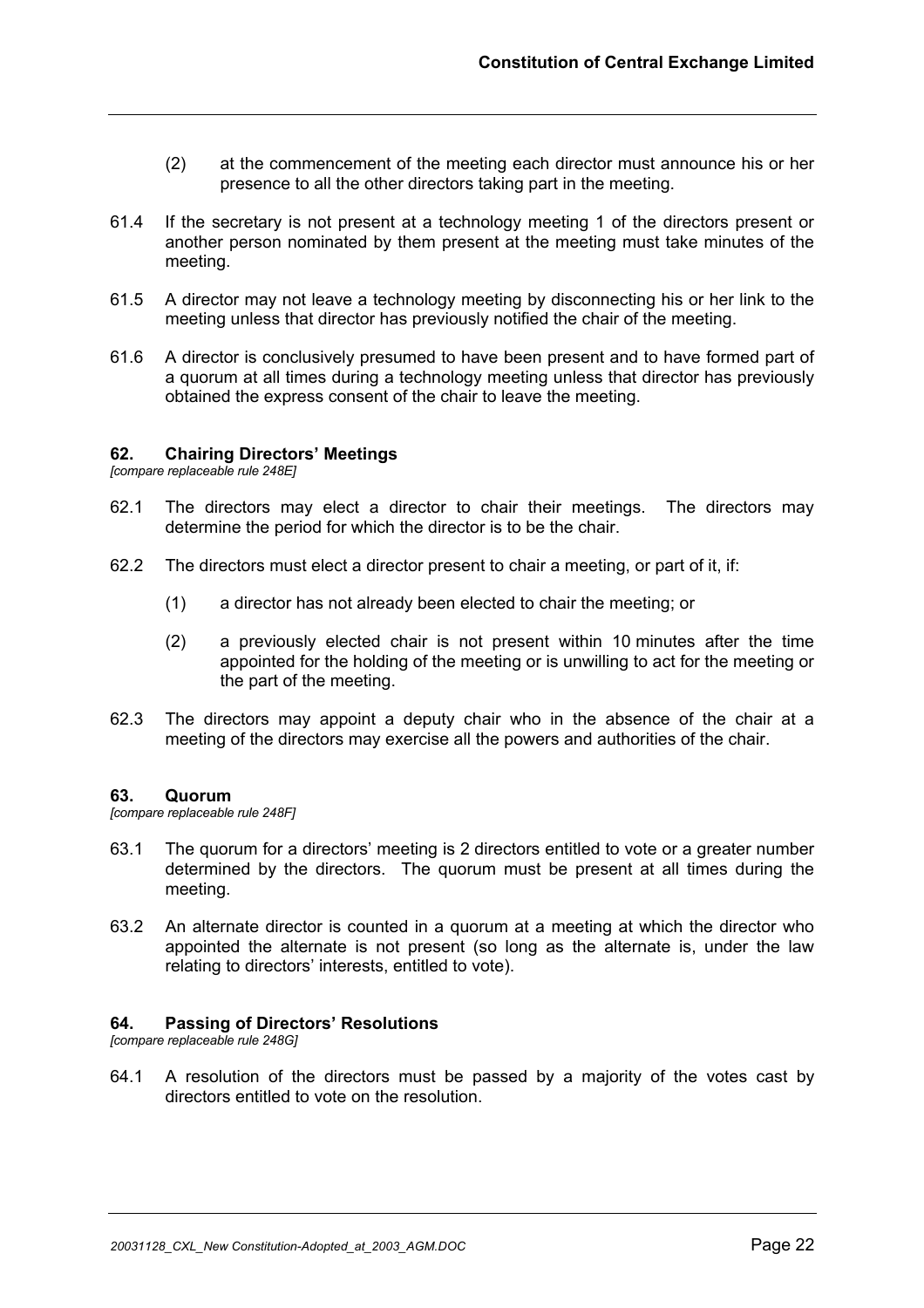(2) at the commencement of the meeting each director must announce his or her presence to all the other directors taking part in the meeting.

61.4 If the secretary is not present at a technology meeting 1 of the directors present or another person nominated by them present at the meeting must take minutes of the meeting.

61.5 A director may not leave a technology meeting by disconnecting his or her link to the meeting unless that director has previously notified the chair of the meeting.

61.6 A director is conclusively presumed to have been present and to have formed part of a quorum at all times during a technology meeting unless that director has previously obtained the express consent of the chair to leave the meeting.

### 62. Chairing Directors' Meetings

*[compare replaceable rule 248E]*

62.1 The directors may elect a director to chair their meetings. The directors may determine the period for which the director is to be the chair.

62.2 The directors must elect a director present to chair a meeting, or part of it, if:

(1) a director has not already been elected to chair the meeting; or

(2) a previously elected chair is not present within 10 minutes after the time appointed for the holding of the meeting or is unwilling to act for the meeting or the part of the meeting.

62.3 The directors may appoint a deputy chair who in the absence of the chair at a meeting of the directors may exercise all the powers and authorities of the chair.

### 63. Quorum

*[compare replaceable rule 248F]*

63.1 The quorum for a directors' meeting is 2 directors entitled to vote or a greater number determined by the directors. The quorum must be present at all times during the meeting.

63.2 An alternate director is counted in a quorum at a meeting at which the director who appointed the alternate is not present (so long as the alternate is, under the law relating to directors' interests, entitled to vote).

### 64. Passing of Directors' Resolutions

*[compare replaceable rule 248G]*

64.1 A resolution of the directors must be passed by a majority of the votes cast by directors entitled to vote on the resolution.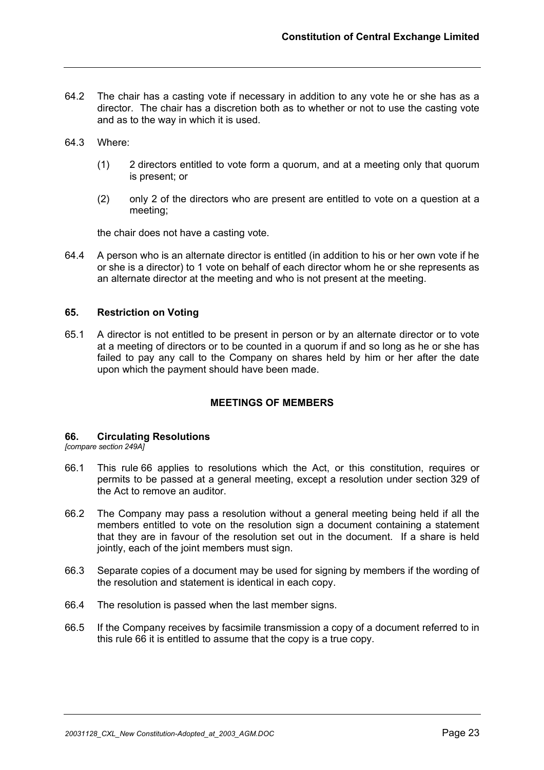64.2 The chair has a casting vote if necessary in addition to any vote he or she has as a director. The chair has a discretion both as to whether or not to use the casting vote and as to the way in which it is used.

64.3 Where:

(1) 2 directors entitled to vote form a quorum, and at a meeting only that quorum is present; or

(2) only 2 of the directors who are present are entitled to vote on a question at a meeting;

the chair does not have a casting vote.

64.4 A person who is an alternate director is entitled (in addition to his or her own vote if he or she is a director) to 1 vote on behalf of each director whom he or she represents as an alternate director at the meeting and who is not present at the meeting.

### 65. Restriction on Voting

65.1 A director is not entitled to be present in person or by an alternate director or to vote at a meeting of directors or to be counted in a quorum if and so long as he or she has failed to pay any call to the Company on shares held by him or her after the date upon which the payment should have been made.

## MEETINGS OF MEMBERS

### 66. Circulating Resolutions

*[compare section 249A]*

66.1 This rule 66 applies to resolutions which the Act, or this constitution, requires or permits to be passed at a general meeting, except a resolution under section 329 of the Act to remove an auditor.

66.2 The Company may pass a resolution without a general meeting being held if all the members entitled to vote on the resolution sign a document containing a statement that they are in favour of the resolution set out in the document. If a share is held jointly, each of the joint members must sign.

66.3 Separate copies of a document may be used for signing by members if the wording of the resolution and statement is identical in each copy.

66.4 The resolution is passed when the last member signs.

66.5 If the Company receives by facsimile transmission a copy of a document referred to in this rule 66 it is entitled to assume that the copy is a true copy.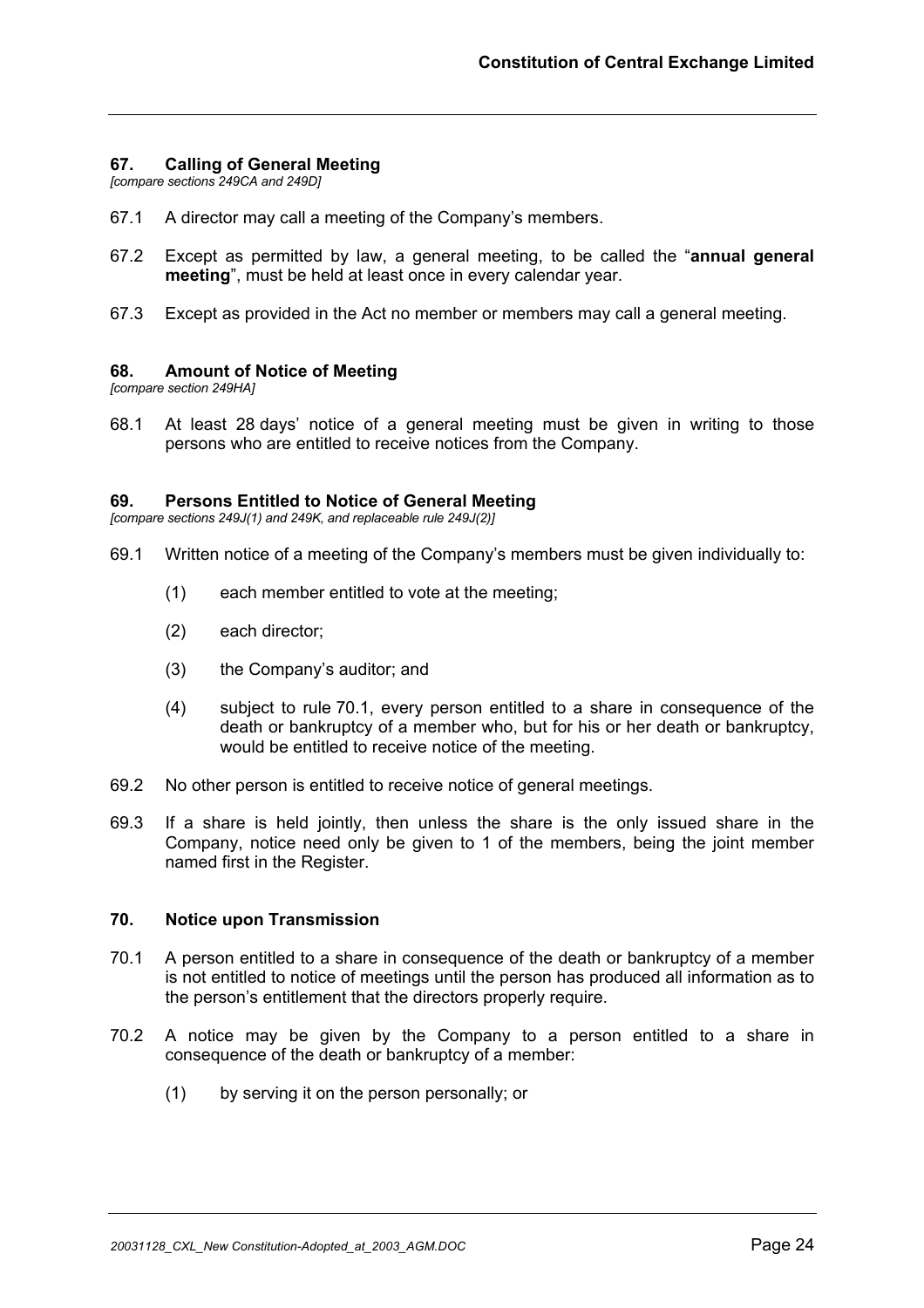## 67. Calling of General Meeting

*[compare sections 249CA and 249D]*

67.1 A director may call a meeting of the Company's members.

67.2 Except as permitted by law, a general meeting, to be called the "**annual general meeting**", must be held at least once in every calendar year.

67.3 Except as provided in the Act no member or members may call a general meeting.

## 68. Amount of Notice of Meeting

*[compare section 249HA]*

68.1 At least 28 days' notice of a general meeting must be given in writing to those persons who are entitled to receive notices from the Company.

## 69. Persons Entitled to Notice of General Meeting

*[compare sections 249J(1) and 249K, and replaceable rule 249J(2)]*

69.1 Written notice of a meeting of the Company's members must be given individually to:

(1) each member entitled to vote at the meeting;

(2) each director;

(3) the Company's auditor; and

(4) subject to rule 70.1, every person entitled to a share in consequence of the death or bankruptcy of a member who, but for his or her death or bankruptcy, would be entitled to receive notice of the meeting.

69.2 No other person is entitled to receive notice of general meetings.

69.3 If a share is held jointly, then unless the share is the only issued share in the Company, notice need only be given to 1 of the members, being the joint member named first in the Register.

## 70. Notice upon Transmission

70.1 A person entitled to a share in consequence of the death or bankruptcy of a member is not entitled to notice of meetings until the person has produced all information as to the person's entitlement that the directors properly require.

70.2 A notice may be given by the Company to a person entitled to a share in consequence of the death or bankruptcy of a member:

(1) by serving it on the person personally; or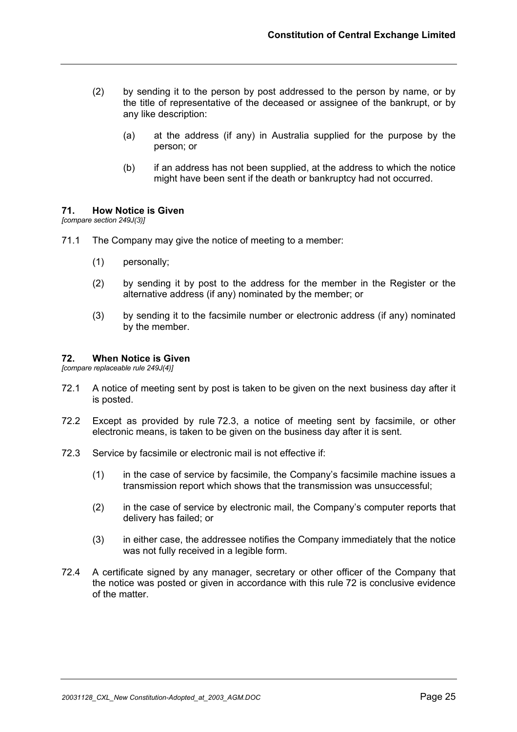(2) by sending it to the person by post addressed to the person by name, or by the title of representative of the deceased or assignee of the bankrupt, or by any like description:

(a) at the address (if any) in Australia supplied for the purpose by the person; or

(b) if an address has not been supplied, at the address to which the notice might have been sent if the death or bankruptcy had not occurred.

### 71. How Notice is Given

*[compare section 249J(3)]*

71.1 The Company may give the notice of meeting to a member:

(1) personally;

(2) by sending it by post to the address for the member in the Register or the alternative address (if any) nominated by the member; or

(3) by sending it to the facsimile number or electronic address (if any) nominated by the member.

### 72. When Notice is Given

*[compare replaceable rule 249J(4)]*

72.1 A notice of meeting sent by post is taken to be given on the next business day after it is posted.

72.2 Except as provided by rule 72.3, a notice of meeting sent by facsimile, or other electronic means, is taken to be given on the business day after it is sent.

72.3 Service by facsimile or electronic mail is not effective if:

(1) in the case of service by facsimile, the Company's facsimile machine issues a transmission report which shows that the transmission was unsuccessful;

(2) in the case of service by electronic mail, the Company's computer reports that delivery has failed; or

(3) in either case, the addressee notifies the Company immediately that the notice was not fully received in a legible form.

72.4 A certificate signed by any manager, secretary or other officer of the Company that the notice was posted or given in accordance with this rule 72 is conclusive evidence of the matter.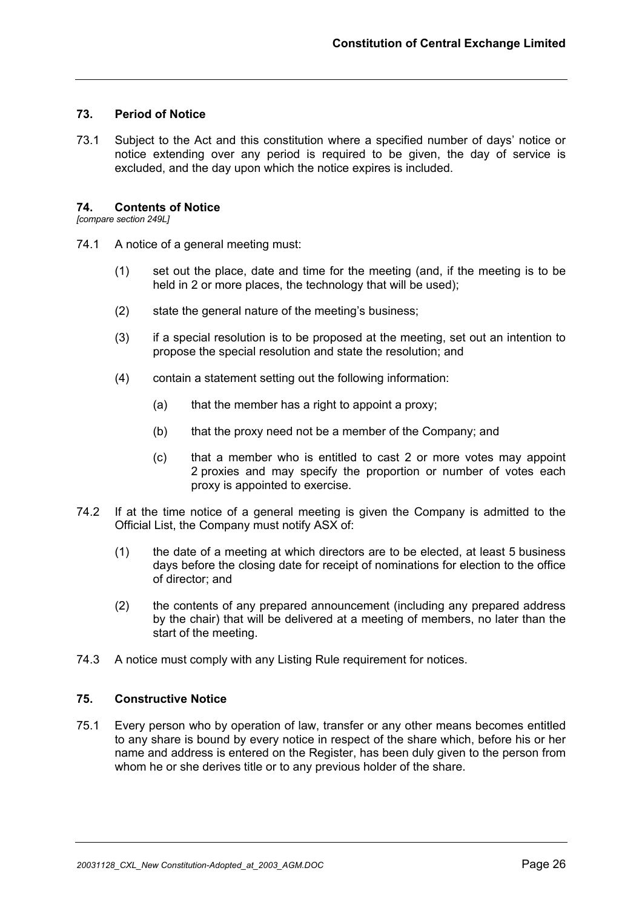### 73. Period of Notice

73.1 Subject to the Act and this constitution where a specified number of days' notice or notice extending over any period is required to be given, the day of service is excluded, and the day upon which the notice expires is included.

### 74. Contents of Notice

*[compare section 249L]*

74.1 A notice of a general meeting must:

(1) set out the place, date and time for the meeting (and, if the meeting is to be held in 2 or more places, the technology that will be used);

(2) state the general nature of the meeting's business;

(3) if a special resolution is to be proposed at the meeting, set out an intention to propose the special resolution and state the resolution; and

(4) contain a statement setting out the following information:

(a) that the member has a right to appoint a proxy;

(b) that the proxy need not be a member of the Company; and

(c) that a member who is entitled to cast 2 or more votes may appoint 2 proxies and may specify the proportion or number of votes each proxy is appointed to exercise.

74.2 If at the time notice of a general meeting is given the Company is admitted to the Official List, the Company must notify ASX of:

(1) the date of a meeting at which directors are to be elected, at least 5 business days before the closing date for receipt of nominations for election to the office of director; and

(2) the contents of any prepared announcement (including any prepared address by the chair) that will be delivered at a meeting of members, no later than the start of the meeting.

74.3 A notice must comply with any Listing Rule requirement for notices.

### 75. Constructive Notice

75.1 Every person who by operation of law, transfer or any other means becomes entitled to any share is bound by every notice in respect of the share which, before his or her name and address is entered on the Register, has been duly given to the person from whom he or she derives title or to any previous holder of the share.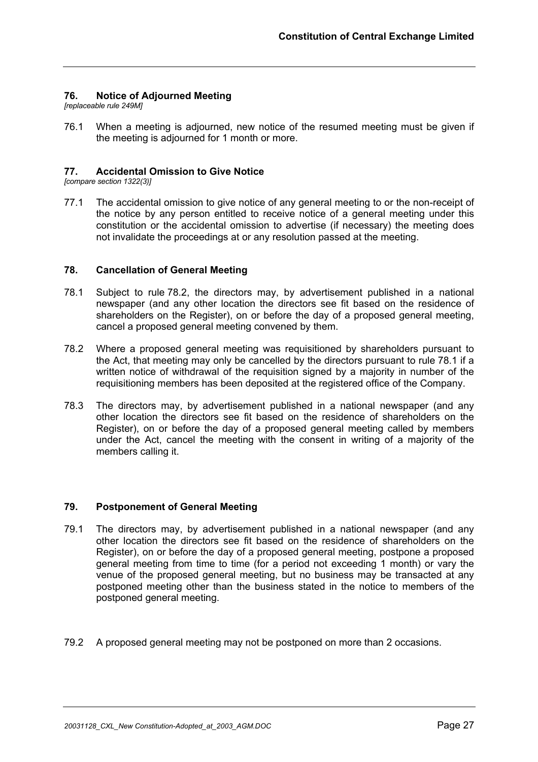### 76. Notice of Adjourned Meeting

*[replaceable rule 249M]*

76.1 When a meeting is adjourned, new notice of the resumed meeting must be given if the meeting is adjourned for 1 month or more.

### 77. Accidental Omission to Give Notice

*[compare section 1322(3)]*

77.1 The accidental omission to give notice of any general meeting to or the non-receipt of the notice by any person entitled to receive notice of a general meeting under this constitution or the accidental omission to advertise (if necessary) the meeting does not invalidate the proceedings at or any resolution passed at the meeting.

### 78. Cancellation of General Meeting

78.1 Subject to rule 78.2, the directors may, by advertisement published in a national newspaper (and any other location the directors see fit based on the residence of shareholders on the Register), on or before the day of a proposed general meeting, cancel a proposed general meeting convened by them.

78.2 Where a proposed general meeting was requisitioned by shareholders pursuant to the Act, that meeting may only be cancelled by the directors pursuant to rule 78.1 if a written notice of withdrawal of the requisition signed by a majority in number of the requisitioning members has been deposited at the registered office of the Company.

78.3 The directors may, by advertisement published in a national newspaper (and any other location the directors see fit based on the residence of shareholders on the Register), on or before the day of a proposed general meeting called by members under the Act, cancel the meeting with the consent in writing of a majority of the members calling it.

### 79. Postponement of General Meeting

79.1 The directors may, by advertisement published in a national newspaper (and any other location the directors see fit based on the residence of shareholders on the Register), on or before the day of a proposed general meeting, postpone a proposed general meeting from time to time (for a period not exceeding 1 month) or vary the venue of the proposed general meeting, but no business may be transacted at any postponed meeting other than the business stated in the notice to members of the postponed general meeting.

79.2 A proposed general meeting may not be postponed on more than 2 occasions.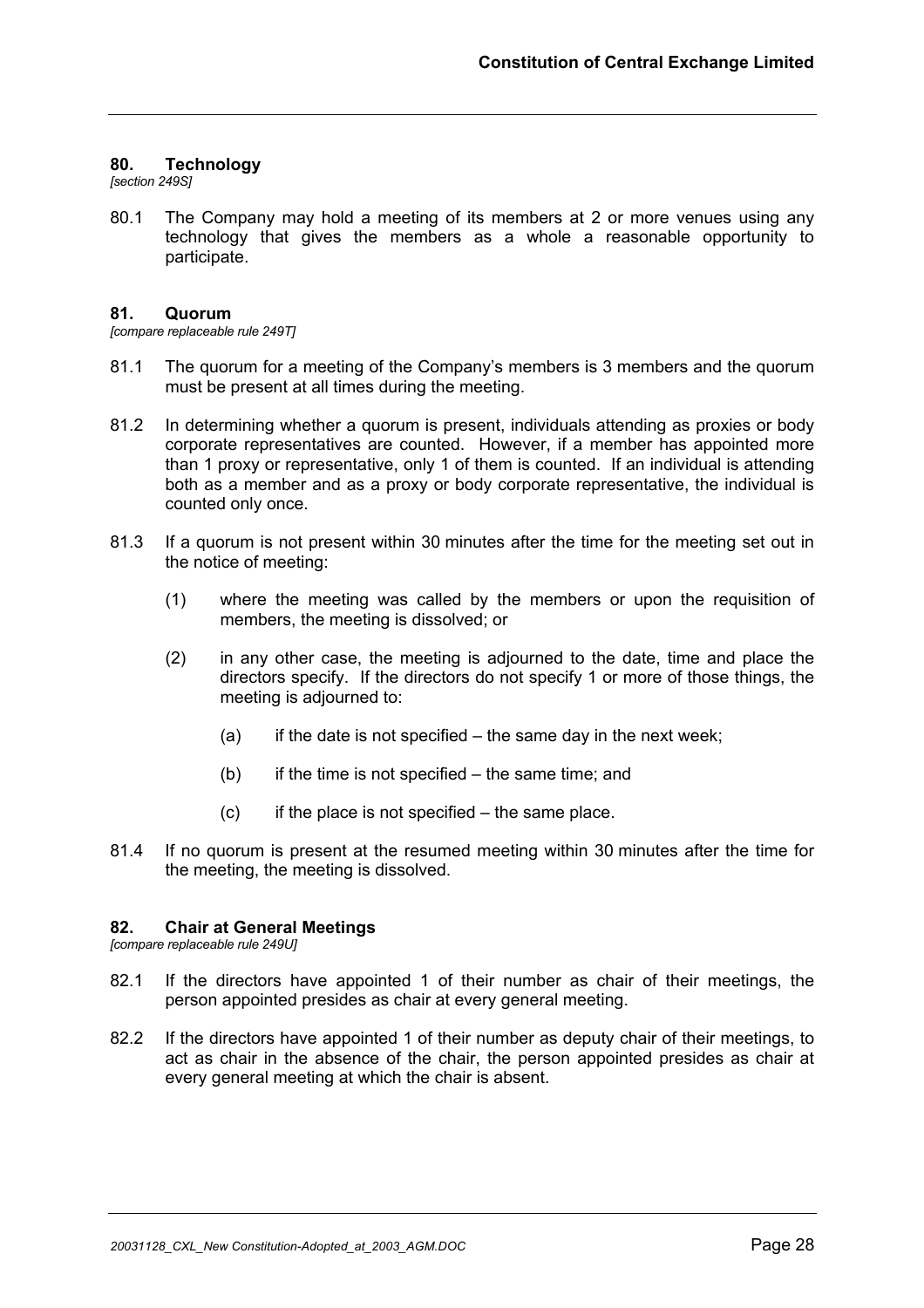## 80. Technology

*[section 249S]*

80.1 The Company may hold a meeting of its members at 2 or more venues using any technology that gives the members as a whole a reasonable opportunity to participate.

## 81. Quorum

*[compare replaceable rule 249T]*

81.1 The quorum for a meeting of the Company's members is 3 members and the quorum must be present at all times during the meeting.

81.2 In determining whether a quorum is present, individuals attending as proxies or body corporate representatives are counted. However, if a member has appointed more than 1 proxy or representative, only 1 of them is counted. If an individual is attending both as a member and as a proxy or body corporate representative, the individual is counted only once.

81.3 If a quorum is not present within 30 minutes after the time for the meeting set out in the notice of meeting:

(1) where the meeting was called by the members or upon the requisition of members, the meeting is dissolved; or

(2) in any other case, the meeting is adjourned to the date, time and place the directors specify. If the directors do not specify 1 or more of those things, the meeting is adjourned to:

(a) if the date is not specified – the same day in the next week;

(b) if the time is not specified – the same time; and

(c) if the place is not specified – the same place.

81.4 If no quorum is present at the resumed meeting within 30 minutes after the time for the meeting, the meeting is dissolved.

## 82. Chair at General Meetings

*[compare replaceable rule 249U]*

82.1 If the directors have appointed 1 of their number as chair of their meetings, the person appointed presides as chair at every general meeting.

82.2 If the directors have appointed 1 of their number as deputy chair of their meetings, to act as chair in the absence of the chair, the person appointed presides as chair at every general meeting at which the chair is absent.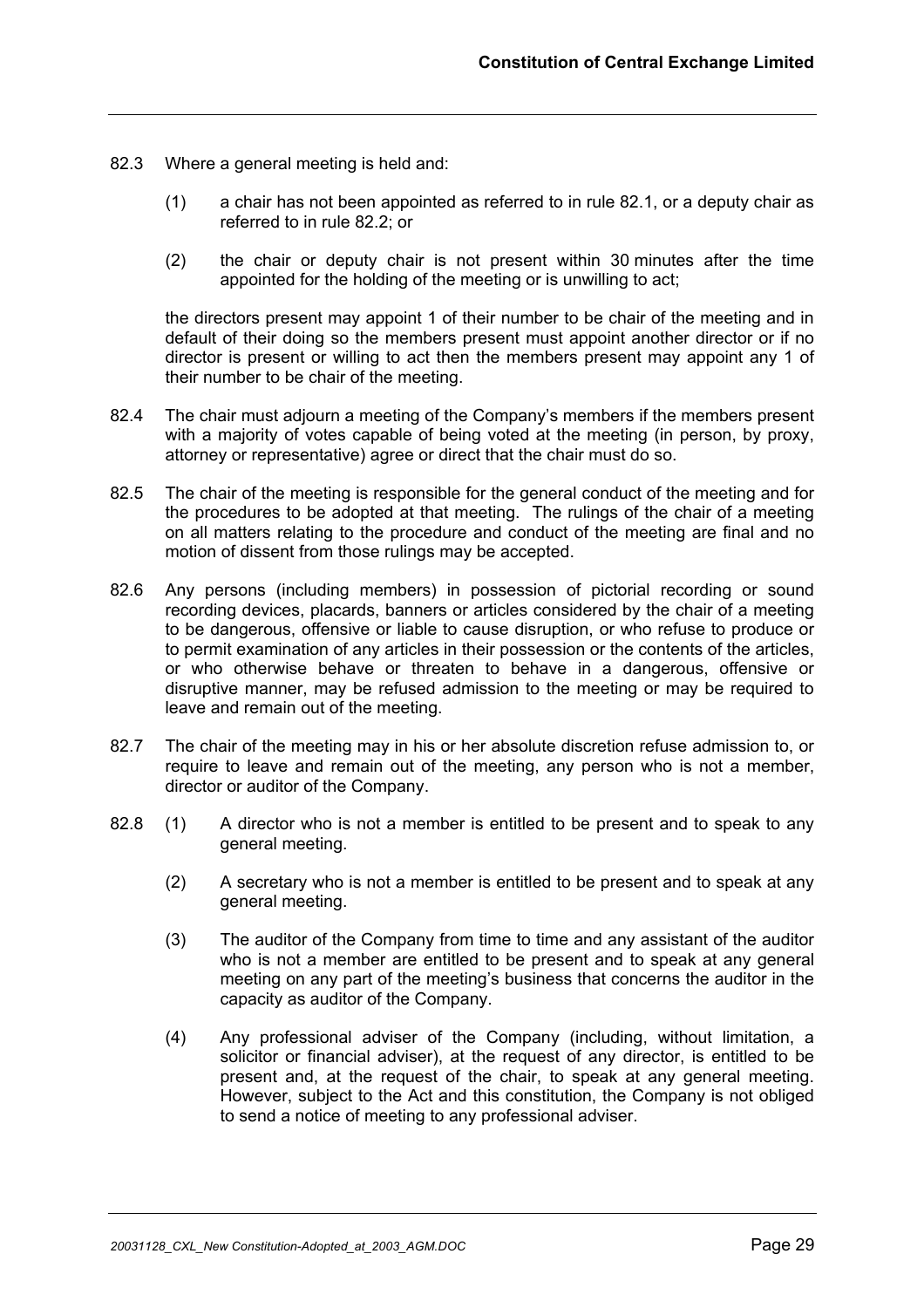82.3 Where a general meeting is held and:

(1) a chair has not been appointed as referred to in rule 82.1, or a deputy chair as referred to in rule 82.2; or

(2) the chair or deputy chair is not present within 30 minutes after the time appointed for the holding of the meeting or is unwilling to act;

the directors present may appoint 1 of their number to be chair of the meeting and in default of their doing so the members present must appoint another director or if no director is present or willing to act then the members present may appoint any 1 of their number to be chair of the meeting.

82.4 The chair must adjourn a meeting of the Company's members if the members present with a majority of votes capable of being voted at the meeting (in person, by proxy, attorney or representative) agree or direct that the chair must do so.

82.5 The chair of the meeting is responsible for the general conduct of the meeting and for the procedures to be adopted at that meeting. The rulings of the chair of a meeting on all matters relating to the procedure and conduct of the meeting are final and no motion of dissent from those rulings may be accepted.

82.6 Any persons (including members) in possession of pictorial recording or sound recording devices, placards, banners or articles considered by the chair of a meeting to be dangerous, offensive or liable to cause disruption, or who refuse to produce or to permit examination of any articles in their possession or the contents of the articles, or who otherwise behave or threaten to behave in a dangerous, offensive or disruptive manner, may be refused admission to the meeting or may be required to leave and remain out of the meeting.

82.7 The chair of the meeting may in his or her absolute discretion refuse admission to, or require to leave and remain out of the meeting, any person who is not a member, director or auditor of the Company.

82.8 (1) A director who is not a member is entitled to be present and to speak to any general meeting.

(2) A secretary who is not a member is entitled to be present and to speak at any general meeting.

(3) The auditor of the Company from time to time and any assistant of the auditor who is not a member are entitled to be present and to speak at any general meeting on any part of the meeting's business that concerns the auditor in the capacity as auditor of the Company.

(4) Any professional adviser of the Company (including, without limitation, a solicitor or financial adviser), at the request of any director, is entitled to be present and, at the request of the chair, to speak at any general meeting. However, subject to the Act and this constitution, the Company is not obliged to send a notice of meeting to any professional adviser.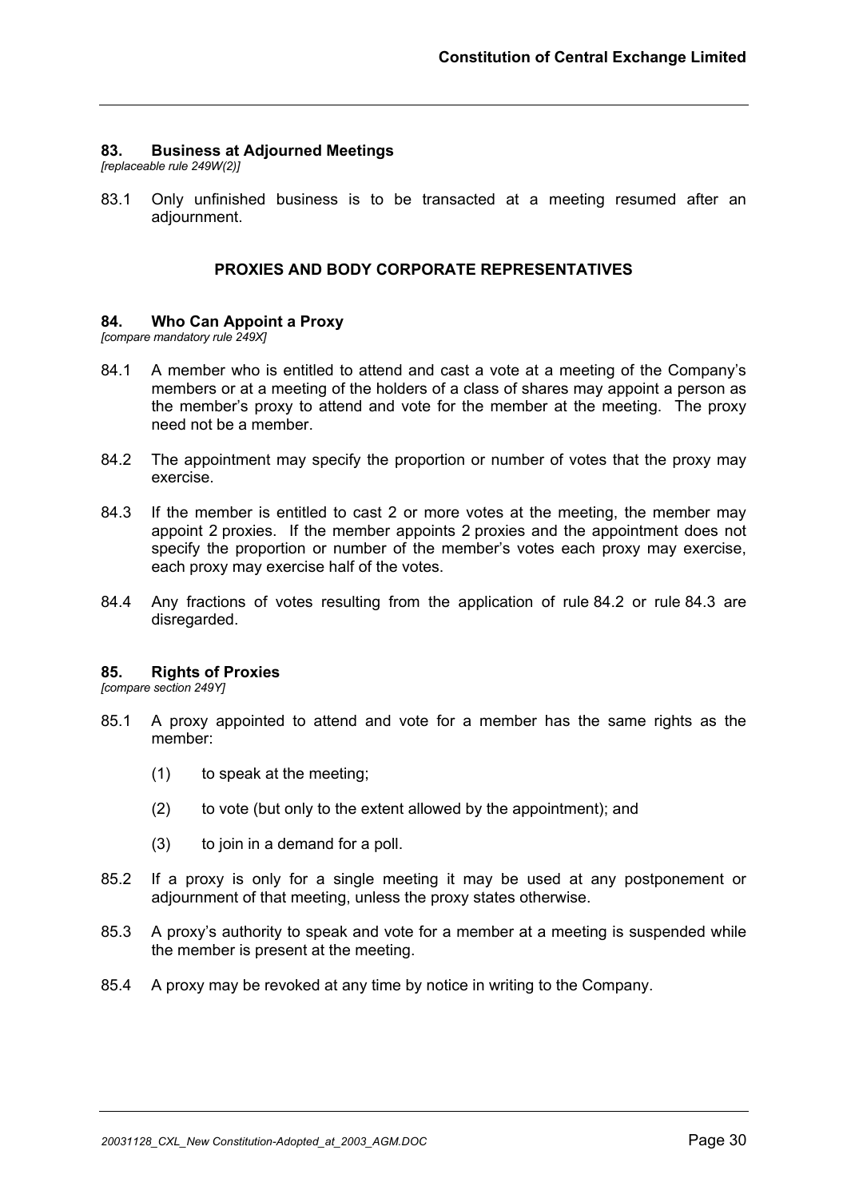### 83. Business at Adjourned Meetings

*[replaceable rule 249W(2)]*

83.1 Only unfinished business is to be transacted at a meeting resumed after an adjournment.

## PROXIES AND BODY CORPORATE REPRESENTATIVES

### 84. Who Can Appoint a Proxy

*[compare mandatory rule 249X]*

84.1 A member who is entitled to attend and cast a vote at a meeting of the Company's members or at a meeting of the holders of a class of shares may appoint a person as the member's proxy to attend and vote for the member at the meeting. The proxy need not be a member.

84.2 The appointment may specify the proportion or number of votes that the proxy may exercise.

84.3 If the member is entitled to cast 2 or more votes at the meeting, the member may appoint 2 proxies. If the member appoints 2 proxies and the appointment does not specify the proportion or number of the member's votes each proxy may exercise, each proxy may exercise half of the votes.

84.4 Any fractions of votes resulting from the application of rule 84.2 or rule 84.3 are disregarded.

### 85. Rights of Proxies

*[compare section 249Y]*

85.1 A proxy appointed to attend and vote for a member has the same rights as the member:

(1) to speak at the meeting;

(2) to vote (but only to the extent allowed by the appointment); and

(3) to join in a demand for a poll.

85.2 If a proxy is only for a single meeting it may be used at any postponement or adjournment of that meeting, unless the proxy states otherwise.

85.3 A proxy's authority to speak and vote for a member at a meeting is suspended while the member is present at the meeting.

85.4 A proxy may be revoked at any time by notice in writing to the Company.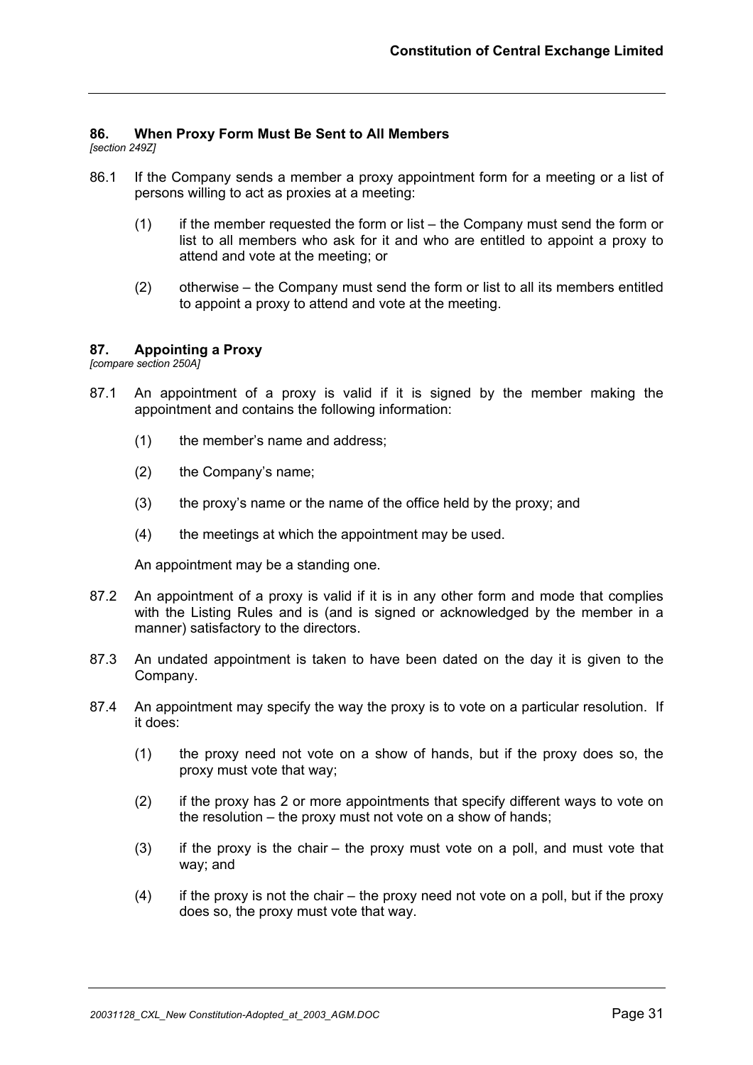## 86. When Proxy Form Must Be Sent to All Members

*[section 249Z]*

86.1 If the Company sends a member a proxy appointment form for a meeting or a list of persons willing to act as proxies at a meeting:

(1) if the member requested the form or list – the Company must send the form or list to all members who ask for it and who are entitled to appoint a proxy to attend and vote at the meeting; or

(2) otherwise – the Company must send the form or list to all its members entitled to appoint a proxy to attend and vote at the meeting.

## 87. Appointing a Proxy

*[compare section 250A]*

87.1 An appointment of a proxy is valid if it is signed by the member making the appointment and contains the following information:

(1) the member's name and address;

(2) the Company's name;

(3) the proxy's name or the name of the office held by the proxy; and

(4) the meetings at which the appointment may be used.

An appointment may be a standing one.

87.2 An appointment of a proxy is valid if it is in any other form and mode that complies with the Listing Rules and is (and is signed or acknowledged by the member in a manner) satisfactory to the directors.

87.3 An undated appointment is taken to have been dated on the day it is given to the Company.

87.4 An appointment may specify the way the proxy is to vote on a particular resolution. If it does:

(1) the proxy need not vote on a show of hands, but if the proxy does so, the proxy must vote that way;

(2) if the proxy has 2 or more appointments that specify different ways to vote on the resolution – the proxy must not vote on a show of hands;

(3) if the proxy is the chair – the proxy must vote on a poll, and must vote that way; and

(4) if the proxy is not the chair – the proxy need not vote on a poll, but if the proxy does so, the proxy must vote that way.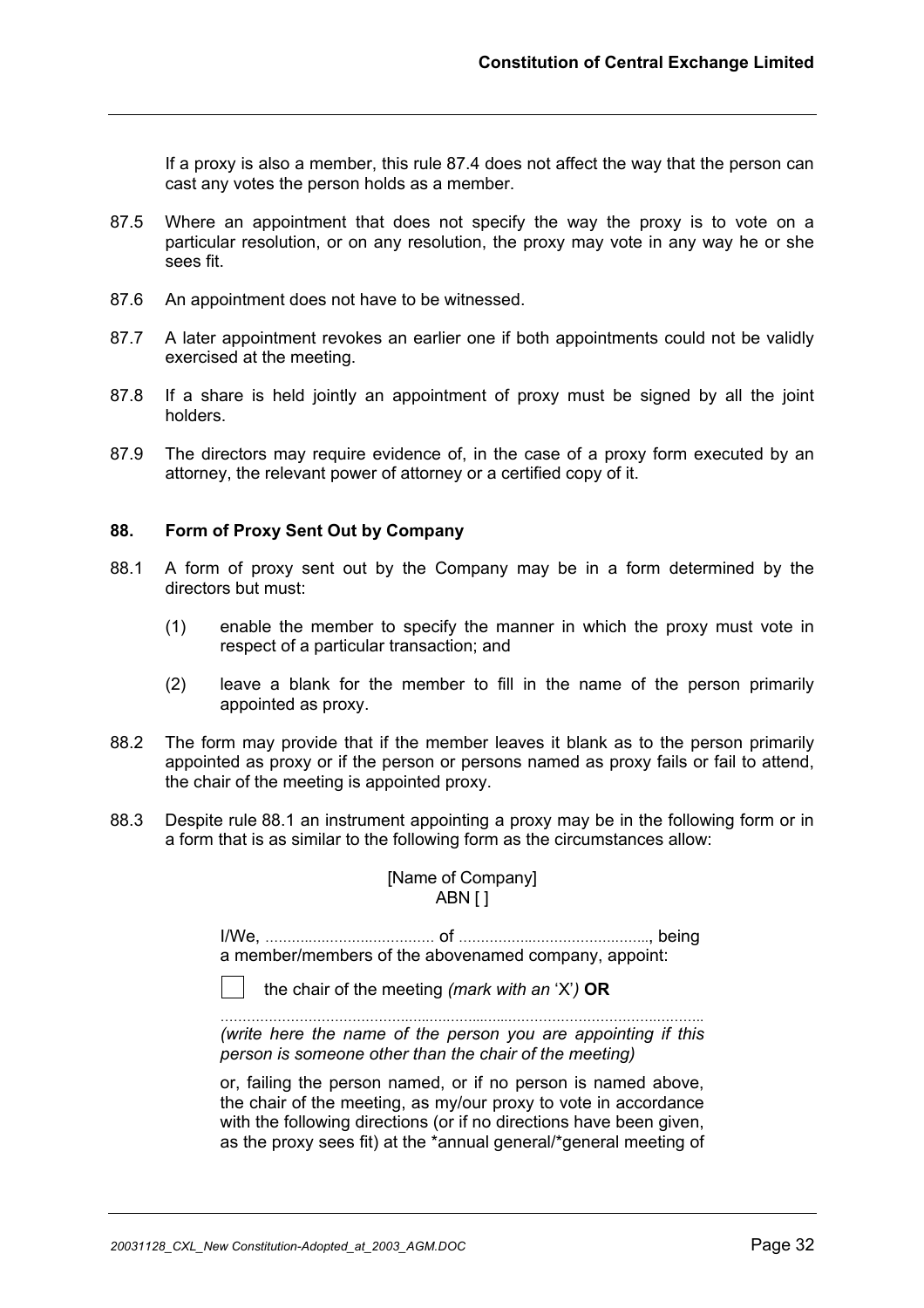If a proxy is also a member, this rule 87.4 does not affect the way that the person can cast any votes the person holds as a member.

87.5 Where an appointment that does not specify the way the proxy is to vote on a particular resolution, or on any resolution, the proxy may vote in any way he or she sees fit.

87.6 An appointment does not have to be witnessed.

87.7 A later appointment revokes an earlier one if both appointments could not be validly exercised at the meeting.

87.8 If a share is held jointly an appointment of proxy must be signed by all the joint holders.

87.9 The directors may require evidence of, in the case of a proxy form executed by an attorney, the relevant power of attorney or a certified copy of it.

### 88. Form of Proxy Sent Out by Company

88.1 A form of proxy sent out by the Company may be in a form determined by the directors but must:

(1) enable the member to specify the manner in which the proxy must vote in respect of a particular transaction; and

(2) leave a blank for the member to fill in the name of the person primarily appointed as proxy.

88.2 The form may provide that if the member leaves it blank as to the person primarily appointed as proxy or if the person or persons named as proxy fails or fail to attend, the chair of the meeting is appointed proxy.

88.3 Despite rule 88.1 an instrument appointing a proxy may be in the following form or in a form that is as similar to the following form as the circumstances allow:

[Name of Company]
ABN [ ]

I/We, ...................................... of ............................................., being a member/members of the abovenamed company, appoint:

☐ the chair of the meeting *(mark with an 'X')* **OR**

.................................................................................................................

*(write here the name of the person you are appointing if this person is someone other than the chair of the meeting)*

or, failing the person named, or if no person is named above, the chair of the meeting, as my/our proxy to vote in accordance with the following directions (or if no directions have been given, as the proxy sees fit) at the *annual general/*general meeting of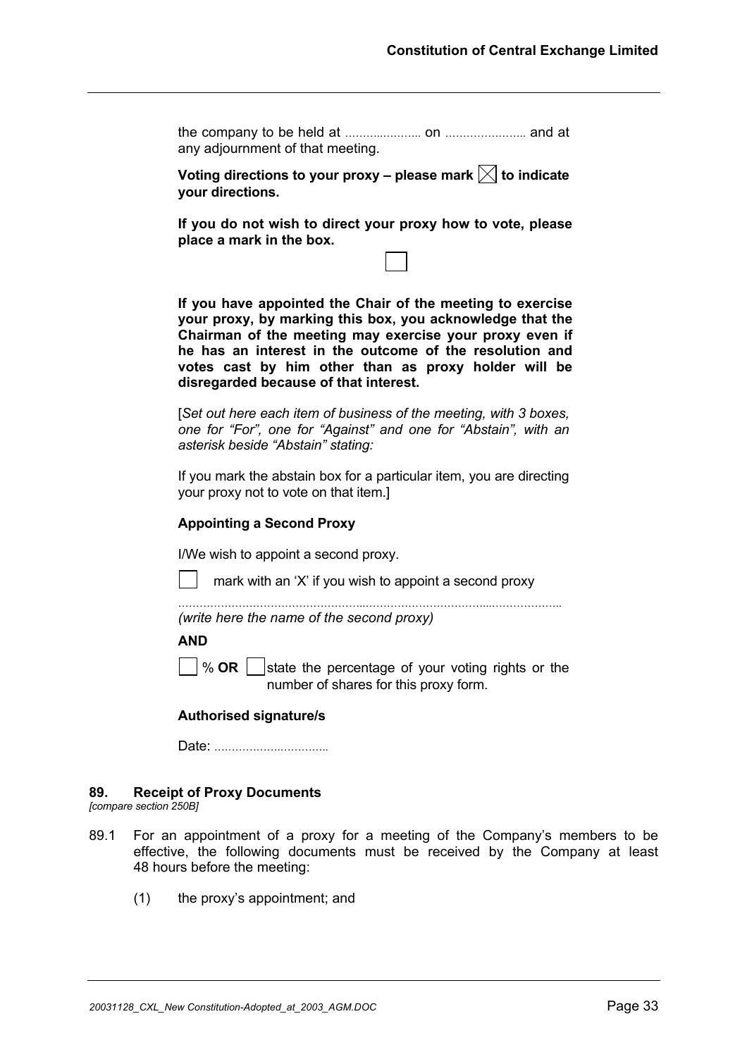the company to be held at …………………. on …………………. and at any adjournment of that meeting.

**Voting directions to your proxy – please mark ☒ to indicate your directions.**

**If you do not wish to direct your proxy how to vote, please place a mark in the box.**

☐

**If you have appointed the Chair of the meeting to exercise your proxy, by marking this box, you acknowledge that the Chairman of the meeting may exercise your proxy even if he has an interest in the outcome of the resolution and votes cast by him other than as proxy holder will be disregarded because of that interest.**

[*Set out here each item of business of the meeting, with 3 boxes, one for "For", one for "Against" and one for "Abstain", with an asterisk beside "Abstain" stating:*

If you mark the abstain box for a particular item, you are directing your proxy not to vote on that item.]

**Appointing a Second Proxy**

I/We wish to appoint a second proxy.

☐ mark with an 'X' if you wish to appoint a second proxy

……………………………………………………………………………………………..
*(write here the name of the second proxy)*

**AND**

☐ % **OR** ☐ state the percentage of your voting rights or the number of shares for this proxy form.

**Authorised signature/s**

Date: ……………………………

## 89. Receipt of Proxy Documents

*[compare section 250B]*

89.1 For an appointment of a proxy for a meeting of the Company's members to be effective, the following documents must be received by the Company at least 48 hours before the meeting:

(1) the proxy's appointment; and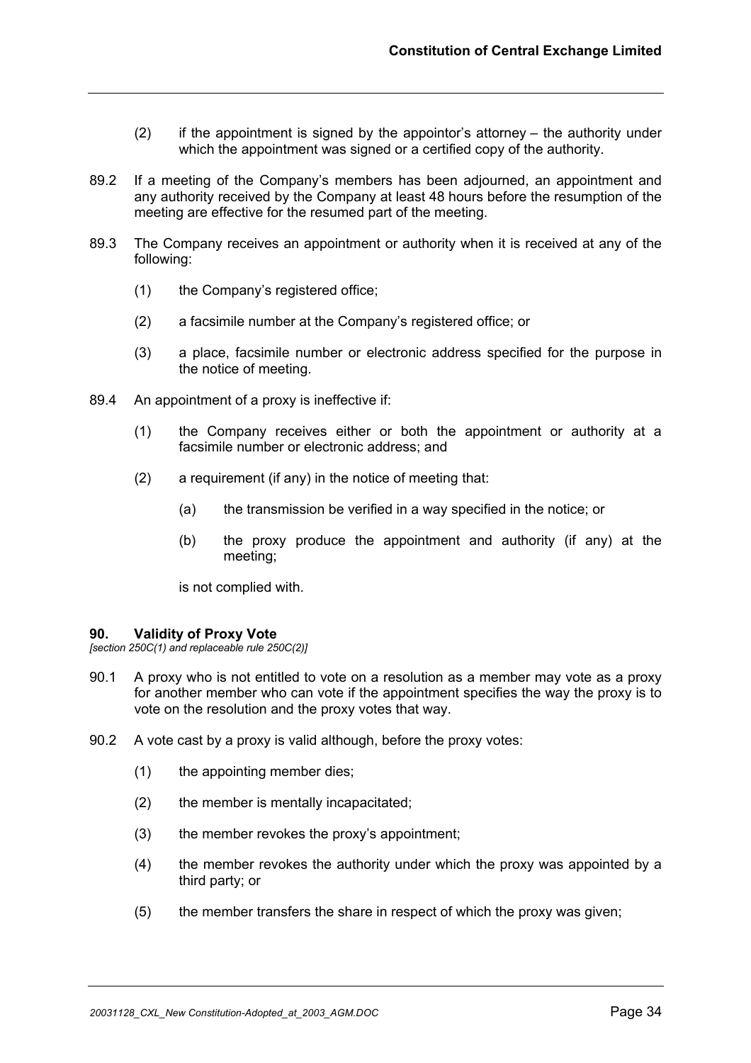(2) if the appointment is signed by the appointor's attorney – the authority under which the appointment was signed or a certified copy of the authority.

89.2 If a meeting of the Company's members has been adjourned, an appointment and any authority received by the Company at least 48 hours before the resumption of the meeting are effective for the resumed part of the meeting.

89.3 The Company receives an appointment or authority when it is received at any of the following:

(1) the Company's registered office;

(2) a facsimile number at the Company's registered office; or

(3) a place, facsimile number or electronic address specified for the purpose in the notice of meeting.

89.4 An appointment of a proxy is ineffective if:

(1) the Company receives either or both the appointment or authority at a facsimile number or electronic address; and

(2) a requirement (if any) in the notice of meeting that:

(a) the transmission be verified in a way specified in the notice; or

(b) the proxy produce the appointment and authority (if any) at the meeting;

is not complied with.

### 90. Validity of Proxy Vote

*[section 250C(1) and replaceable rule 250C(2)]*

90.1 A proxy who is not entitled to vote on a resolution as a member may vote as a proxy for another member who can vote if the appointment specifies the way the proxy is to vote on the resolution and the proxy votes that way.

90.2 A vote cast by a proxy is valid although, before the proxy votes:

(1) the appointing member dies;

(2) the member is mentally incapacitated;

(3) the member revokes the proxy's appointment;

(4) the member revokes the authority under which the proxy was appointed by a third party; or

(5) the member transfers the share in respect of which the proxy was given;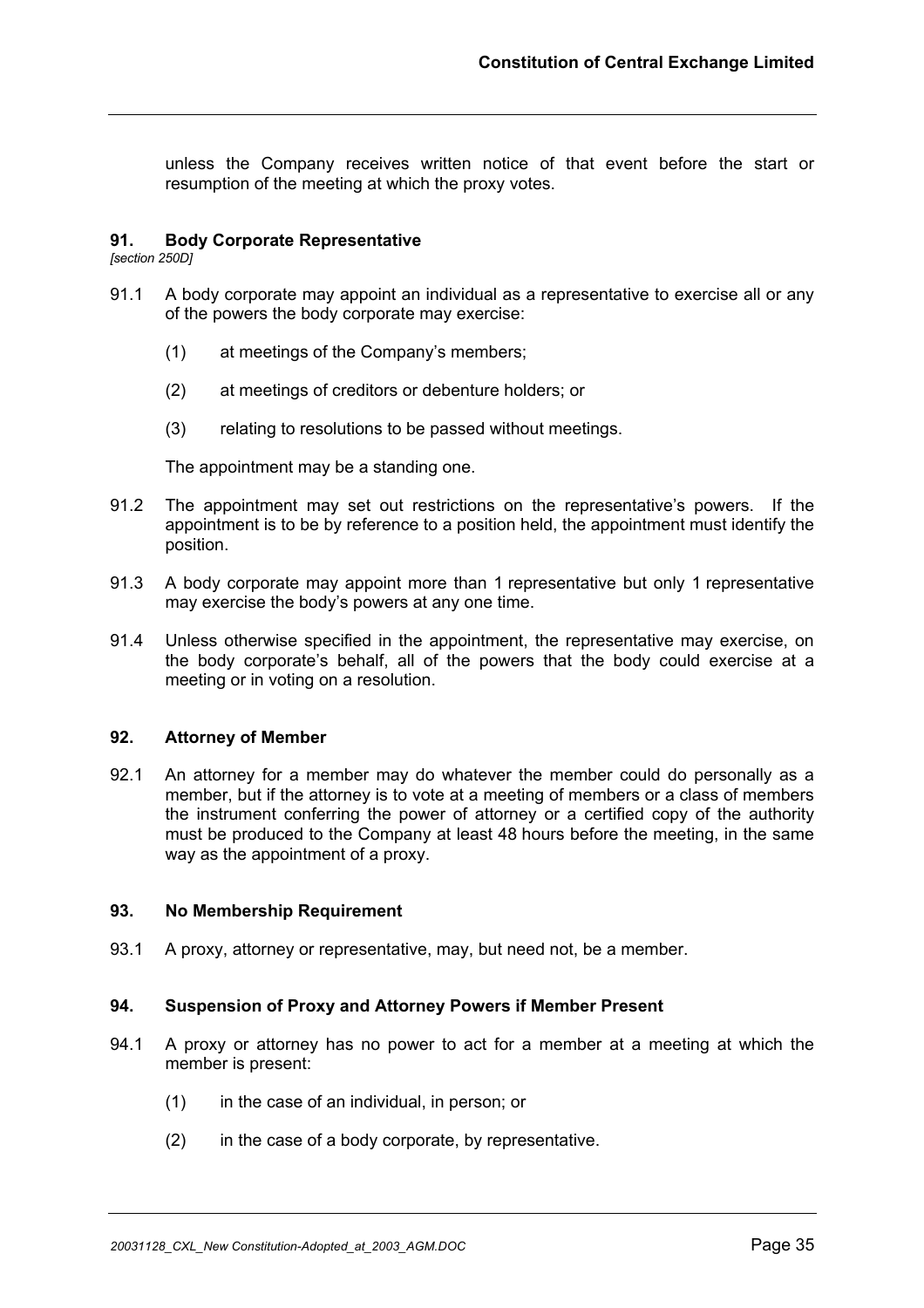unless the Company receives written notice of that event before the start or resumption of the meeting at which the proxy votes.

## 91. Body Corporate Representative

*[section 250D]*

91.1 A body corporate may appoint an individual as a representative to exercise all or any of the powers the body corporate may exercise:

(1) at meetings of the Company's members;

(2) at meetings of creditors or debenture holders; or

(3) relating to resolutions to be passed without meetings.

The appointment may be a standing one.

91.2 The appointment may set out restrictions on the representative's powers. If the appointment is to be by reference to a position held, the appointment must identify the position.

91.3 A body corporate may appoint more than 1 representative but only 1 representative may exercise the body's powers at any one time.

91.4 Unless otherwise specified in the appointment, the representative may exercise, on the body corporate's behalf, all of the powers that the body could exercise at a meeting or in voting on a resolution.

## 92. Attorney of Member

92.1 An attorney for a member may do whatever the member could do personally as a member, but if the attorney is to vote at a meeting of members or a class of members the instrument conferring the power of attorney or a certified copy of the authority must be produced to the Company at least 48 hours before the meeting, in the same way as the appointment of a proxy.

## 93. No Membership Requirement

93.1 A proxy, attorney or representative, may, but need not, be a member.

## 94. Suspension of Proxy and Attorney Powers if Member Present

94.1 A proxy or attorney has no power to act for a member at a meeting at which the member is present:

(1) in the case of an individual, in person; or

(2) in the case of a body corporate, by representative.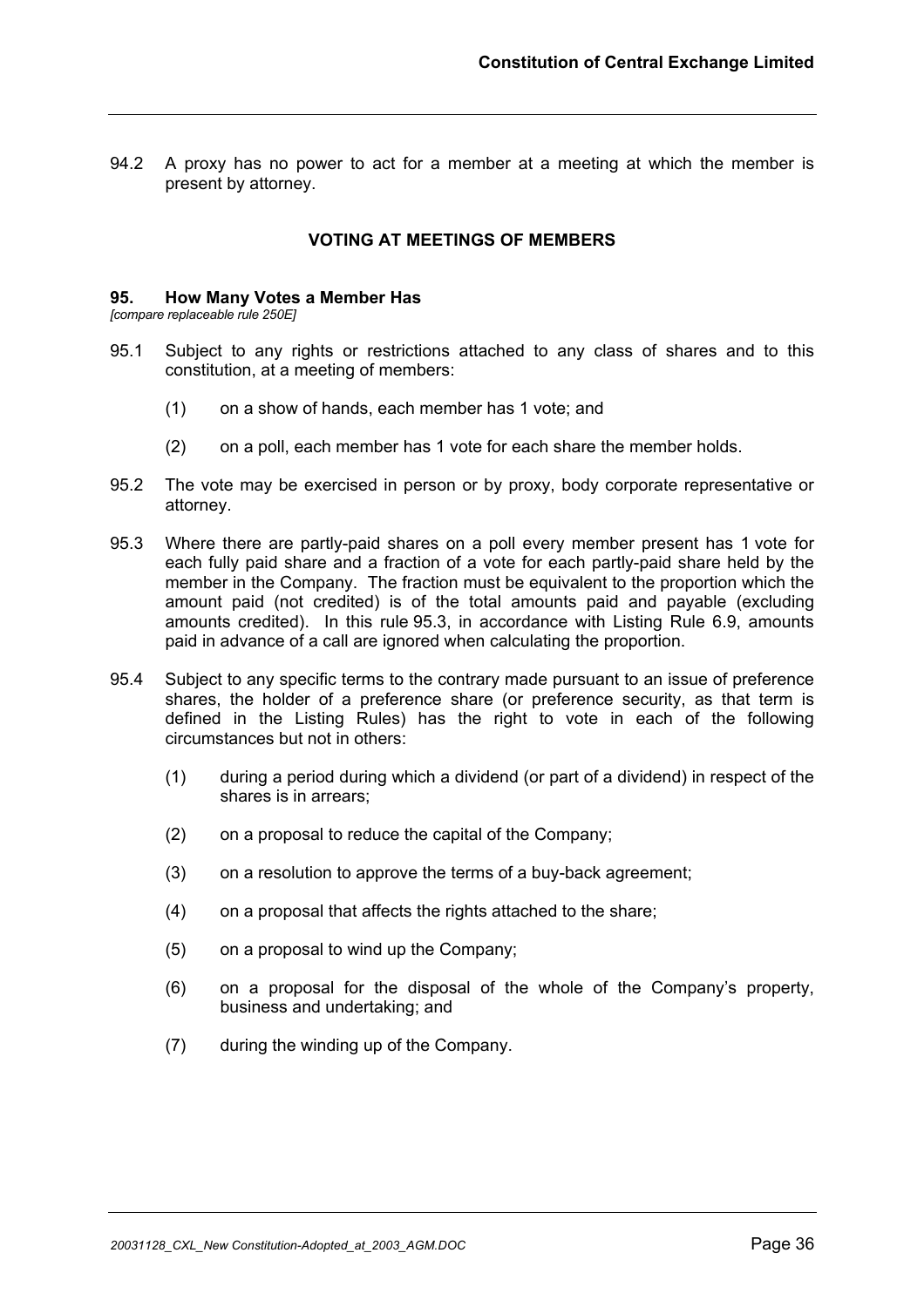94.2 A proxy has no power to act for a member at a meeting at which the member is present by attorney.

## VOTING AT MEETINGS OF MEMBERS

### 95. How Many Votes a Member Has

*[compare replaceable rule 250E]*

95.1 Subject to any rights or restrictions attached to any class of shares and to this constitution, at a meeting of members:

(1) on a show of hands, each member has 1 vote; and

(2) on a poll, each member has 1 vote for each share the member holds.

95.2 The vote may be exercised in person or by proxy, body corporate representative or attorney.

95.3 Where there are partly-paid shares on a poll every member present has 1 vote for each fully paid share and a fraction of a vote for each partly-paid share held by the member in the Company. The fraction must be equivalent to the proportion which the amount paid (not credited) is of the total amounts paid and payable (excluding amounts credited). In this rule 95.3, in accordance with Listing Rule 6.9, amounts paid in advance of a call are ignored when calculating the proportion.

95.4 Subject to any specific terms to the contrary made pursuant to an issue of preference shares, the holder of a preference share (or preference security, as that term is defined in the Listing Rules) has the right to vote in each of the following circumstances but not in others:

(1) during a period during which a dividend (or part of a dividend) in respect of the shares is in arrears;

(2) on a proposal to reduce the capital of the Company;

(3) on a resolution to approve the terms of a buy-back agreement;

(4) on a proposal that affects the rights attached to the share;

(5) on a proposal to wind up the Company;

(6) on a proposal for the disposal of the whole of the Company's property, business and undertaking; and

(7) during the winding up of the Company.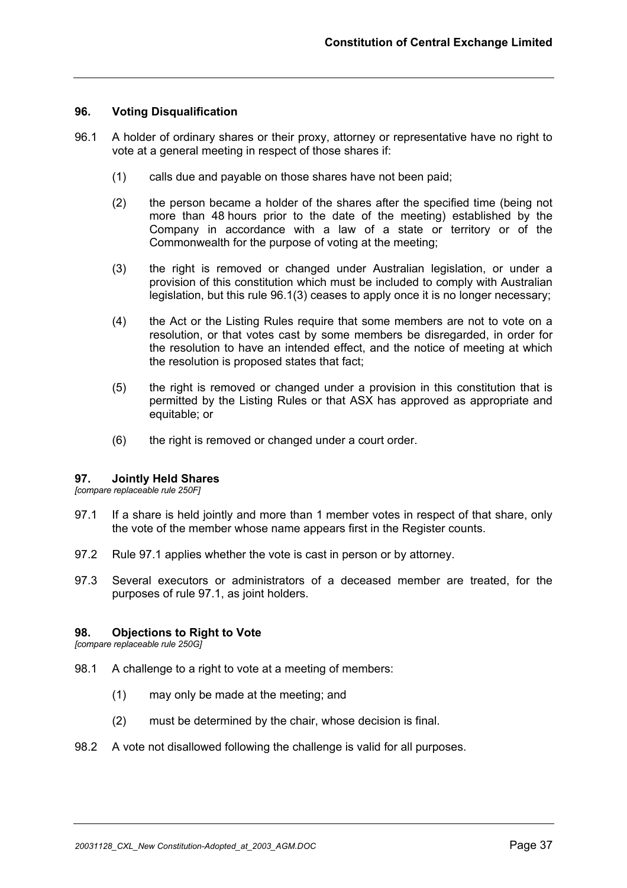## 96. Voting Disqualification

96.1 A holder of ordinary shares or their proxy, attorney or representative have no right to vote at a general meeting in respect of those shares if:

(1) calls due and payable on those shares have not been paid;

(2) the person became a holder of the shares after the specified time (being not more than 48 hours prior to the date of the meeting) established by the Company in accordance with a law of a state or territory or of the Commonwealth for the purpose of voting at the meeting;

(3) the right is removed or changed under Australian legislation, or under a provision of this constitution which must be included to comply with Australian legislation, but this rule 96.1(3) ceases to apply once it is no longer necessary;

(4) the Act or the Listing Rules require that some members are not to vote on a resolution, or that votes cast by some members be disregarded, in order for the resolution to have an intended effect, and the notice of meeting at which the resolution is proposed states that fact;

(5) the right is removed or changed under a provision in this constitution that is permitted by the Listing Rules or that ASX has approved as appropriate and equitable; or

(6) the right is removed or changed under a court order.

## 97. Jointly Held Shares

*[compare replaceable rule 250F]*

97.1 If a share is held jointly and more than 1 member votes in respect of that share, only the vote of the member whose name appears first in the Register counts.

97.2 Rule 97.1 applies whether the vote is cast in person or by attorney.

97.3 Several executors or administrators of a deceased member are treated, for the purposes of rule 97.1, as joint holders.

## 98. Objections to Right to Vote

*[compare replaceable rule 250G]*

98.1 A challenge to a right to vote at a meeting of members:

(1) may only be made at the meeting; and

(2) must be determined by the chair, whose decision is final.

98.2 A vote not disallowed following the challenge is valid for all purposes.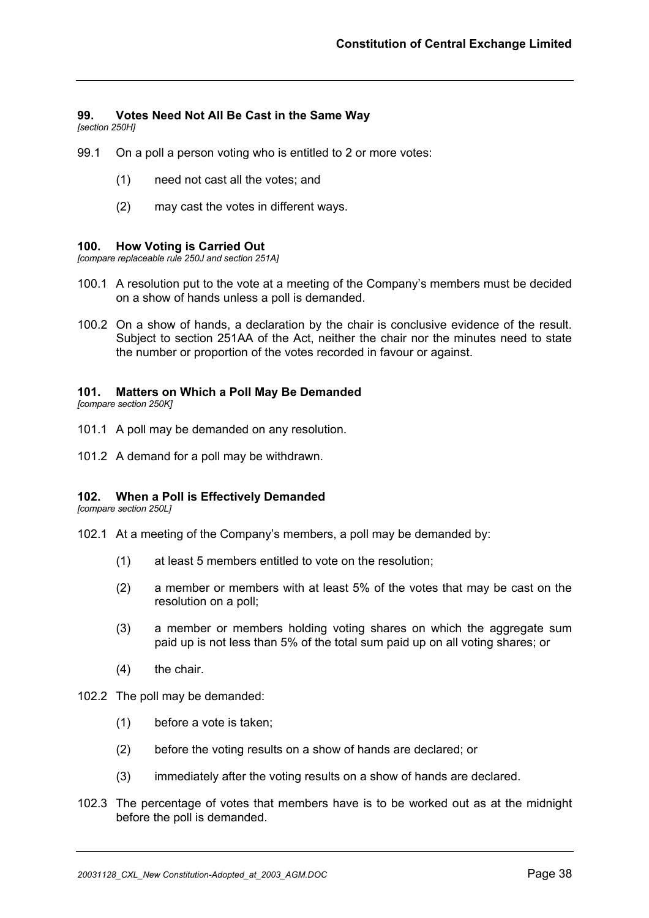### 99. Votes Need Not All Be Cast in the Same Way

*[section 250H]*

99.1 On a poll a person voting who is entitled to 2 or more votes:

(1) need not cast all the votes; and

(2) may cast the votes in different ways.

### 100. How Voting is Carried Out

*[compare replaceable rule 250J and section 251A]*

100.1 A resolution put to the vote at a meeting of the Company's members must be decided on a show of hands unless a poll is demanded.

100.2 On a show of hands, a declaration by the chair is conclusive evidence of the result. Subject to section 251AA of the Act, neither the chair nor the minutes need to state the number or proportion of the votes recorded in favour or against.

### 101. Matters on Which a Poll May Be Demanded

*[compare section 250K]*

101.1 A poll may be demanded on any resolution.

101.2 A demand for a poll may be withdrawn.

### 102. When a Poll is Effectively Demanded

*[compare section 250L]*

102.1 At a meeting of the Company's members, a poll may be demanded by:

(1) at least 5 members entitled to vote on the resolution;

(2) a member or members with at least 5% of the votes that may be cast on the resolution on a poll;

(3) a member or members holding voting shares on which the aggregate sum paid up is not less than 5% of the total sum paid up on all voting shares; or

(4) the chair.

102.2 The poll may be demanded:

(1) before a vote is taken;

(2) before the voting results on a show of hands are declared; or

(3) immediately after the voting results on a show of hands are declared.

102.3 The percentage of votes that members have is to be worked out as at the midnight before the poll is demanded.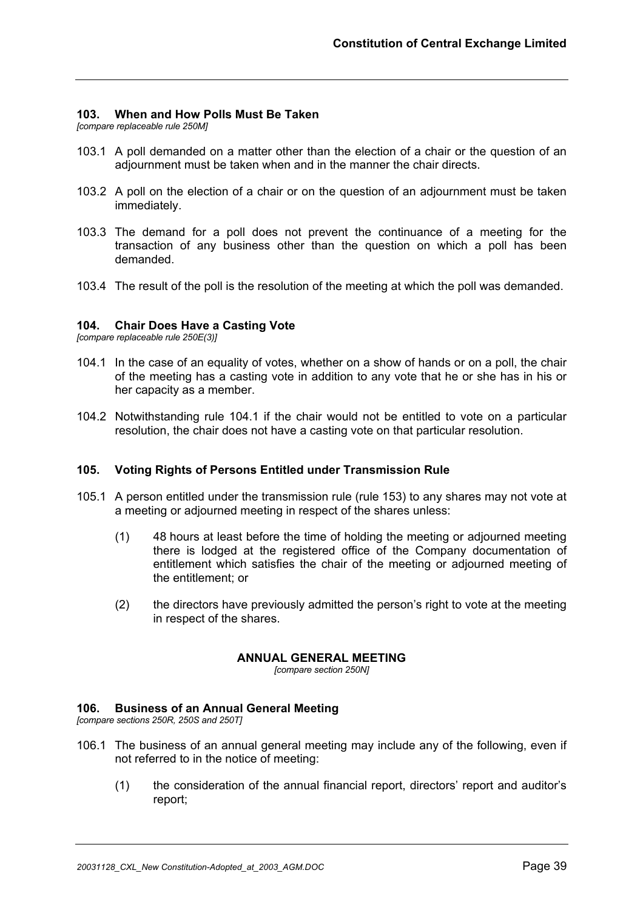### 103. When and How Polls Must Be Taken

*[compare replaceable rule 250M]*

103.1 A poll demanded on a matter other than the election of a chair or the question of an adjournment must be taken when and in the manner the chair directs.

103.2 A poll on the election of a chair or on the question of an adjournment must be taken immediately.

103.3 The demand for a poll does not prevent the continuance of a meeting for the transaction of any business other than the question on which a poll has been demanded.

103.4 The result of the poll is the resolution of the meeting at which the poll was demanded.

### 104. Chair Does Have a Casting Vote

*[compare replaceable rule 250E(3)]*

104.1 In the case of an equality of votes, whether on a show of hands or on a poll, the chair of the meeting has a casting vote in addition to any vote that he or she has in his or her capacity as a member.

104.2 Notwithstanding rule 104.1 if the chair would not be entitled to vote on a particular resolution, the chair does not have a casting vote on that particular resolution.

### 105. Voting Rights of Persons Entitled under Transmission Rule

105.1 A person entitled under the transmission rule (rule 153) to any shares may not vote at a meeting or adjourned meeting in respect of the shares unless:

(1) 48 hours at least before the time of holding the meeting or adjourned meeting there is lodged at the registered office of the Company documentation of entitlement which satisfies the chair of the meeting or adjourned meeting of the entitlement; or

(2) the directors have previously admitted the person's right to vote at the meeting in respect of the shares.

## ANNUAL GENERAL MEETING

*[compare section 250N]*

### 106. Business of an Annual General Meeting

*[compare sections 250R, 250S and 250T]*

106.1 The business of an annual general meeting may include any of the following, even if not referred to in the notice of meeting:

(1) the consideration of the annual financial report, directors' report and auditor's report;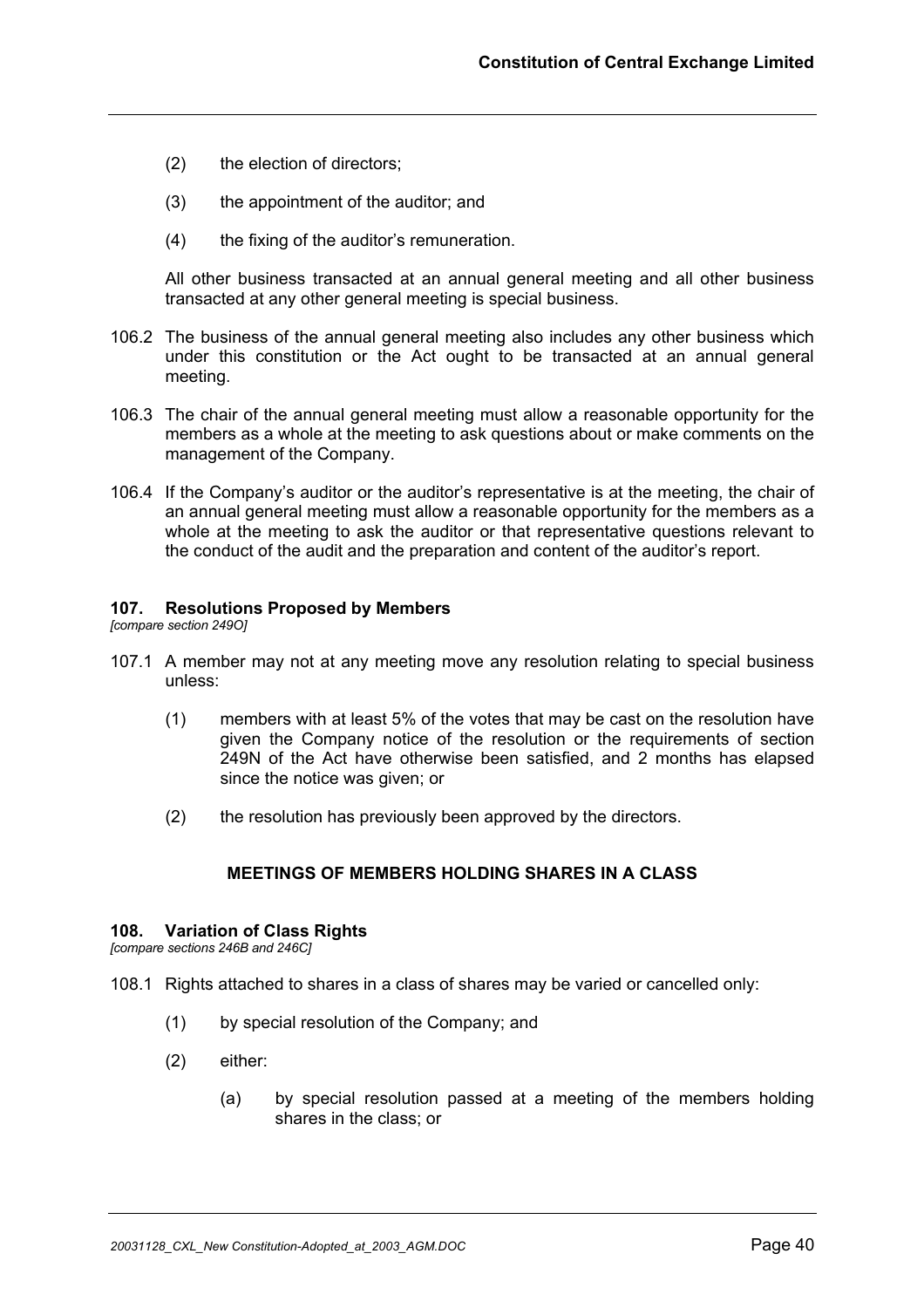(2) the election of directors;

(3) the appointment of the auditor; and

(4) the fixing of the auditor's remuneration.

All other business transacted at an annual general meeting and all other business transacted at any other general meeting is special business.

106.2 The business of the annual general meeting also includes any other business which under this constitution or the Act ought to be transacted at an annual general meeting.

106.3 The chair of the annual general meeting must allow a reasonable opportunity for the members as a whole at the meeting to ask questions about or make comments on the management of the Company.

106.4 If the Company's auditor or the auditor's representative is at the meeting, the chair of an annual general meeting must allow a reasonable opportunity for the members as a whole at the meeting to ask the auditor or that representative questions relevant to the conduct of the audit and the preparation and content of the auditor's report.

### 107. Resolutions Proposed by Members

*[compare section 249O]*

107.1 A member may not at any meeting move any resolution relating to special business unless:

(1) members with at least 5% of the votes that may be cast on the resolution have given the Company notice of the resolution or the requirements of section 249N of the Act have otherwise been satisfied, and 2 months has elapsed since the notice was given; or

(2) the resolution has previously been approved by the directors.

## MEETINGS OF MEMBERS HOLDING SHARES IN A CLASS

### 108. Variation of Class Rights

*[compare sections 246B and 246C]*

108.1 Rights attached to shares in a class of shares may be varied or cancelled only:

(1) by special resolution of the Company; and

(2) either:

(a) by special resolution passed at a meeting of the members holding shares in the class; or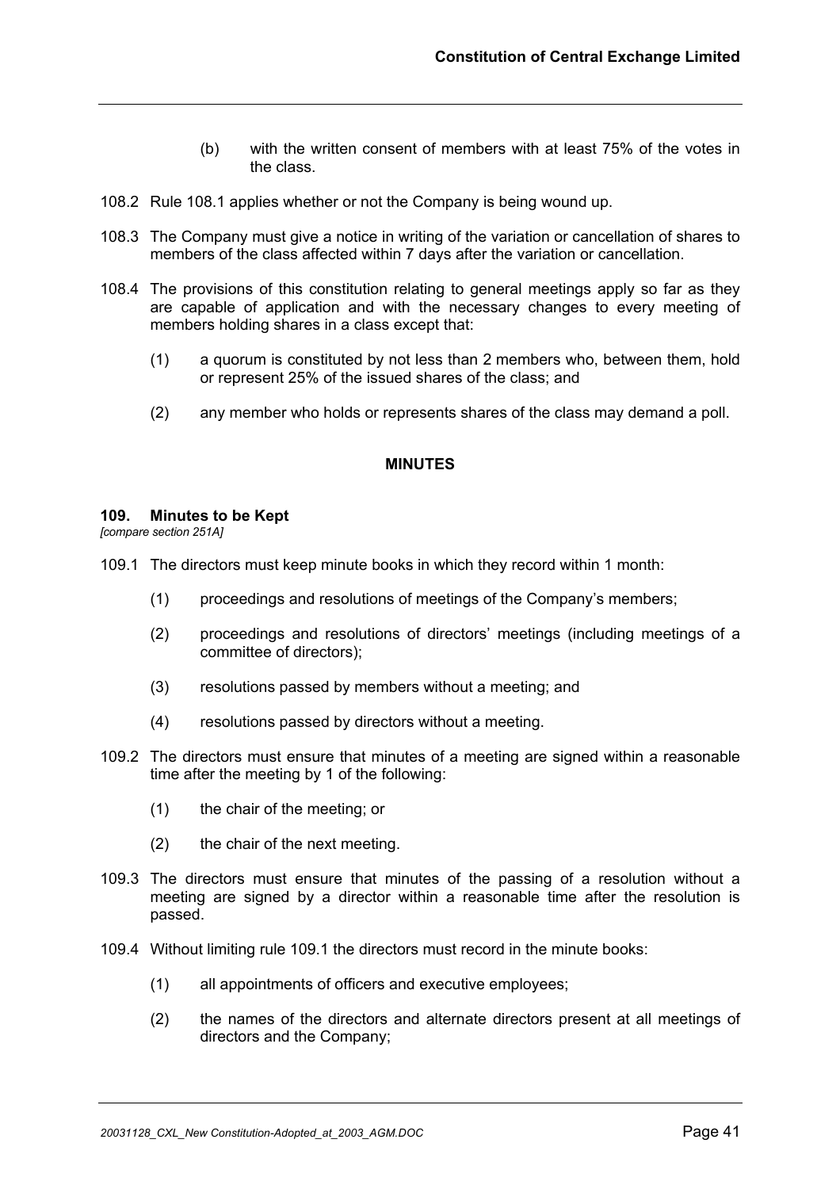(b) with the written consent of members with at least 75% of the votes in the class.

108.2 Rule 108.1 applies whether or not the Company is being wound up.

108.3 The Company must give a notice in writing of the variation or cancellation of shares to members of the class affected within 7 days after the variation or cancellation.

108.4 The provisions of this constitution relating to general meetings apply so far as they are capable of application and with the necessary changes to every meeting of members holding shares in a class except that:

(1) a quorum is constituted by not less than 2 members who, between them, hold or represent 25% of the issued shares of the class; and

(2) any member who holds or represents shares of the class may demand a poll.

## MINUTES

### 109. Minutes to be Kept

*[compare section 251A]*

109.1 The directors must keep minute books in which they record within 1 month:

(1) proceedings and resolutions of meetings of the Company's members;

(2) proceedings and resolutions of directors' meetings (including meetings of a committee of directors);

(3) resolutions passed by members without a meeting; and

(4) resolutions passed by directors without a meeting.

109.2 The directors must ensure that minutes of a meeting are signed within a reasonable time after the meeting by 1 of the following:

(1) the chair of the meeting; or

(2) the chair of the next meeting.

109.3 The directors must ensure that minutes of the passing of a resolution without a meeting are signed by a director within a reasonable time after the resolution is passed.

109.4 Without limiting rule 109.1 the directors must record in the minute books:

(1) all appointments of officers and executive employees;

(2) the names of the directors and alternate directors present at all meetings of directors and the Company;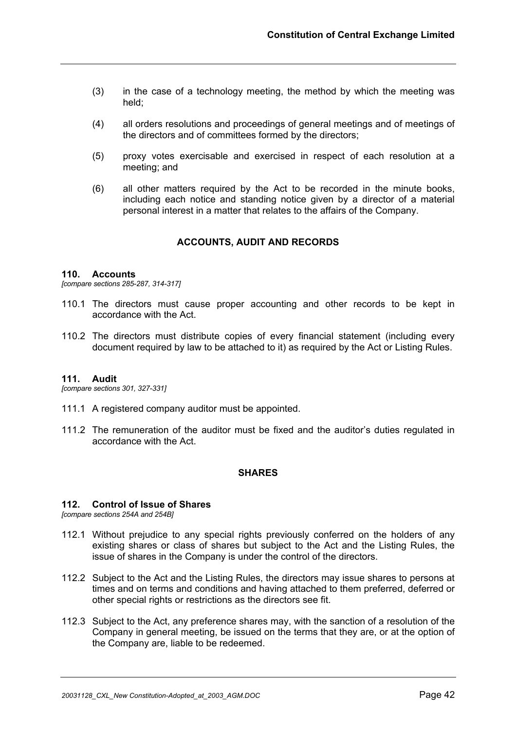(3) in the case of a technology meeting, the method by which the meeting was held;

(4) all orders resolutions and proceedings of general meetings and of meetings of the directors and of committees formed by the directors;

(5) proxy votes exercisable and exercised in respect of each resolution at a meeting; and

(6) all other matters required by the Act to be recorded in the minute books, including each notice and standing notice given by a director of a material personal interest in a matter that relates to the affairs of the Company.

## ACCOUNTS, AUDIT AND RECORDS

### 110. Accounts

*[compare sections 285-287, 314-317]*

110.1 The directors must cause proper accounting and other records to be kept in accordance with the Act.

110.2 The directors must distribute copies of every financial statement (including every document required by law to be attached to it) as required by the Act or Listing Rules.

### 111. Audit

*[compare sections 301, 327-331]*

111.1 A registered company auditor must be appointed.

111.2 The remuneration of the auditor must be fixed and the auditor's duties regulated in accordance with the Act.

## SHARES

### 112. Control of Issue of Shares

*[compare sections 254A and 254B]*

112.1 Without prejudice to any special rights previously conferred on the holders of any existing shares or class of shares but subject to the Act and the Listing Rules, the issue of shares in the Company is under the control of the directors.

112.2 Subject to the Act and the Listing Rules, the directors may issue shares to persons at times and on terms and conditions and having attached to them preferred, deferred or other special rights or restrictions as the directors see fit.

112.3 Subject to the Act, any preference shares may, with the sanction of a resolution of the Company in general meeting, be issued on the terms that they are, or at the option of the Company are, liable to be redeemed.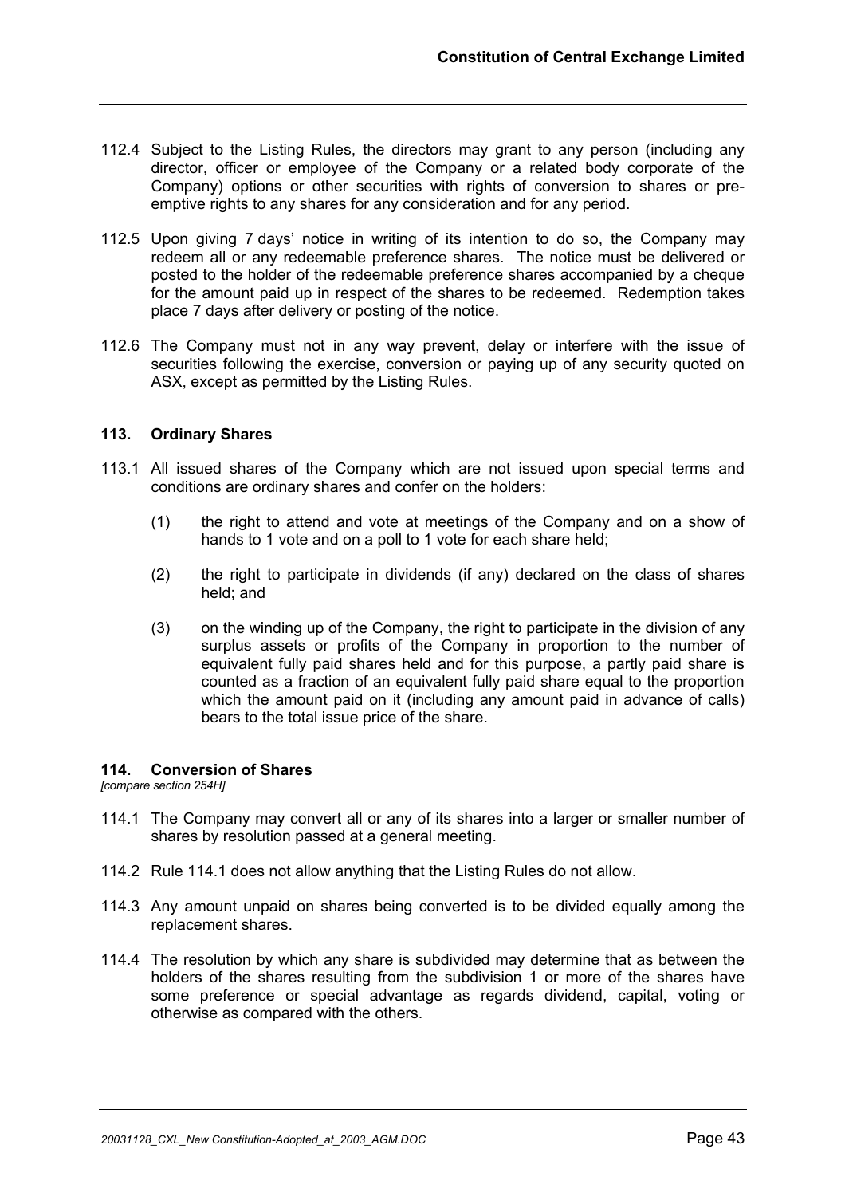112.4 Subject to the Listing Rules, the directors may grant to any person (including any director, officer or employee of the Company or a related body corporate of the Company) options or other securities with rights of conversion to shares or pre-emptive rights to any shares for any consideration and for any period.

112.5 Upon giving 7 days' notice in writing of its intention to do so, the Company may redeem all or any redeemable preference shares. The notice must be delivered or posted to the holder of the redeemable preference shares accompanied by a cheque for the amount paid up in respect of the shares to be redeemed. Redemption takes place 7 days after delivery or posting of the notice.

112.6 The Company must not in any way prevent, delay or interfere with the issue of securities following the exercise, conversion or paying up of any security quoted on ASX, except as permitted by the Listing Rules.

### 113. Ordinary Shares

113.1 All issued shares of the Company which are not issued upon special terms and conditions are ordinary shares and confer on the holders:

(1) the right to attend and vote at meetings of the Company and on a show of hands to 1 vote and on a poll to 1 vote for each share held;

(2) the right to participate in dividends (if any) declared on the class of shares held; and

(3) on the winding up of the Company, the right to participate in the division of any surplus assets or profits of the Company in proportion to the number of equivalent fully paid shares held and for this purpose, a partly paid share is counted as a fraction of an equivalent fully paid share equal to the proportion which the amount paid on it (including any amount paid in advance of calls) bears to the total issue price of the share.

### 114. Conversion of Shares

*[compare section 254H]*

114.1 The Company may convert all or any of its shares into a larger or smaller number of shares by resolution passed at a general meeting.

114.2 Rule 114.1 does not allow anything that the Listing Rules do not allow.

114.3 Any amount unpaid on shares being converted is to be divided equally among the replacement shares.

114.4 The resolution by which any share is subdivided may determine that as between the holders of the shares resulting from the subdivision 1 or more of the shares have some preference or special advantage as regards dividend, capital, voting or otherwise as compared with the others.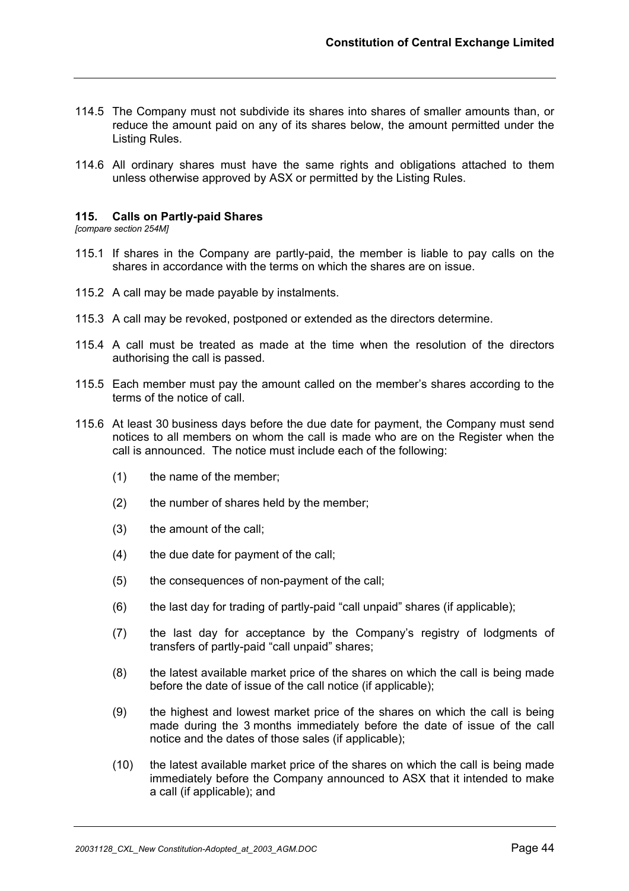114.5 The Company must not subdivide its shares into shares of smaller amounts than, or reduce the amount paid on any of its shares below, the amount permitted under the Listing Rules.

114.6 All ordinary shares must have the same rights and obligations attached to them unless otherwise approved by ASX or permitted by the Listing Rules.

## 115. Calls on Partly-paid Shares

*[compare section 254M]*

115.1 If shares in the Company are partly-paid, the member is liable to pay calls on the shares in accordance with the terms on which the shares are on issue.

115.2 A call may be made payable by instalments.

115.3 A call may be revoked, postponed or extended as the directors determine.

115.4 A call must be treated as made at the time when the resolution of the directors authorising the call is passed.

115.5 Each member must pay the amount called on the member's shares according to the terms of the notice of call.

115.6 At least 30 business days before the due date for payment, the Company must send notices to all members on whom the call is made who are on the Register when the call is announced. The notice must include each of the following:

(1) the name of the member;

(2) the number of shares held by the member;

(3) the amount of the call;

(4) the due date for payment of the call;

(5) the consequences of non-payment of the call;

(6) the last day for trading of partly-paid "call unpaid" shares (if applicable);

(7) the last day for acceptance by the Company's registry of lodgments of transfers of partly-paid "call unpaid" shares;

(8) the latest available market price of the shares on which the call is being made before the date of issue of the call notice (if applicable);

(9) the highest and lowest market price of the shares on which the call is being made during the 3 months immediately before the date of issue of the call notice and the dates of those sales (if applicable);

(10) the latest available market price of the shares on which the call is being made immediately before the Company announced to ASX that it intended to make a call (if applicable); and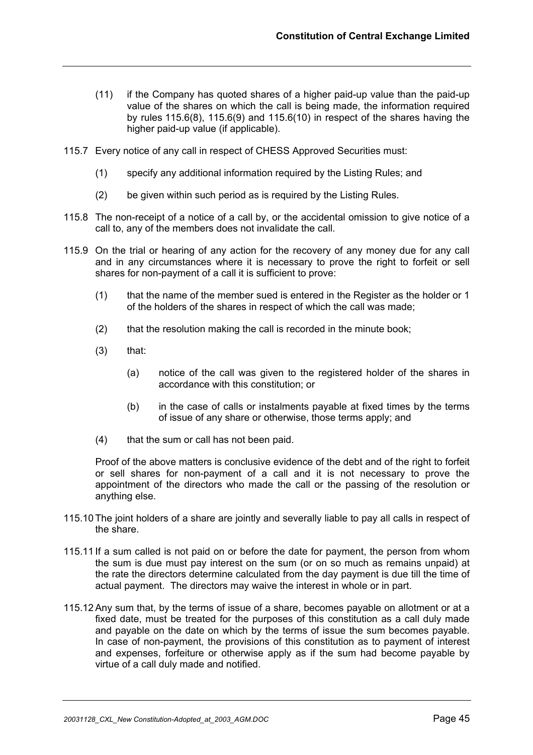(11) if the Company has quoted shares of a higher paid-up value than the paid-up value of the shares on which the call is being made, the information required by rules 115.6(8), 115.6(9) and 115.6(10) in respect of the shares having the higher paid-up value (if applicable).

115.7 Every notice of any call in respect of CHESS Approved Securities must:

(1) specify any additional information required by the Listing Rules; and

(2) be given within such period as is required by the Listing Rules.

115.8 The non-receipt of a notice of a call by, or the accidental omission to give notice of a call to, any of the members does not invalidate the call.

115.9 On the trial or hearing of any action for the recovery of any money due for any call and in any circumstances where it is necessary to prove the right to forfeit or sell shares for non-payment of a call it is sufficient to prove:

(1) that the name of the member sued is entered in the Register as the holder or 1 of the holders of the shares in respect of which the call was made;

(2) that the resolution making the call is recorded in the minute book;

(3) that:

(a) notice of the call was given to the registered holder of the shares in accordance with this constitution; or

(b) in the case of calls or instalments payable at fixed times by the terms of issue of any share or otherwise, those terms apply; and

(4) that the sum or call has not been paid.

Proof of the above matters is conclusive evidence of the debt and of the right to forfeit or sell shares for non-payment of a call and it is not necessary to prove the appointment of the directors who made the call or the passing of the resolution or anything else.

115.10 The joint holders of a share are jointly and severally liable to pay all calls in respect of the share.

115.11 If a sum called is not paid on or before the date for payment, the person from whom the sum is due must pay interest on the sum (or on so much as remains unpaid) at the rate the directors determine calculated from the day payment is due till the time of actual payment. The directors may waive the interest in whole or in part.

115.12 Any sum that, by the terms of issue of a share, becomes payable on allotment or at a fixed date, must be treated for the purposes of this constitution as a call duly made and payable on the date on which by the terms of issue the sum becomes payable. In case of non-payment, the provisions of this constitution as to payment of interest and expenses, forfeiture or otherwise apply as if the sum had become payable by virtue of a call duly made and notified.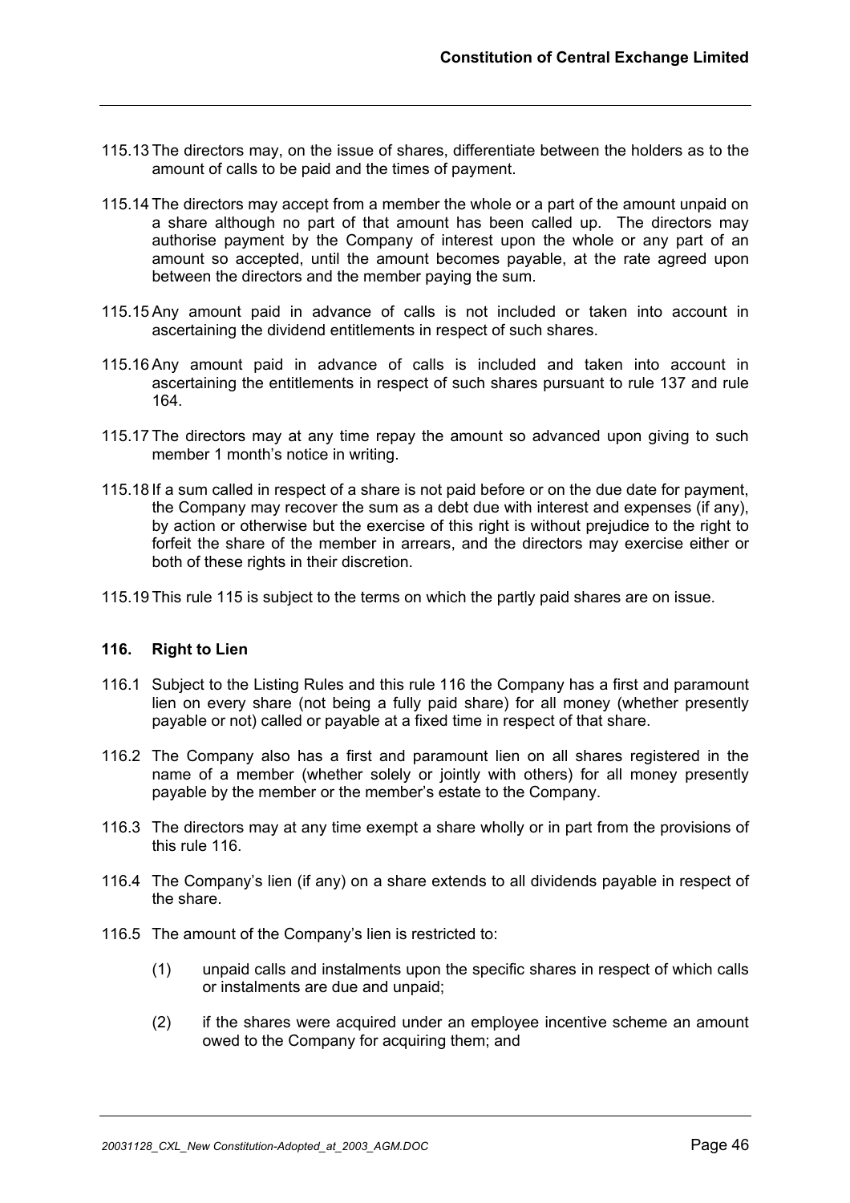115.13 The directors may, on the issue of shares, differentiate between the holders as to the amount of calls to be paid and the times of payment.

115.14 The directors may accept from a member the whole or a part of the amount unpaid on a share although no part of that amount has been called up. The directors may authorise payment by the Company of interest upon the whole or any part of an amount so accepted, until the amount becomes payable, at the rate agreed upon between the directors and the member paying the sum.

115.15 Any amount paid in advance of calls is not included or taken into account in ascertaining the dividend entitlements in respect of such shares.

115.16 Any amount paid in advance of calls is included and taken into account in ascertaining the entitlements in respect of such shares pursuant to rule 137 and rule 164.

115.17 The directors may at any time repay the amount so advanced upon giving to such member 1 month's notice in writing.

115.18 If a sum called in respect of a share is not paid before or on the due date for payment, the Company may recover the sum as a debt due with interest and expenses (if any), by action or otherwise but the exercise of this right is without prejudice to the right to forfeit the share of the member in arrears, and the directors may exercise either or both of these rights in their discretion.

115.19 This rule 115 is subject to the terms on which the partly paid shares are on issue.

## 116. Right to Lien

116.1 Subject to the Listing Rules and this rule 116 the Company has a first and paramount lien on every share (not being a fully paid share) for all money (whether presently payable or not) called or payable at a fixed time in respect of that share.

116.2 The Company also has a first and paramount lien on all shares registered in the name of a member (whether solely or jointly with others) for all money presently payable by the member or the member's estate to the Company.

116.3 The directors may at any time exempt a share wholly or in part from the provisions of this rule 116.

116.4 The Company's lien (if any) on a share extends to all dividends payable in respect of the share.

116.5 The amount of the Company's lien is restricted to:

(1) unpaid calls and instalments upon the specific shares in respect of which calls or instalments are due and unpaid;

(2) if the shares were acquired under an employee incentive scheme an amount owed to the Company for acquiring them; and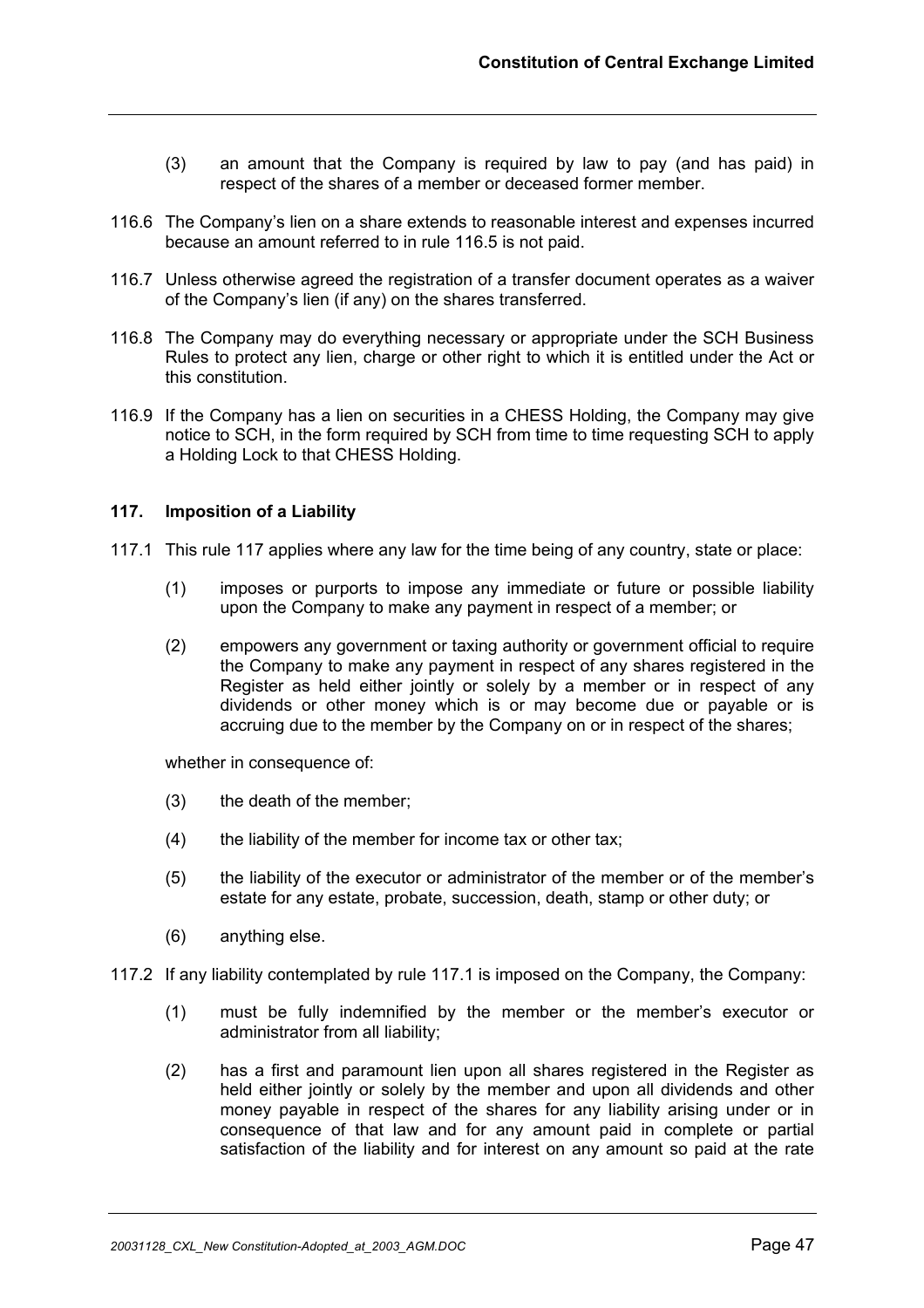(3) an amount that the Company is required by law to pay (and has paid) in respect of the shares of a member or deceased former member.

116.6 The Company's lien on a share extends to reasonable interest and expenses incurred because an amount referred to in rule 116.5 is not paid.

116.7 Unless otherwise agreed the registration of a transfer document operates as a waiver of the Company's lien (if any) on the shares transferred.

116.8 The Company may do everything necessary or appropriate under the SCH Business Rules to protect any lien, charge or other right to which it is entitled under the Act or this constitution.

116.9 If the Company has a lien on securities in a CHESS Holding, the Company may give notice to SCH, in the form required by SCH from time to time requesting SCH to apply a Holding Lock to that CHESS Holding.

### 117. Imposition of a Liability

117.1 This rule 117 applies where any law for the time being of any country, state or place:

(1) imposes or purports to impose any immediate or future or possible liability upon the Company to make any payment in respect of a member; or

(2) empowers any government or taxing authority or government official to require the Company to make any payment in respect of any shares registered in the Register as held either jointly or solely by a member or in respect of any dividends or other money which is or may become due or payable or is accruing due to the member by the Company on or in respect of the shares;

whether in consequence of:

(3) the death of the member;

(4) the liability of the member for income tax or other tax;

(5) the liability of the executor or administrator of the member or of the member's estate for any estate, probate, succession, death, stamp or other duty; or

(6) anything else.

117.2 If any liability contemplated by rule 117.1 is imposed on the Company, the Company:

(1) must be fully indemnified by the member or the member's executor or administrator from all liability;

(2) has a first and paramount lien upon all shares registered in the Register as held either jointly or solely by the member and upon all dividends and other money payable in respect of the shares for any liability arising under or in consequence of that law and for any amount paid in complete or partial satisfaction of the liability and for interest on any amount so paid at the rate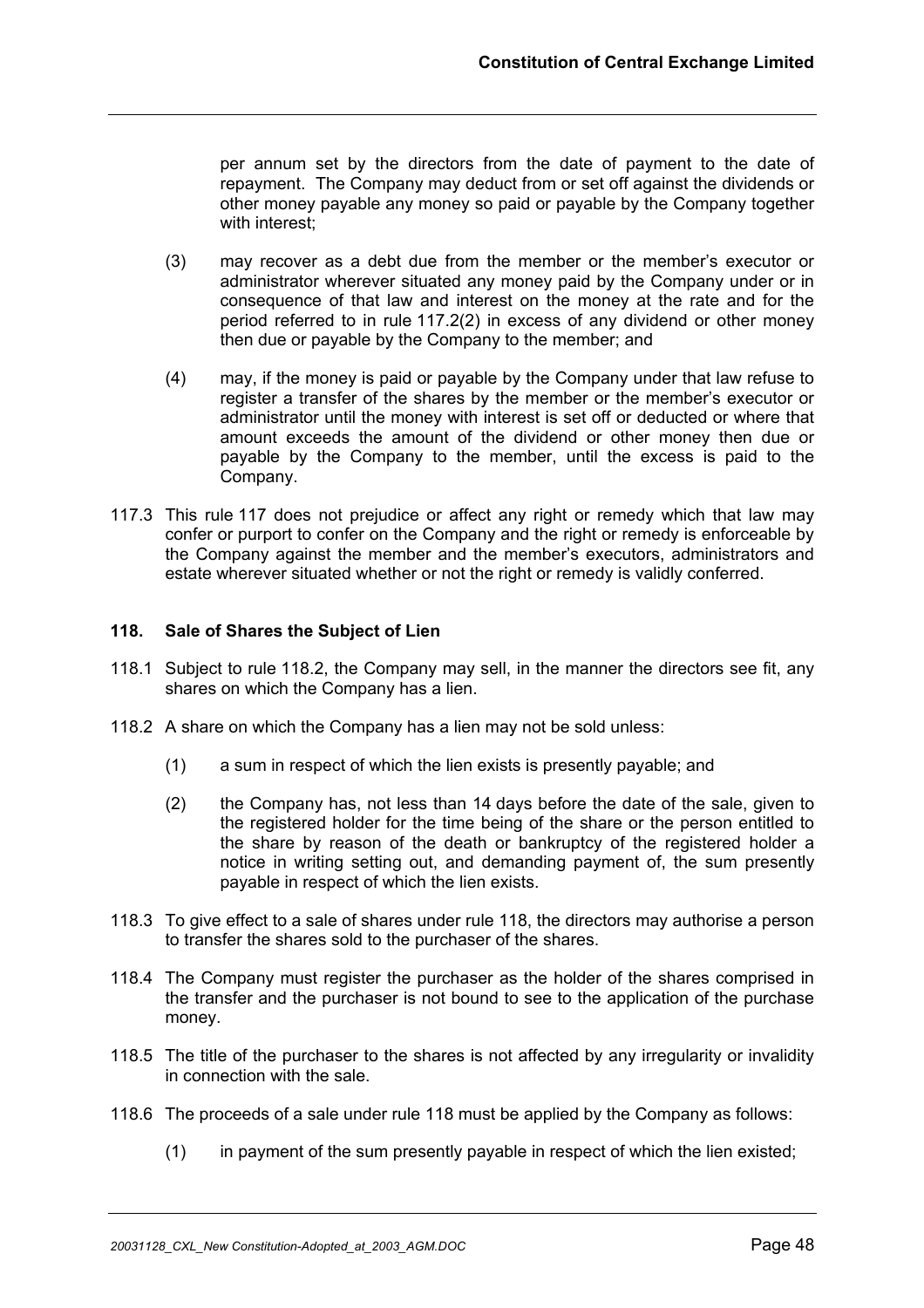per annum set by the directors from the date of payment to the date of repayment. The Company may deduct from or set off against the dividends or other money payable any money so paid or payable by the Company together with interest;

(3) may recover as a debt due from the member or the member's executor or administrator wherever situated any money paid by the Company under or in consequence of that law and interest on the money at the rate and for the period referred to in rule 117.2(2) in excess of any dividend or other money then due or payable by the Company to the member; and

(4) may, if the money is paid or payable by the Company under that law refuse to register a transfer of the shares by the member or the member's executor or administrator until the money with interest is set off or deducted or where that amount exceeds the amount of the dividend or other money then due or payable by the Company to the member, until the excess is paid to the Company.

117.3 This rule 117 does not prejudice or affect any right or remedy which that law may confer or purport to confer on the Company and the right or remedy is enforceable by the Company against the member and the member's executors, administrators and estate wherever situated whether or not the right or remedy is validly conferred.

**118. Sale of Shares the Subject of Lien**

118.1 Subject to rule 118.2, the Company may sell, in the manner the directors see fit, any shares on which the Company has a lien.

118.2 A share on which the Company has a lien may not be sold unless:

(1) a sum in respect of which the lien exists is presently payable; and

(2) the Company has, not less than 14 days before the date of the sale, given to the registered holder for the time being of the share or the person entitled to the share by reason of the death or bankruptcy of the registered holder a notice in writing setting out, and demanding payment of, the sum presently payable in respect of which the lien exists.

118.3 To give effect to a sale of shares under rule 118, the directors may authorise a person to transfer the shares sold to the purchaser of the shares.

118.4 The Company must register the purchaser as the holder of the shares comprised in the transfer and the purchaser is not bound to see to the application of the purchase money.

118.5 The title of the purchaser to the shares is not affected by any irregularity or invalidity in connection with the sale.

118.6 The proceeds of a sale under rule 118 must be applied by the Company as follows:

(1) in payment of the sum presently payable in respect of which the lien existed;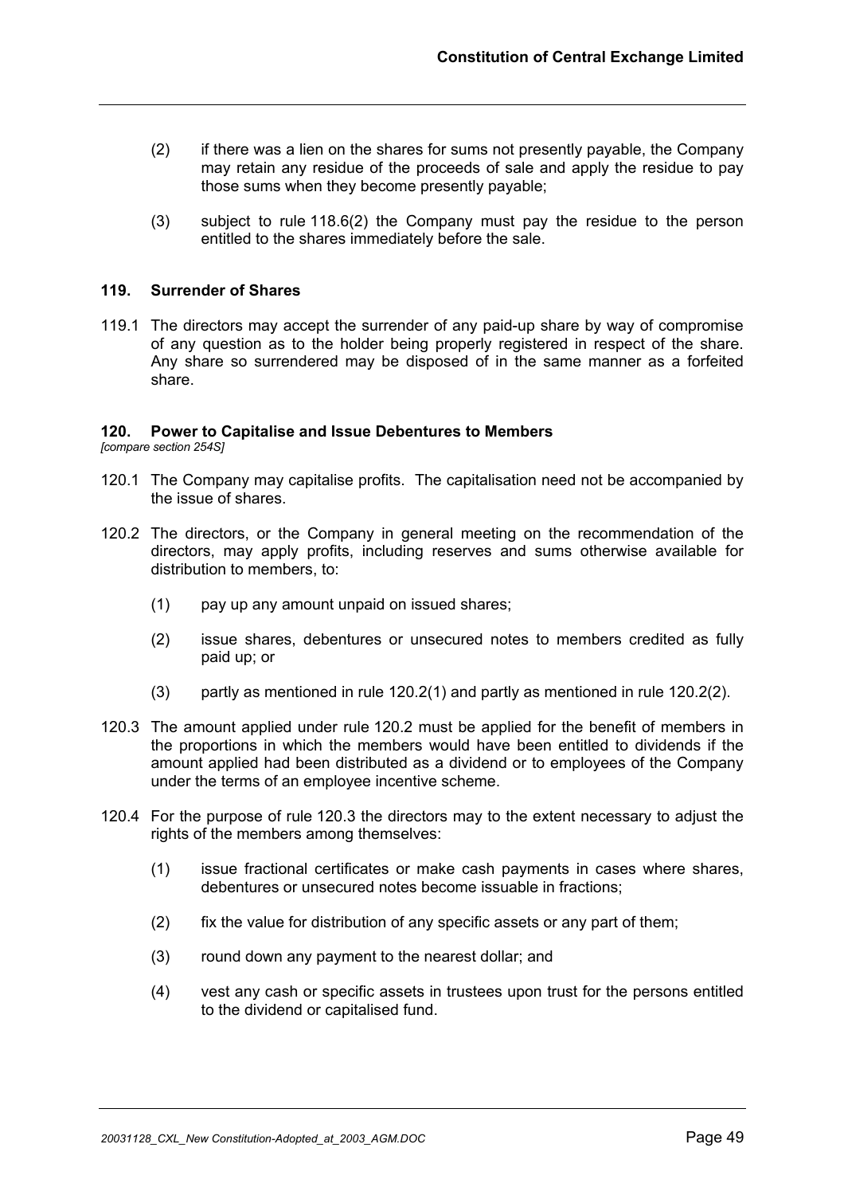(2) if there was a lien on the shares for sums not presently payable, the Company may retain any residue of the proceeds of sale and apply the residue to pay those sums when they become presently payable;

(3) subject to rule 118.6(2) the Company must pay the residue to the person entitled to the shares immediately before the sale.

## 119. Surrender of Shares

119.1 The directors may accept the surrender of any paid-up share by way of compromise of any question as to the holder being properly registered in respect of the share. Any share so surrendered may be disposed of in the same manner as a forfeited share.

## 120. Power to Capitalise and Issue Debentures to Members

*[compare section 254S]*

120.1 The Company may capitalise profits. The capitalisation need not be accompanied by the issue of shares.

120.2 The directors, or the Company in general meeting on the recommendation of the directors, may apply profits, including reserves and sums otherwise available for distribution to members, to:

(1) pay up any amount unpaid on issued shares;

(2) issue shares, debentures or unsecured notes to members credited as fully paid up; or

(3) partly as mentioned in rule 120.2(1) and partly as mentioned in rule 120.2(2).

120.3 The amount applied under rule 120.2 must be applied for the benefit of members in the proportions in which the members would have been entitled to dividends if the amount applied had been distributed as a dividend or to employees of the Company under the terms of an employee incentive scheme.

120.4 For the purpose of rule 120.3 the directors may to the extent necessary to adjust the rights of the members among themselves:

(1) issue fractional certificates or make cash payments in cases where shares, debentures or unsecured notes become issuable in fractions;

(2) fix the value for distribution of any specific assets or any part of them;

(3) round down any payment to the nearest dollar; and

(4) vest any cash or specific assets in trustees upon trust for the persons entitled to the dividend or capitalised fund.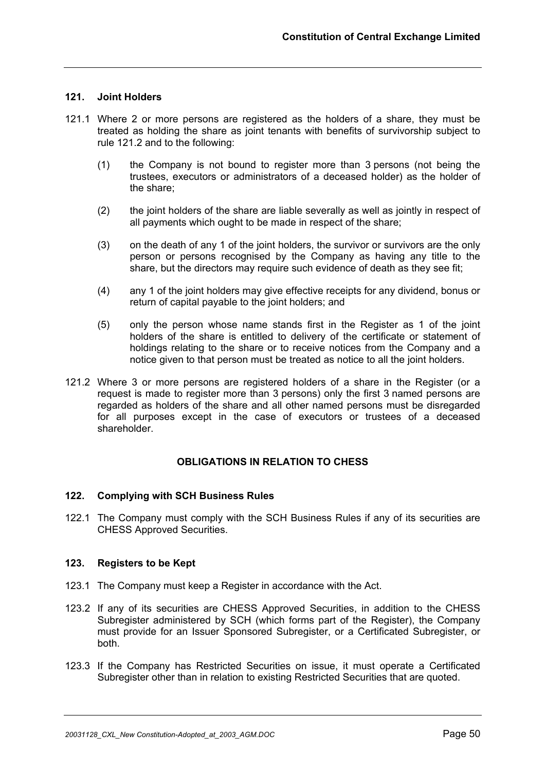### 121. Joint Holders

121.1 Where 2 or more persons are registered as the holders of a share, they must be treated as holding the share as joint tenants with benefits of survivorship subject to rule 121.2 and to the following:

(1) the Company is not bound to register more than 3 persons (not being the trustees, executors or administrators of a deceased holder) as the holder of the share;

(2) the joint holders of the share are liable severally as well as jointly in respect of all payments which ought to be made in respect of the share;

(3) on the death of any 1 of the joint holders, the survivor or survivors are the only person or persons recognised by the Company as having any title to the share, but the directors may require such evidence of death as they see fit;

(4) any 1 of the joint holders may give effective receipts for any dividend, bonus or return of capital payable to the joint holders; and

(5) only the person whose name stands first in the Register as 1 of the joint holders of the share is entitled to delivery of the certificate or statement of holdings relating to the share or to receive notices from the Company and a notice given to that person must be treated as notice to all the joint holders.

121.2 Where 3 or more persons are registered holders of a share in the Register (or a request is made to register more than 3 persons) only the first 3 named persons are regarded as holders of the share and all other named persons must be disregarded for all purposes except in the case of executors or trustees of a deceased shareholder.

## OBLIGATIONS IN RELATION TO CHESS

### 122. Complying with SCH Business Rules

122.1 The Company must comply with the SCH Business Rules if any of its securities are CHESS Approved Securities.

### 123. Registers to be Kept

123.1 The Company must keep a Register in accordance with the Act.

123.2 If any of its securities are CHESS Approved Securities, in addition to the CHESS Subregister administered by SCH (which forms part of the Register), the Company must provide for an Issuer Sponsored Subregister, or a Certificated Subregister, or both.

123.3 If the Company has Restricted Securities on issue, it must operate a Certificated Subregister other than in relation to existing Restricted Securities that are quoted.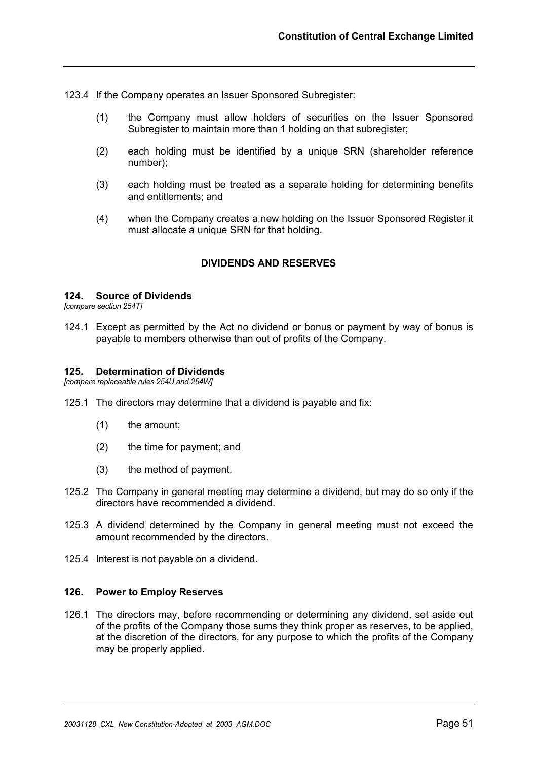123.4 If the Company operates an Issuer Sponsored Subregister:

(1) the Company must allow holders of securities on the Issuer Sponsored Subregister to maintain more than 1 holding on that subregister;

(2) each holding must be identified by a unique SRN (shareholder reference number);

(3) each holding must be treated as a separate holding for determining benefits and entitlements; and

(4) when the Company creates a new holding on the Issuer Sponsored Register it must allocate a unique SRN for that holding.

## DIVIDENDS AND RESERVES

### 124. Source of Dividends

*[compare section 254T]*

124.1 Except as permitted by the Act no dividend or bonus or payment by way of bonus is payable to members otherwise than out of profits of the Company.

### 125. Determination of Dividends

*[compare replaceable rules 254U and 254W]*

125.1 The directors may determine that a dividend is payable and fix:

(1) the amount;

(2) the time for payment; and

(3) the method of payment.

125.2 The Company in general meeting may determine a dividend, but may do so only if the directors have recommended a dividend.

125.3 A dividend determined by the Company in general meeting must not exceed the amount recommended by the directors.

125.4 Interest is not payable on a dividend.

### 126. Power to Employ Reserves

126.1 The directors may, before recommending or determining any dividend, set aside out of the profits of the Company those sums they think proper as reserves, to be applied, at the discretion of the directors, for any purpose to which the profits of the Company may be properly applied.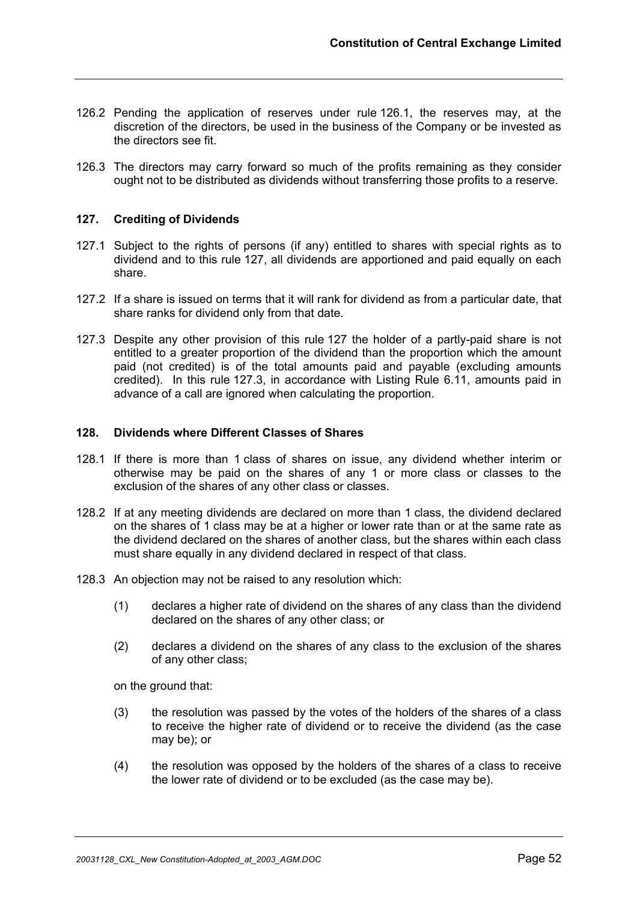126.2 Pending the application of reserves under rule 126.1, the reserves may, at the discretion of the directors, be used in the business of the Company or be invested as the directors see fit.

126.3 The directors may carry forward so much of the profits remaining as they consider ought not to be distributed as dividends without transferring those profits to a reserve.

### 127. Crediting of Dividends

127.1 Subject to the rights of persons (if any) entitled to shares with special rights as to dividend and to this rule 127, all dividends are apportioned and paid equally on each share.

127.2 If a share is issued on terms that it will rank for dividend as from a particular date, that share ranks for dividend only from that date.

127.3 Despite any other provision of this rule 127 the holder of a partly-paid share is not entitled to a greater proportion of the dividend than the proportion which the amount paid (not credited) is of the total amounts paid and payable (excluding amounts credited). In this rule 127.3, in accordance with Listing Rule 6.11, amounts paid in advance of a call are ignored when calculating the proportion.

### 128. Dividends where Different Classes of Shares

128.1 If there is more than 1 class of shares on issue, any dividend whether interim or otherwise may be paid on the shares of any 1 or more class or classes to the exclusion of the shares of any other class or classes.

128.2 If at any meeting dividends are declared on more than 1 class, the dividend declared on the shares of 1 class may be at a higher or lower rate than or at the same rate as the dividend declared on the shares of another class, but the shares within each class must share equally in any dividend declared in respect of that class.

128.3 An objection may not be raised to any resolution which:

(1) declares a higher rate of dividend on the shares of any class than the dividend declared on the shares of any other class; or

(2) declares a dividend on the shares of any class to the exclusion of the shares of any other class;

on the ground that:

(3) the resolution was passed by the votes of the holders of the shares of a class to receive the higher rate of dividend or to receive the dividend (as the case may be); or

(4) the resolution was opposed by the holders of the shares of a class to receive the lower rate of dividend or to be excluded (as the case may be).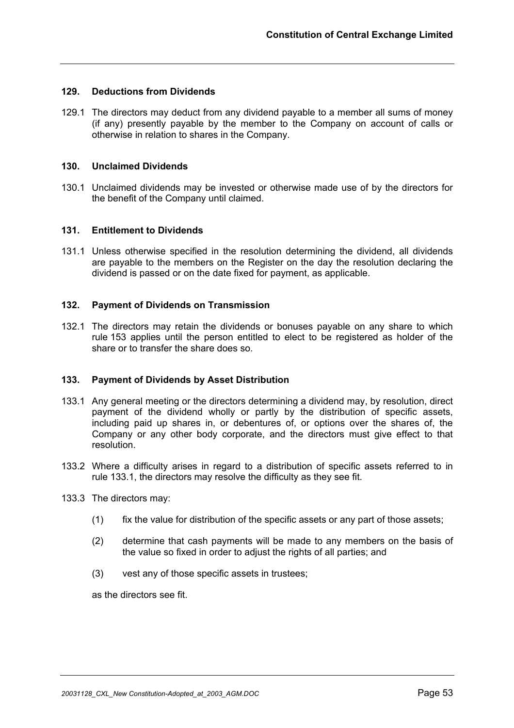## 129. Deductions from Dividends

129.1 The directors may deduct from any dividend payable to a member all sums of money (if any) presently payable by the member to the Company on account of calls or otherwise in relation to shares in the Company.

## 130. Unclaimed Dividends

130.1 Unclaimed dividends may be invested or otherwise made use of by the directors for the benefit of the Company until claimed.

## 131. Entitlement to Dividends

131.1 Unless otherwise specified in the resolution determining the dividend, all dividends are payable to the members on the Register on the day the resolution declaring the dividend is passed or on the date fixed for payment, as applicable.

## 132. Payment of Dividends on Transmission

132.1 The directors may retain the dividends or bonuses payable on any share to which rule 153 applies until the person entitled to elect to be registered as holder of the share or to transfer the share does so.

## 133. Payment of Dividends by Asset Distribution

133.1 Any general meeting or the directors determining a dividend may, by resolution, direct payment of the dividend wholly or partly by the distribution of specific assets, including paid up shares in, or debentures of, or options over the shares of, the Company or any other body corporate, and the directors must give effect to that resolution.

133.2 Where a difficulty arises in regard to a distribution of specific assets referred to in rule 133.1, the directors may resolve the difficulty as they see fit.

133.3 The directors may:

(1) fix the value for distribution of the specific assets or any part of those assets;

(2) determine that cash payments will be made to any members on the basis of the value so fixed in order to adjust the rights of all parties; and

(3) vest any of those specific assets in trustees;

as the directors see fit.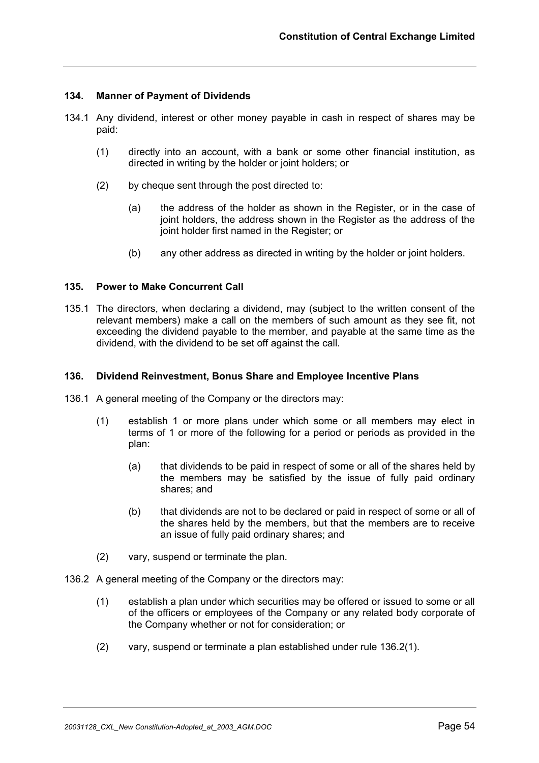## 134. Manner of Payment of Dividends

134.1 Any dividend, interest or other money payable in cash in respect of shares may be paid:

(1) directly into an account, with a bank or some other financial institution, as directed in writing by the holder or joint holders; or

(2) by cheque sent through the post directed to:

(a) the address of the holder as shown in the Register, or in the case of joint holders, the address shown in the Register as the address of the joint holder first named in the Register; or

(b) any other address as directed in writing by the holder or joint holders.

## 135. Power to Make Concurrent Call

135.1 The directors, when declaring a dividend, may (subject to the written consent of the relevant members) make a call on the members of such amount as they see fit, not exceeding the dividend payable to the member, and payable at the same time as the dividend, with the dividend to be set off against the call.

## 136. Dividend Reinvestment, Bonus Share and Employee Incentive Plans

136.1 A general meeting of the Company or the directors may:

(1) establish 1 or more plans under which some or all members may elect in terms of 1 or more of the following for a period or periods as provided in the plan:

(a) that dividends to be paid in respect of some or all of the shares held by the members may be satisfied by the issue of fully paid ordinary shares; and

(b) that dividends are not to be declared or paid in respect of some or all of the shares held by the members, but that the members are to receive an issue of fully paid ordinary shares; and

(2) vary, suspend or terminate the plan.

136.2 A general meeting of the Company or the directors may:

(1) establish a plan under which securities may be offered or issued to some or all of the officers or employees of the Company or any related body corporate of the Company whether or not for consideration; or

(2) vary, suspend or terminate a plan established under rule 136.2(1).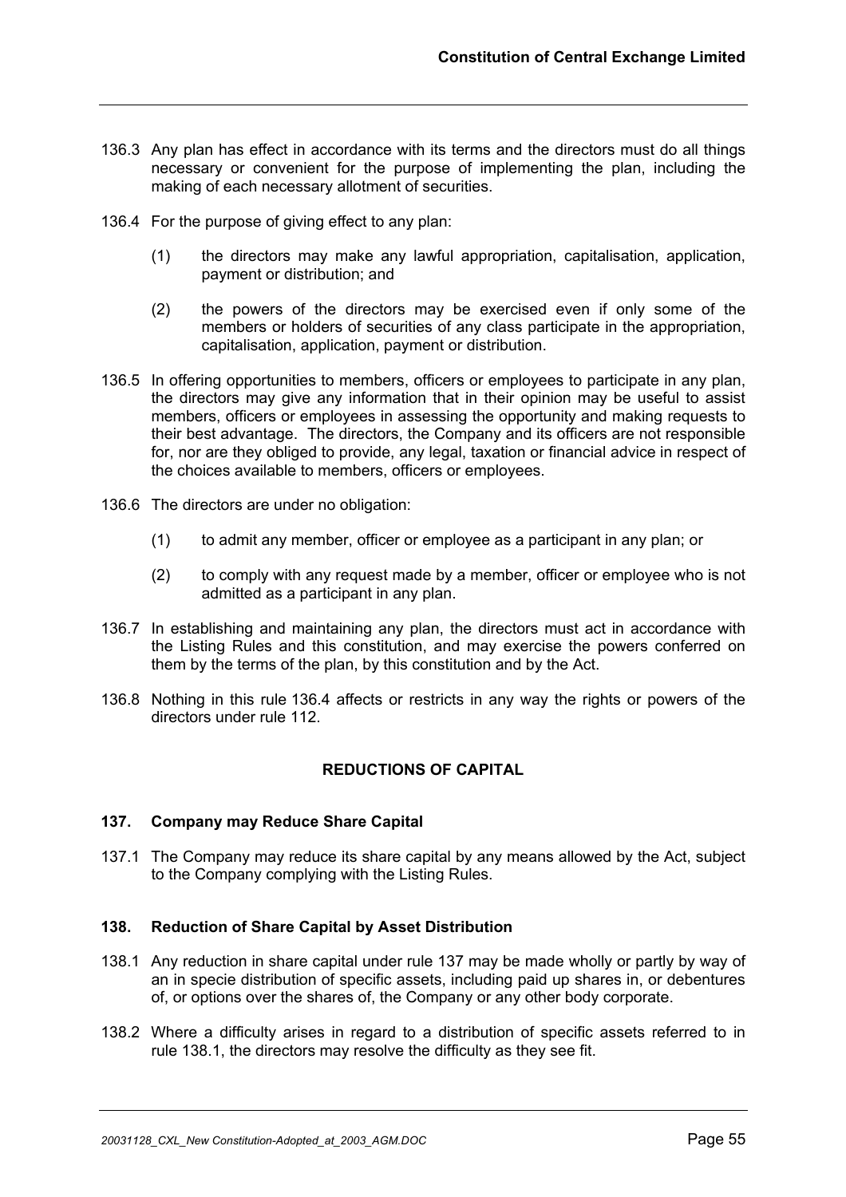136.3 Any plan has effect in accordance with its terms and the directors must do all things necessary or convenient for the purpose of implementing the plan, including the making of each necessary allotment of securities.

136.4 For the purpose of giving effect to any plan:

(1) the directors may make any lawful appropriation, capitalisation, application, payment or distribution; and

(2) the powers of the directors may be exercised even if only some of the members or holders of securities of any class participate in the appropriation, capitalisation, application, payment or distribution.

136.5 In offering opportunities to members, officers or employees to participate in any plan, the directors may give any information that in their opinion may be useful to assist members, officers or employees in assessing the opportunity and making requests to their best advantage. The directors, the Company and its officers are not responsible for, nor are they obliged to provide, any legal, taxation or financial advice in respect of the choices available to members, officers or employees.

136.6 The directors are under no obligation:

(1) to admit any member, officer or employee as a participant in any plan; or

(2) to comply with any request made by a member, officer or employee who is not admitted as a participant in any plan.

136.7 In establishing and maintaining any plan, the directors must act in accordance with the Listing Rules and this constitution, and may exercise the powers conferred on them by the terms of the plan, by this constitution and by the Act.

136.8 Nothing in this rule 136.4 affects or restricts in any way the rights or powers of the directors under rule 112.

## REDUCTIONS OF CAPITAL

### 137. Company may Reduce Share Capital

137.1 The Company may reduce its share capital by any means allowed by the Act, subject to the Company complying with the Listing Rules.

### 138. Reduction of Share Capital by Asset Distribution

138.1 Any reduction in share capital under rule 137 may be made wholly or partly by way of an in specie distribution of specific assets, including paid up shares in, or debentures of, or options over the shares of, the Company or any other body corporate.

138.2 Where a difficulty arises in regard to a distribution of specific assets referred to in rule 138.1, the directors may resolve the difficulty as they see fit.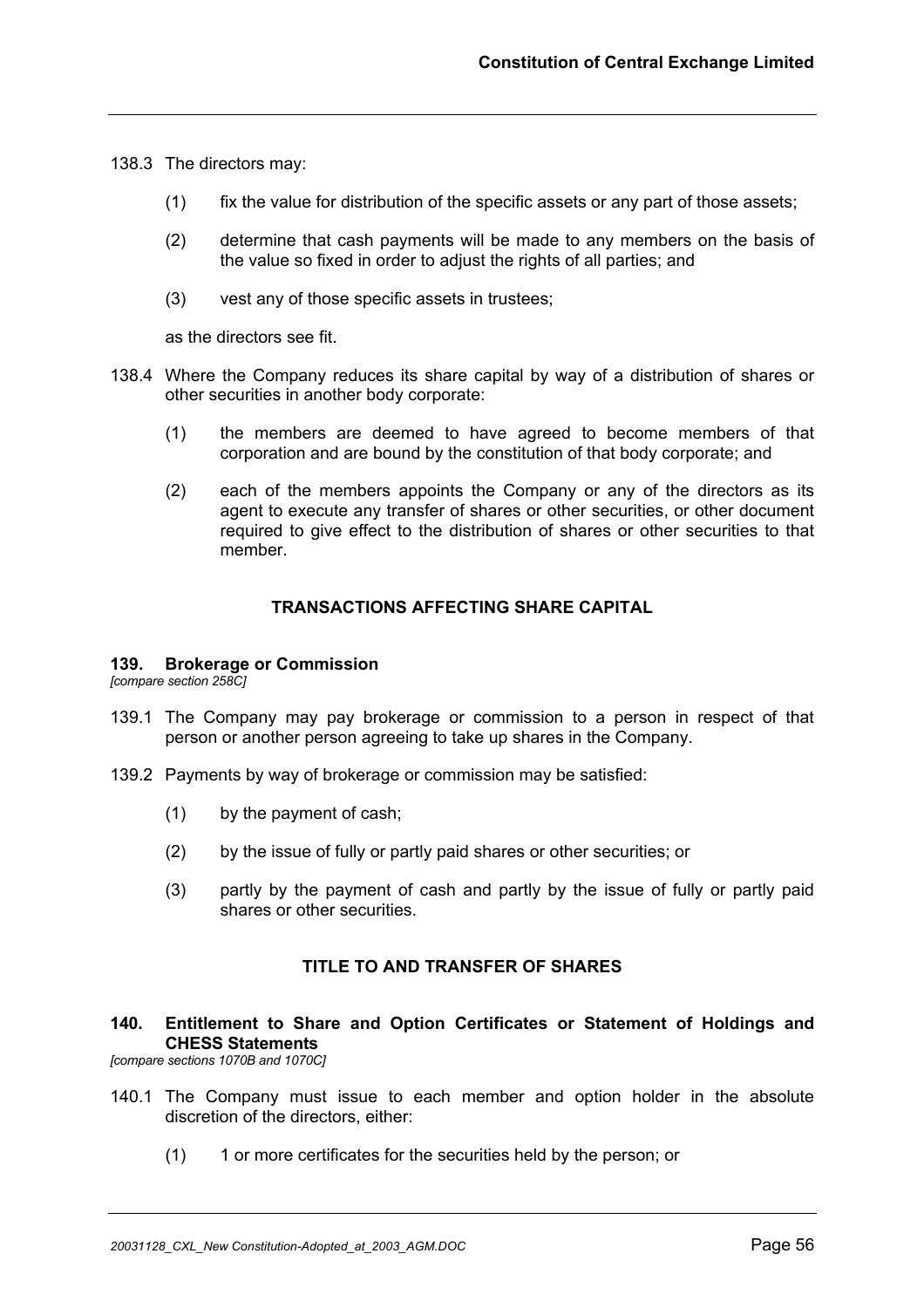138.3 The directors may:

(1) fix the value for distribution of the specific assets or any part of those assets;

(2) determine that cash payments will be made to any members on the basis of the value so fixed in order to adjust the rights of all parties; and

(3) vest any of those specific assets in trustees;

as the directors see fit.

138.4 Where the Company reduces its share capital by way of a distribution of shares or other securities in another body corporate:

(1) the members are deemed to have agreed to become members of that corporation and are bound by the constitution of that body corporate; and

(2) each of the members appoints the Company or any of the directors as its agent to execute any transfer of shares or other securities, or other document required to give effect to the distribution of shares or other securities to that member.

## TRANSACTIONS AFFECTING SHARE CAPITAL

### 139. Brokerage or Commission

*[compare section 258C]*

139.1 The Company may pay brokerage or commission to a person in respect of that person or another person agreeing to take up shares in the Company.

139.2 Payments by way of brokerage or commission may be satisfied:

(1) by the payment of cash;

(2) by the issue of fully or partly paid shares or other securities; or

(3) partly by the payment of cash and partly by the issue of fully or partly paid shares or other securities.

## TITLE TO AND TRANSFER OF SHARES

### 140. Entitlement to Share and Option Certificates or Statement of Holdings and CHESS Statements

*[compare sections 1070B and 1070C]*

140.1 The Company must issue to each member and option holder in the absolute discretion of the directors, either:

(1) 1 or more certificates for the securities held by the person; or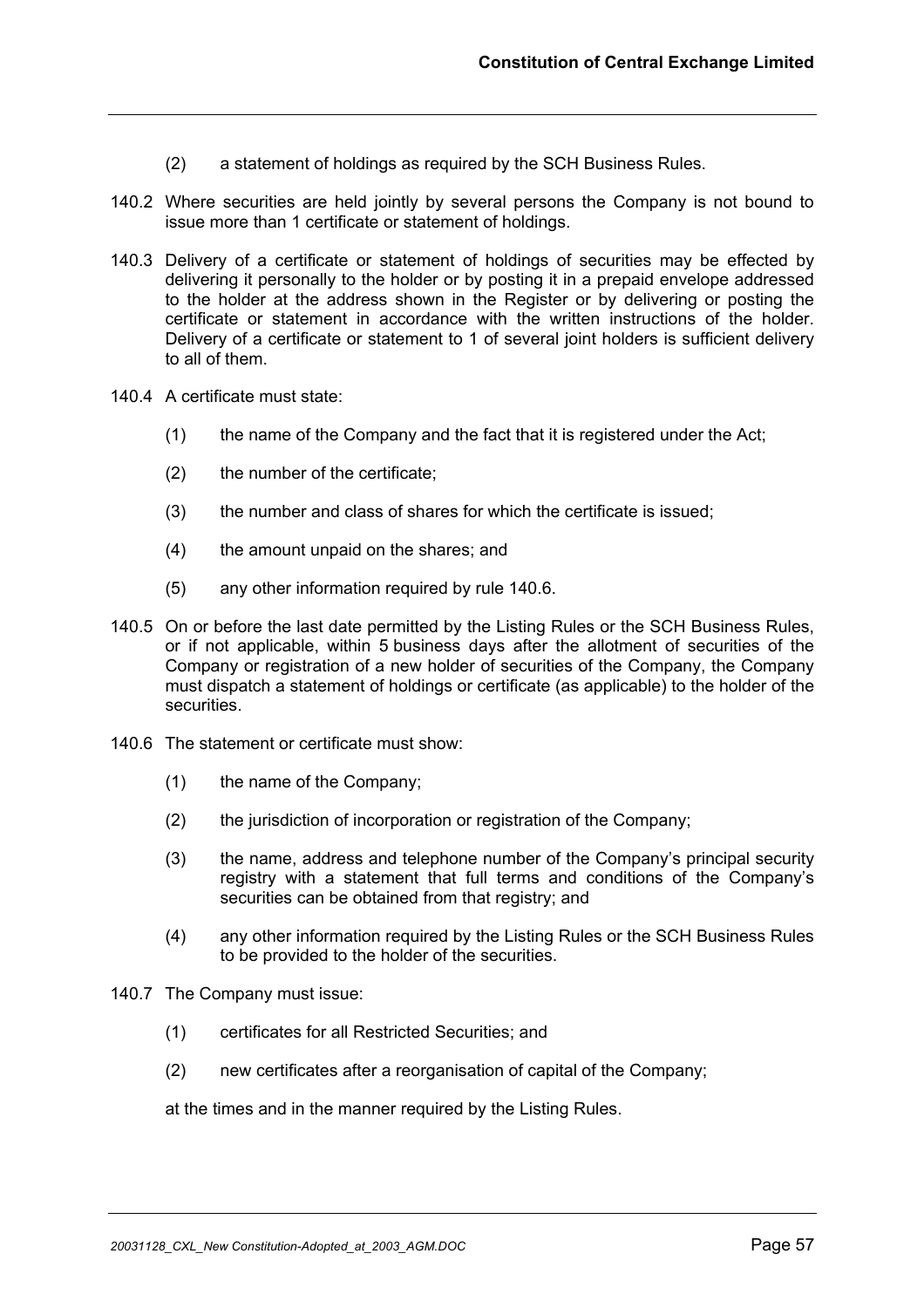(2) a statement of holdings as required by the SCH Business Rules.

140.2 Where securities are held jointly by several persons the Company is not bound to issue more than 1 certificate or statement of holdings.

140.3 Delivery of a certificate or statement of holdings of securities may be effected by delivering it personally to the holder or by posting it in a prepaid envelope addressed to the holder at the address shown in the Register or by delivering or posting the certificate or statement in accordance with the written instructions of the holder. Delivery of a certificate or statement to 1 of several joint holders is sufficient delivery to all of them.

140.4 A certificate must state:

(1) the name of the Company and the fact that it is registered under the Act;

(2) the number of the certificate;

(3) the number and class of shares for which the certificate is issued;

(4) the amount unpaid on the shares; and

(5) any other information required by rule 140.6.

140.5 On or before the last date permitted by the Listing Rules or the SCH Business Rules, or if not applicable, within 5 business days after the allotment of securities of the Company or registration of a new holder of securities of the Company, the Company must dispatch a statement of holdings or certificate (as applicable) to the holder of the securities.

140.6 The statement or certificate must show:

(1) the name of the Company;

(2) the jurisdiction of incorporation or registration of the Company;

(3) the name, address and telephone number of the Company's principal security registry with a statement that full terms and conditions of the Company's securities can be obtained from that registry; and

(4) any other information required by the Listing Rules or the SCH Business Rules to be provided to the holder of the securities.

140.7 The Company must issue:

(1) certificates for all Restricted Securities; and

(2) new certificates after a reorganisation of capital of the Company;

at the times and in the manner required by the Listing Rules.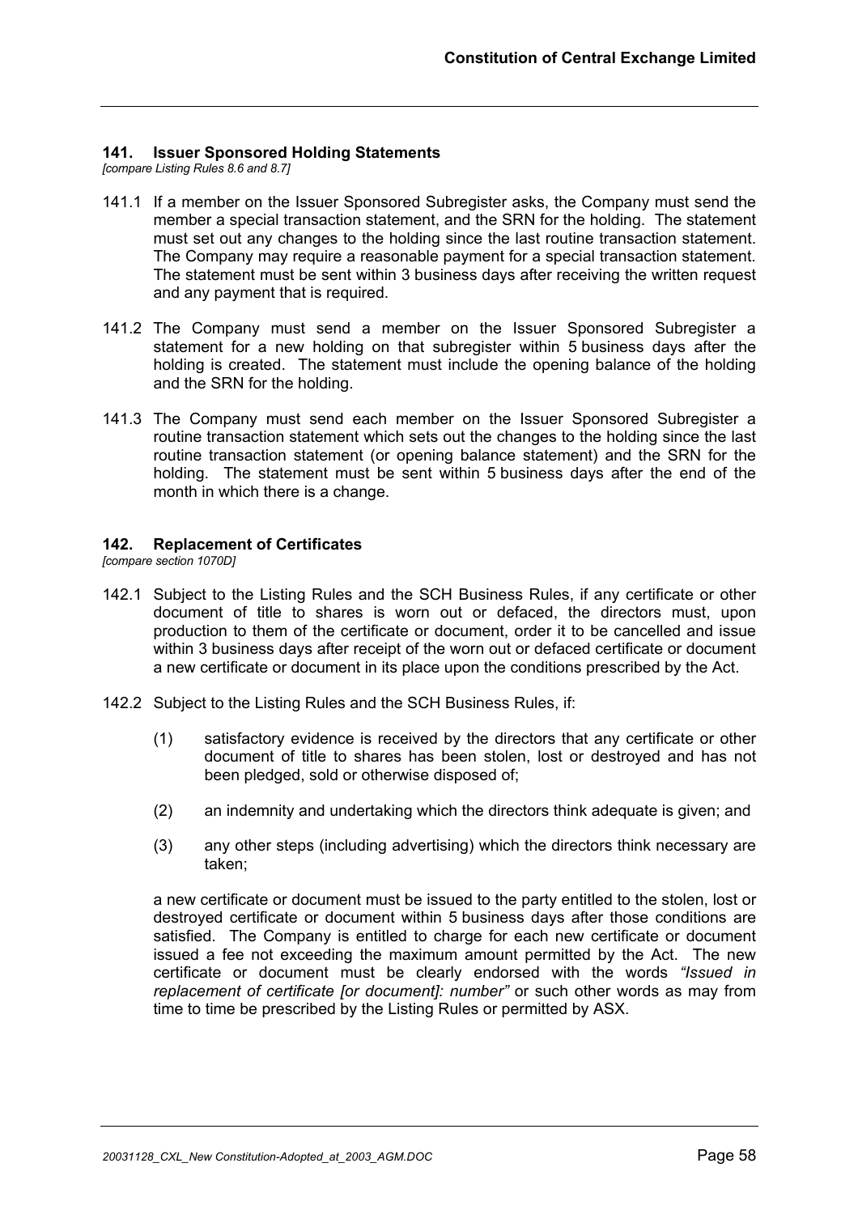## 141. Issuer Sponsored Holding Statements

*[compare Listing Rules 8.6 and 8.7]*

141.1 If a member on the Issuer Sponsored Subregister asks, the Company must send the member a special transaction statement, and the SRN for the holding. The statement must set out any changes to the holding since the last routine transaction statement. The Company may require a reasonable payment for a special transaction statement. The statement must be sent within 3 business days after receiving the written request and any payment that is required.

141.2 The Company must send a member on the Issuer Sponsored Subregister a statement for a new holding on that subregister within 5 business days after the holding is created. The statement must include the opening balance of the holding and the SRN for the holding.

141.3 The Company must send each member on the Issuer Sponsored Subregister a routine transaction statement which sets out the changes to the holding since the last routine transaction statement (or opening balance statement) and the SRN for the holding. The statement must be sent within 5 business days after the end of the month in which there is a change.

## 142. Replacement of Certificates

*[compare section 1070D]*

142.1 Subject to the Listing Rules and the SCH Business Rules, if any certificate or other document of title to shares is worn out or defaced, the directors must, upon production to them of the certificate or document, order it to be cancelled and issue within 3 business days after receipt of the worn out or defaced certificate or document a new certificate or document in its place upon the conditions prescribed by the Act.

142.2 Subject to the Listing Rules and the SCH Business Rules, if:

(1) satisfactory evidence is received by the directors that any certificate or other document of title to shares has been stolen, lost or destroyed and has not been pledged, sold or otherwise disposed of;

(2) an indemnity and undertaking which the directors think adequate is given; and

(3) any other steps (including advertising) which the directors think necessary are taken;

a new certificate or document must be issued to the party entitled to the stolen, lost or destroyed certificate or document within 5 business days after those conditions are satisfied. The Company is entitled to charge for each new certificate or document issued a fee not exceeding the maximum amount permitted by the Act. The new certificate or document must be clearly endorsed with the words *"Issued in replacement of certificate [or document]: number"* or such other words as may from time to time be prescribed by the Listing Rules or permitted by ASX.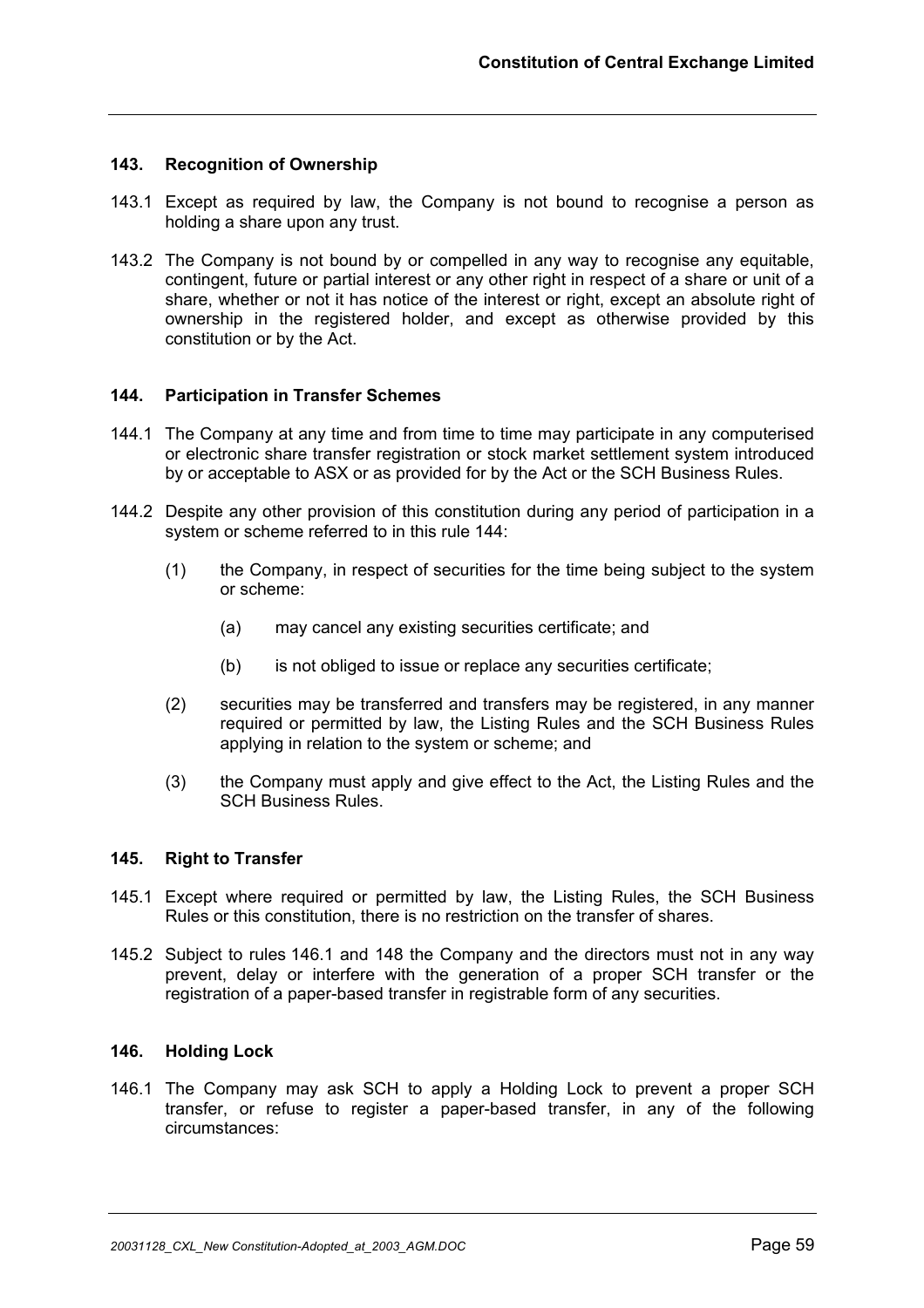### 143. Recognition of Ownership

143.1 Except as required by law, the Company is not bound to recognise a person as holding a share upon any trust.

143.2 The Company is not bound by or compelled in any way to recognise any equitable, contingent, future or partial interest or any other right in respect of a share or unit of a share, whether or not it has notice of the interest or right, except an absolute right of ownership in the registered holder, and except as otherwise provided by this constitution or by the Act.

### 144. Participation in Transfer Schemes

144.1 The Company at any time and from time to time may participate in any computerised or electronic share transfer registration or stock market settlement system introduced by or acceptable to ASX or as provided for by the Act or the SCH Business Rules.

144.2 Despite any other provision of this constitution during any period of participation in a system or scheme referred to in this rule 144:

(1) the Company, in respect of securities for the time being subject to the system or scheme:

  (a) may cancel any existing securities certificate; and

  (b) is not obliged to issue or replace any securities certificate;

(2) securities may be transferred and transfers may be registered, in any manner required or permitted by law, the Listing Rules and the SCH Business Rules applying in relation to the system or scheme; and

(3) the Company must apply and give effect to the Act, the Listing Rules and the SCH Business Rules.

### 145. Right to Transfer

145.1 Except where required or permitted by law, the Listing Rules, the SCH Business Rules or this constitution, there is no restriction on the transfer of shares.

145.2 Subject to rules 146.1 and 148 the Company and the directors must not in any way prevent, delay or interfere with the generation of a proper SCH transfer or the registration of a paper-based transfer in registrable form of any securities.

### 146. Holding Lock

146.1 The Company may ask SCH to apply a Holding Lock to prevent a proper SCH transfer, or refuse to register a paper-based transfer, in any of the following circumstances: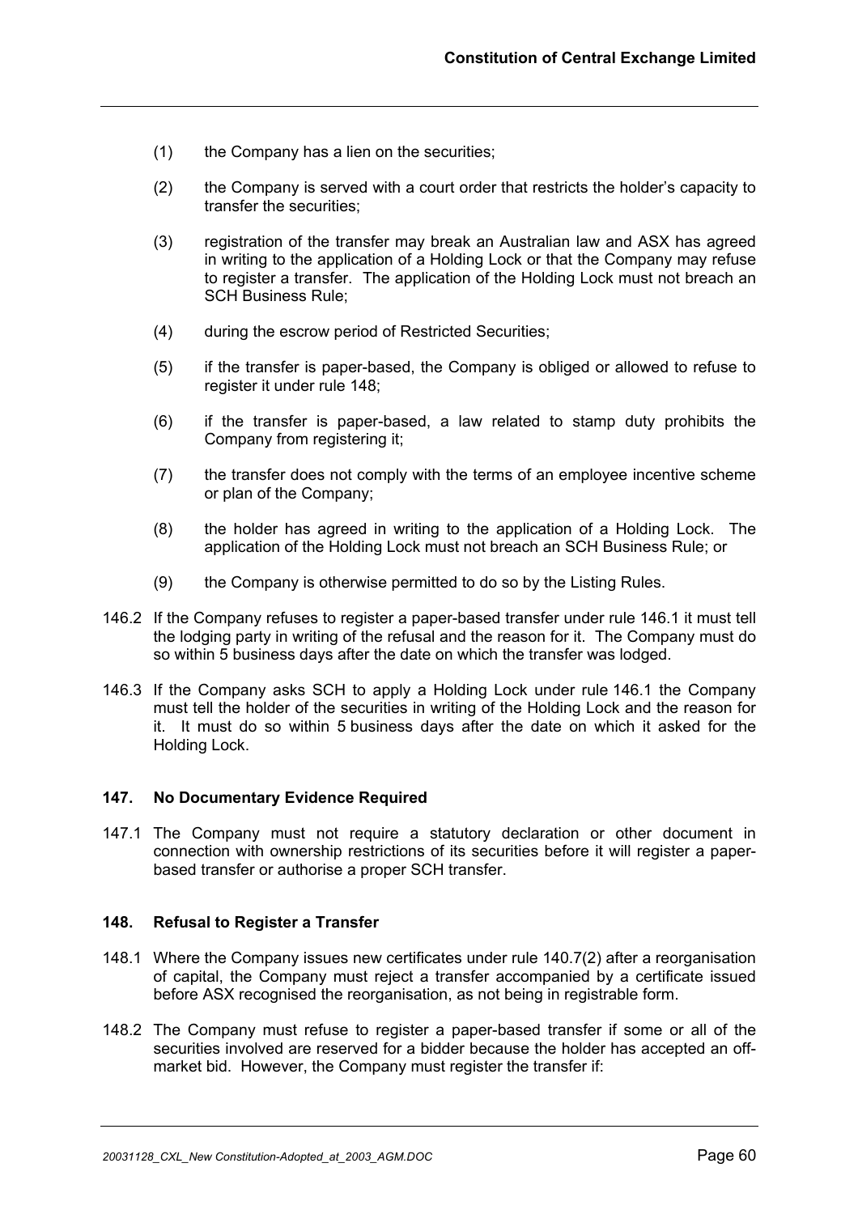(1) the Company has a lien on the securities;

(2) the Company is served with a court order that restricts the holder's capacity to transfer the securities;

(3) registration of the transfer may break an Australian law and ASX has agreed in writing to the application of a Holding Lock or that the Company may refuse to register a transfer. The application of the Holding Lock must not breach an SCH Business Rule;

(4) during the escrow period of Restricted Securities;

(5) if the transfer is paper-based, the Company is obliged or allowed to refuse to register it under rule 148;

(6) if the transfer is paper-based, a law related to stamp duty prohibits the Company from registering it;

(7) the transfer does not comply with the terms of an employee incentive scheme or plan of the Company;

(8) the holder has agreed in writing to the application of a Holding Lock. The application of the Holding Lock must not breach an SCH Business Rule; or

(9) the Company is otherwise permitted to do so by the Listing Rules.

146.2 If the Company refuses to register a paper-based transfer under rule 146.1 it must tell the lodging party in writing of the refusal and the reason for it. The Company must do so within 5 business days after the date on which the transfer was lodged.

146.3 If the Company asks SCH to apply a Holding Lock under rule 146.1 the Company must tell the holder of the securities in writing of the Holding Lock and the reason for it. It must do so within 5 business days after the date on which it asked for the Holding Lock.

### 147. No Documentary Evidence Required

147.1 The Company must not require a statutory declaration or other document in connection with ownership restrictions of its securities before it will register a paper-based transfer or authorise a proper SCH transfer.

### 148. Refusal to Register a Transfer

148.1 Where the Company issues new certificates under rule 140.7(2) after a reorganisation of capital, the Company must reject a transfer accompanied by a certificate issued before ASX recognised the reorganisation, as not being in registrable form.

148.2 The Company must refuse to register a paper-based transfer if some or all of the securities involved are reserved for a bidder because the holder has accepted an off-market bid. However, the Company must register the transfer if: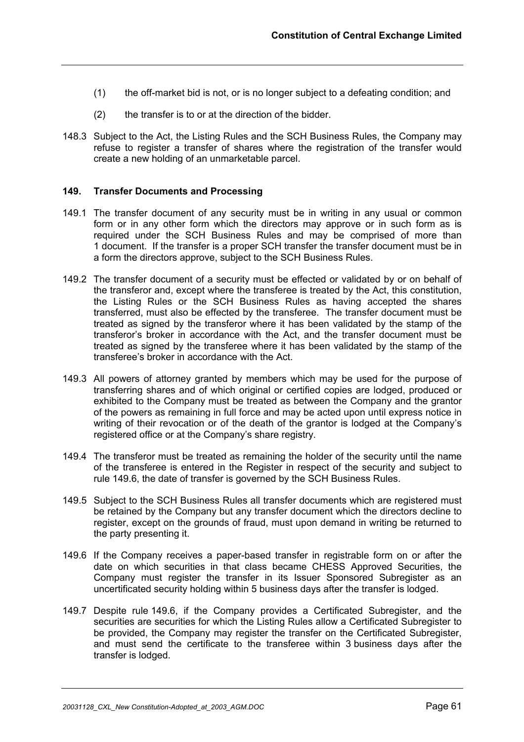(1) the off-market bid is not, or is no longer subject to a defeating condition; and

(2) the transfer is to or at the direction of the bidder.

148.3 Subject to the Act, the Listing Rules and the SCH Business Rules, the Company may refuse to register a transfer of shares where the registration of the transfer would create a new holding of an unmarketable parcel.

## 149. Transfer Documents and Processing

149.1 The transfer document of any security must be in writing in any usual or common form or in any other form which the directors may approve or in such form as is required under the SCH Business Rules and may be comprised of more than 1 document. If the transfer is a proper SCH transfer the transfer document must be in a form the directors approve, subject to the SCH Business Rules.

149.2 The transfer document of a security must be effected or validated by or on behalf of the transferor and, except where the transferee is treated by the Act, this constitution, the Listing Rules or the SCH Business Rules as having accepted the shares transferred, must also be effected by the transferee. The transfer document must be treated as signed by the transferor where it has been validated by the stamp of the transferor's broker in accordance with the Act, and the transfer document must be treated as signed by the transferee where it has been validated by the stamp of the transferee's broker in accordance with the Act.

149.3 All powers of attorney granted by members which may be used for the purpose of transferring shares and of which original or certified copies are lodged, produced or exhibited to the Company must be treated as between the Company and the grantor of the powers as remaining in full force and may be acted upon until express notice in writing of their revocation or of the death of the grantor is lodged at the Company's registered office or at the Company's share registry.

149.4 The transferor must be treated as remaining the holder of the security until the name of the transferee is entered in the Register in respect of the security and subject to rule 149.6, the date of transfer is governed by the SCH Business Rules.

149.5 Subject to the SCH Business Rules all transfer documents which are registered must be retained by the Company but any transfer document which the directors decline to register, except on the grounds of fraud, must upon demand in writing be returned to the party presenting it.

149.6 If the Company receives a paper-based transfer in registrable form on or after the date on which securities in that class became CHESS Approved Securities, the Company must register the transfer in its Issuer Sponsored Subregister as an uncertificated security holding within 5 business days after the transfer is lodged.

149.7 Despite rule 149.6, if the Company provides a Certificated Subregister, and the securities are securities for which the Listing Rules allow a Certificated Subregister to be provided, the Company may register the transfer on the Certificated Subregister, and must send the certificate to the transferee within 3 business days after the transfer is lodged.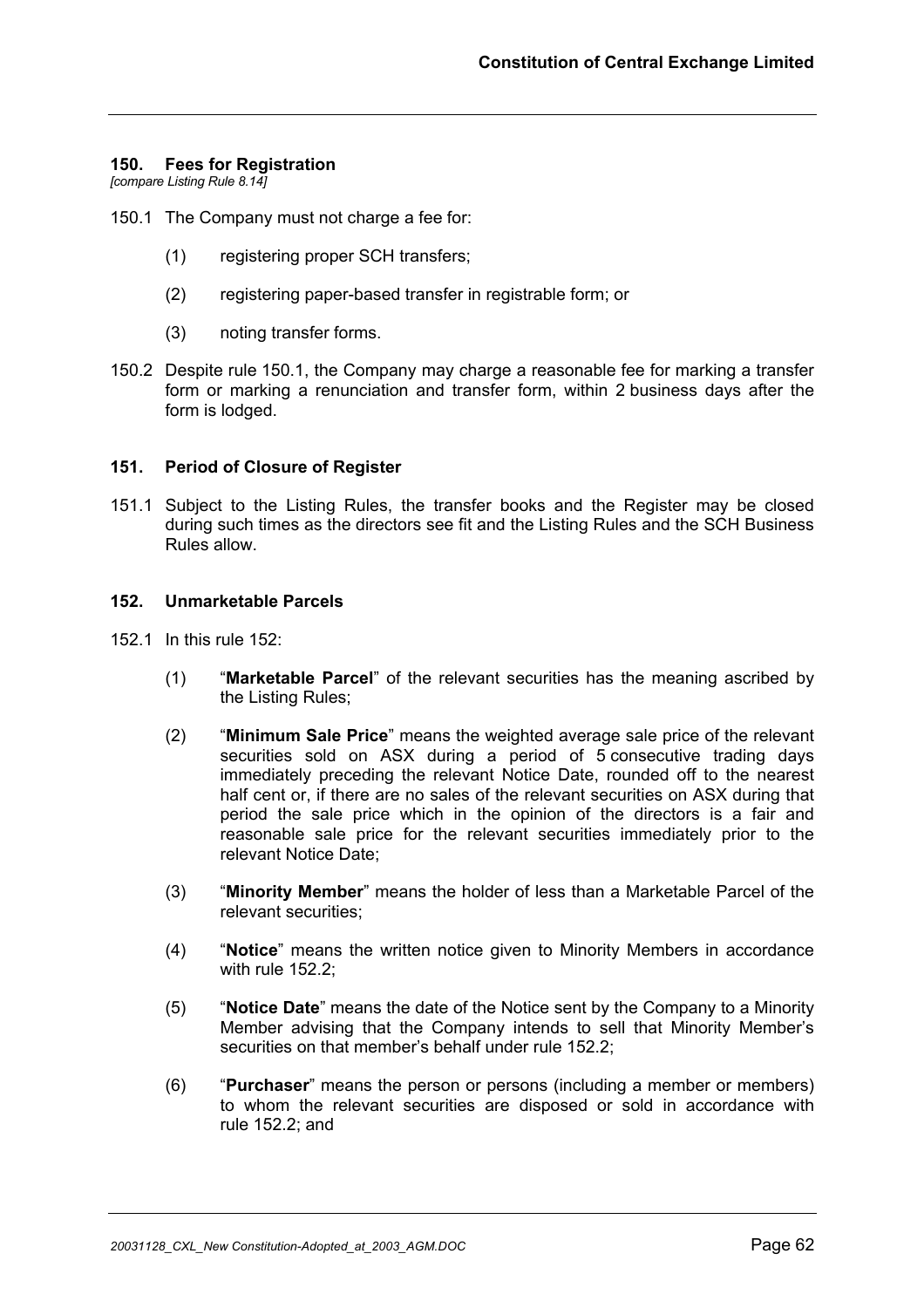## 150. Fees for Registration

*[compare Listing Rule 8.14]*

150.1 The Company must not charge a fee for:

(1) registering proper SCH transfers;

(2) registering paper-based transfer in registrable form; or

(3) noting transfer forms.

150.2 Despite rule 150.1, the Company may charge a reasonable fee for marking a transfer form or marking a renunciation and transfer form, within 2 business days after the form is lodged.

## 151. Period of Closure of Register

151.1 Subject to the Listing Rules, the transfer books and the Register may be closed during such times as the directors see fit and the Listing Rules and the SCH Business Rules allow.

## 152. Unmarketable Parcels

152.1 In this rule 152:

(1) "**Marketable Parcel**" of the relevant securities has the meaning ascribed by the Listing Rules;

(2) "**Minimum Sale Price**" means the weighted average sale price of the relevant securities sold on ASX during a period of 5 consecutive trading days immediately preceding the relevant Notice Date, rounded off to the nearest half cent or, if there are no sales of the relevant securities on ASX during that period the sale price which in the opinion of the directors is a fair and reasonable sale price for the relevant securities immediately prior to the relevant Notice Date;

(3) "**Minority Member**" means the holder of less than a Marketable Parcel of the relevant securities;

(4) "**Notice**" means the written notice given to Minority Members in accordance with rule 152.2;

(5) "**Notice Date**" means the date of the Notice sent by the Company to a Minority Member advising that the Company intends to sell that Minority Member's securities on that member's behalf under rule 152.2;

(6) "**Purchaser**" means the person or persons (including a member or members) to whom the relevant securities are disposed or sold in accordance with rule 152.2; and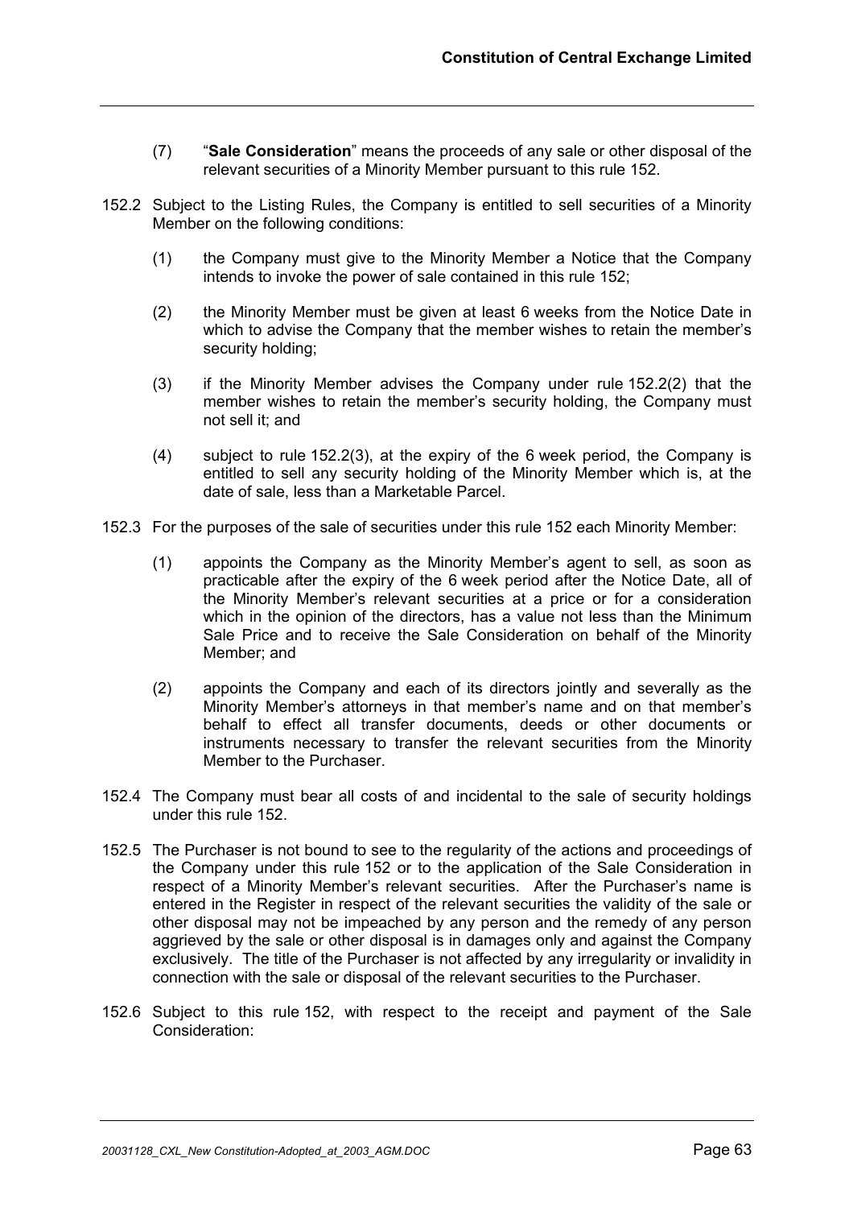(7) "**Sale Consideration**" means the proceeds of any sale or other disposal of the relevant securities of a Minority Member pursuant to this rule 152.

152.2 Subject to the Listing Rules, the Company is entitled to sell securities of a Minority Member on the following conditions:

(1) the Company must give to the Minority Member a Notice that the Company intends to invoke the power of sale contained in this rule 152;

(2) the Minority Member must be given at least 6 weeks from the Notice Date in which to advise the Company that the member wishes to retain the member's security holding;

(3) if the Minority Member advises the Company under rule 152.2(2) that the member wishes to retain the member's security holding, the Company must not sell it; and

(4) subject to rule 152.2(3), at the expiry of the 6 week period, the Company is entitled to sell any security holding of the Minority Member which is, at the date of sale, less than a Marketable Parcel.

152.3 For the purposes of the sale of securities under this rule 152 each Minority Member:

(1) appoints the Company as the Minority Member's agent to sell, as soon as practicable after the expiry of the 6 week period after the Notice Date, all of the Minority Member's relevant securities at a price or for a consideration which in the opinion of the directors, has a value not less than the Minimum Sale Price and to receive the Sale Consideration on behalf of the Minority Member; and

(2) appoints the Company and each of its directors jointly and severally as the Minority Member's attorneys in that member's name and on that member's behalf to effect all transfer documents, deeds or other documents or instruments necessary to transfer the relevant securities from the Minority Member to the Purchaser.

152.4 The Company must bear all costs of and incidental to the sale of security holdings under this rule 152.

152.5 The Purchaser is not bound to see to the regularity of the actions and proceedings of the Company under this rule 152 or to the application of the Sale Consideration in respect of a Minority Member's relevant securities. After the Purchaser's name is entered in the Register in respect of the relevant securities the validity of the sale or other disposal may not be impeached by any person and the remedy of any person aggrieved by the sale or other disposal is in damages only and against the Company exclusively. The title of the Purchaser is not affected by any irregularity or invalidity in connection with the sale or disposal of the relevant securities to the Purchaser.

152.6 Subject to this rule 152, with respect to the receipt and payment of the Sale Consideration: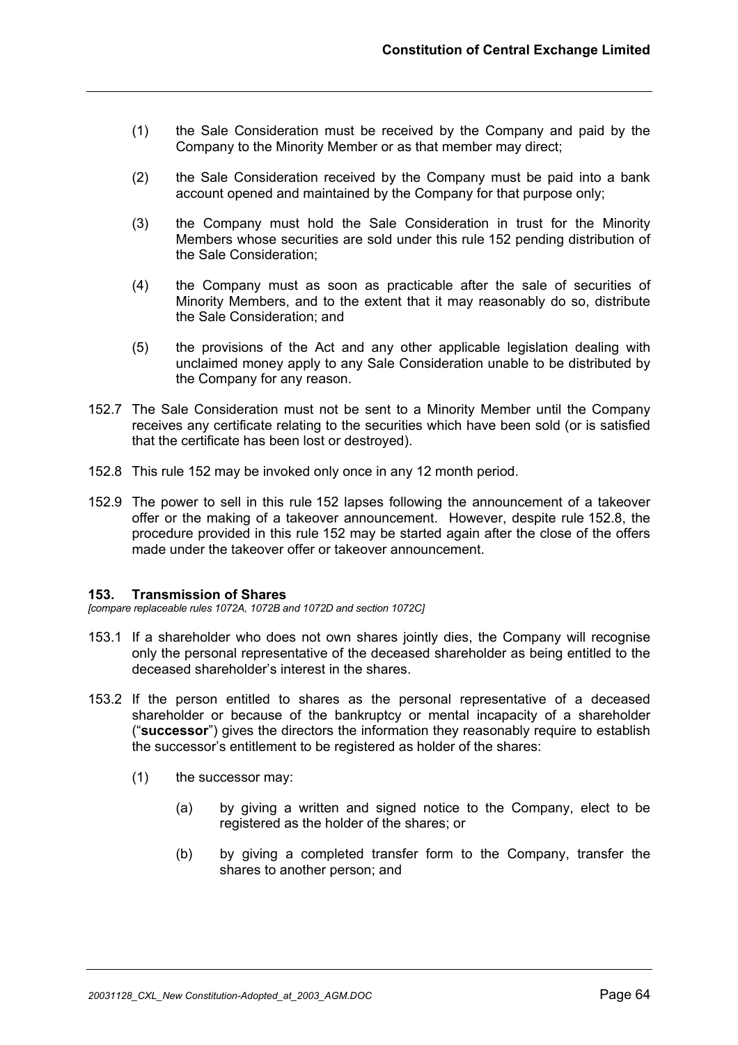(1) the Sale Consideration must be received by the Company and paid by the Company to the Minority Member or as that member may direct;

(2) the Sale Consideration received by the Company must be paid into a bank account opened and maintained by the Company for that purpose only;

(3) the Company must hold the Sale Consideration in trust for the Minority Members whose securities are sold under this rule 152 pending distribution of the Sale Consideration;

(4) the Company must as soon as practicable after the sale of securities of Minority Members, and to the extent that it may reasonably do so, distribute the Sale Consideration; and

(5) the provisions of the Act and any other applicable legislation dealing with unclaimed money apply to any Sale Consideration unable to be distributed by the Company for any reason.

152.7 The Sale Consideration must not be sent to a Minority Member until the Company receives any certificate relating to the securities which have been sold (or is satisfied that the certificate has been lost or destroyed).

152.8 This rule 152 may be invoked only once in any 12 month period.

152.9 The power to sell in this rule 152 lapses following the announcement of a takeover offer or the making of a takeover announcement. However, despite rule 152.8, the procedure provided in this rule 152 may be started again after the close of the offers made under the takeover offer or takeover announcement.

### 153. Transmission of Shares

*[compare replaceable rules 1072A, 1072B and 1072D and section 1072C]*

153.1 If a shareholder who does not own shares jointly dies, the Company will recognise only the personal representative of the deceased shareholder as being entitled to the deceased shareholder's interest in the shares.

153.2 If the person entitled to shares as the personal representative of a deceased shareholder or because of the bankruptcy or mental incapacity of a shareholder ("**successor**") gives the directors the information they reasonably require to establish the successor's entitlement to be registered as holder of the shares:

(1) the successor may:

(a) by giving a written and signed notice to the Company, elect to be registered as the holder of the shares; or

(b) by giving a completed transfer form to the Company, transfer the shares to another person; and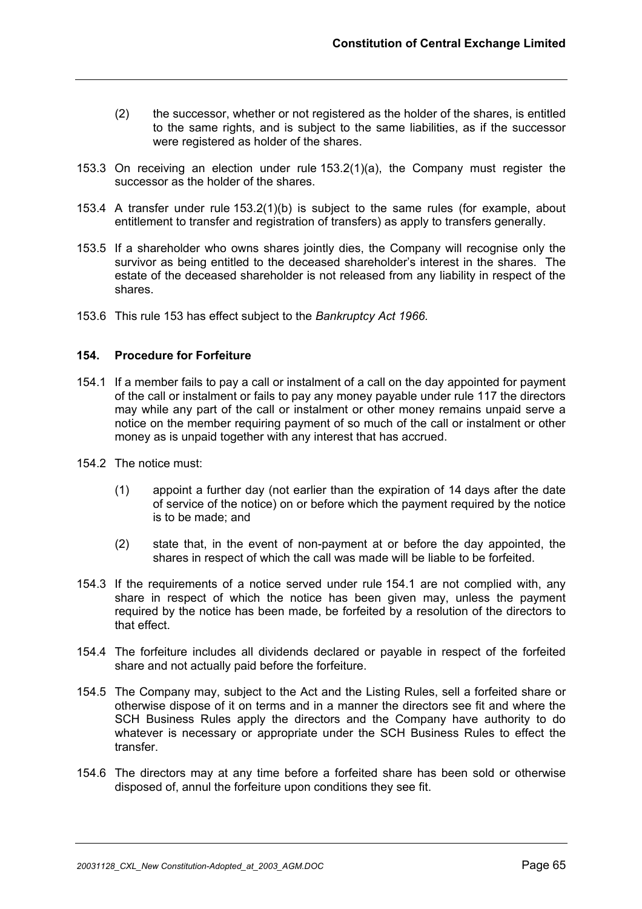(2) the successor, whether or not registered as the holder of the shares, is entitled to the same rights, and is subject to the same liabilities, as if the successor were registered as holder of the shares.

153.3 On receiving an election under rule 153.2(1)(a), the Company must register the successor as the holder of the shares.

153.4 A transfer under rule 153.2(1)(b) is subject to the same rules (for example, about entitlement to transfer and registration of transfers) as apply to transfers generally.

153.5 If a shareholder who owns shares jointly dies, the Company will recognise only the survivor as being entitled to the deceased shareholder's interest in the shares. The estate of the deceased shareholder is not released from any liability in respect of the shares.

153.6 This rule 153 has effect subject to the *Bankruptcy Act 1966.*

### 154. Procedure for Forfeiture

154.1 If a member fails to pay a call or instalment of a call on the day appointed for payment of the call or instalment or fails to pay any money payable under rule 117 the directors may while any part of the call or instalment or other money remains unpaid serve a notice on the member requiring payment of so much of the call or instalment or other money as is unpaid together with any interest that has accrued.

154.2 The notice must:

(1) appoint a further day (not earlier than the expiration of 14 days after the date of service of the notice) on or before which the payment required by the notice is to be made; and

(2) state that, in the event of non-payment at or before the day appointed, the shares in respect of which the call was made will be liable to be forfeited.

154.3 If the requirements of a notice served under rule 154.1 are not complied with, any share in respect of which the notice has been given may, unless the payment required by the notice has been made, be forfeited by a resolution of the directors to that effect.

154.4 The forfeiture includes all dividends declared or payable in respect of the forfeited share and not actually paid before the forfeiture.

154.5 The Company may, subject to the Act and the Listing Rules, sell a forfeited share or otherwise dispose of it on terms and in a manner the directors see fit and where the SCH Business Rules apply the directors and the Company have authority to do whatever is necessary or appropriate under the SCH Business Rules to effect the transfer.

154.6 The directors may at any time before a forfeited share has been sold or otherwise disposed of, annul the forfeiture upon conditions they see fit.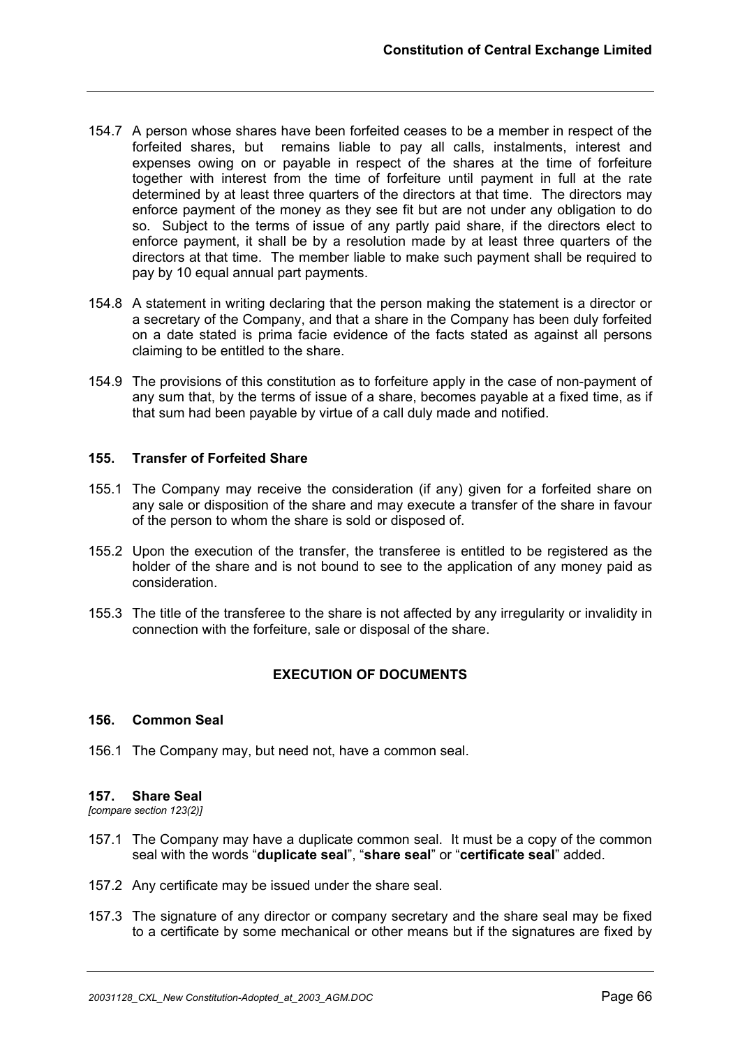154.7 A person whose shares have been forfeited ceases to be a member in respect of the forfeited shares, but remains liable to pay all calls, instalments, interest and expenses owing on or payable in respect of the shares at the time of forfeiture together with interest from the time of forfeiture until payment in full at the rate determined by at least three quarters of the directors at that time. The directors may enforce payment of the money as they see fit but are not under any obligation to do so. Subject to the terms of issue of any partly paid share, if the directors elect to enforce payment, it shall be by a resolution made by at least three quarters of the directors at that time. The member liable to make such payment shall be required to pay by 10 equal annual part payments.

154.8 A statement in writing declaring that the person making the statement is a director or a secretary of the Company, and that a share in the Company has been duly forfeited on a date stated is prima facie evidence of the facts stated as against all persons claiming to be entitled to the share.

154.9 The provisions of this constitution as to forfeiture apply in the case of non-payment of any sum that, by the terms of issue of a share, becomes payable at a fixed time, as if that sum had been payable by virtue of a call duly made and notified.

### 155. Transfer of Forfeited Share

155.1 The Company may receive the consideration (if any) given for a forfeited share on any sale or disposition of the share and may execute a transfer of the share in favour of the person to whom the share is sold or disposed of.

155.2 Upon the execution of the transfer, the transferee is entitled to be registered as the holder of the share and is not bound to see to the application of any money paid as consideration.

155.3 The title of the transferee to the share is not affected by any irregularity or invalidity in connection with the forfeiture, sale or disposal of the share.

## EXECUTION OF DOCUMENTS

### 156. Common Seal

156.1 The Company may, but need not, have a common seal.

### 157. Share Seal

*[compare section 123(2)]*

157.1 The Company may have a duplicate common seal. It must be a copy of the common seal with the words "**duplicate seal**", "**share seal**" or "**certificate seal**" added.

157.2 Any certificate may be issued under the share seal.

157.3 The signature of any director or company secretary and the share seal may be fixed to a certificate by some mechanical or other means but if the signatures are fixed by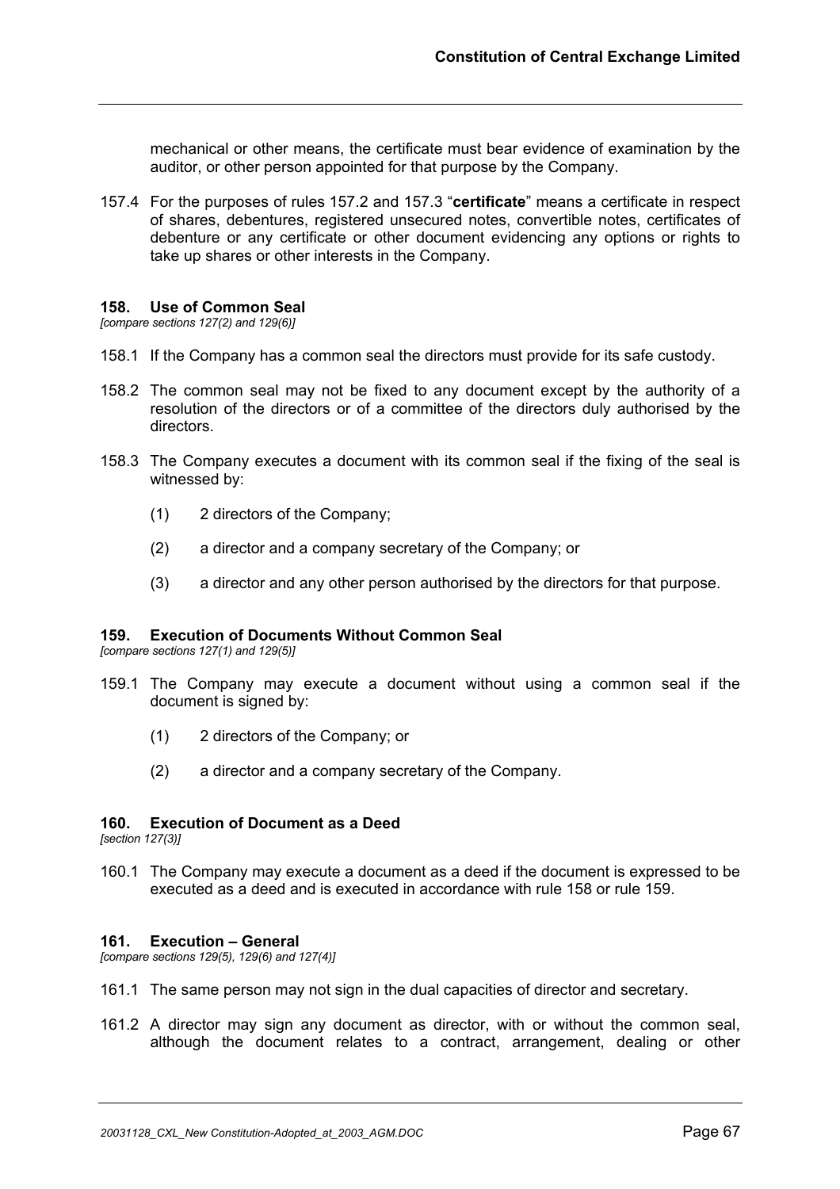mechanical or other means, the certificate must bear evidence of examination by the auditor, or other person appointed for that purpose by the Company.

157.4 For the purposes of rules 157.2 and 157.3 "**certificate**" means a certificate in respect of shares, debentures, registered unsecured notes, convertible notes, certificates of debenture or any certificate or other document evidencing any options or rights to take up shares or other interests in the Company.

### 158. Use of Common Seal

*[compare sections 127(2) and 129(6)]*

158.1 If the Company has a common seal the directors must provide for its safe custody.

158.2 The common seal may not be fixed to any document except by the authority of a resolution of the directors or of a committee of the directors duly authorised by the directors.

158.3 The Company executes a document with its common seal if the fixing of the seal is witnessed by:

(1) 2 directors of the Company;

(2) a director and a company secretary of the Company; or

(3) a director and any other person authorised by the directors for that purpose.

### 159. Execution of Documents Without Common Seal

*[compare sections 127(1) and 129(5)]*

159.1 The Company may execute a document without using a common seal if the document is signed by:

(1) 2 directors of the Company; or

(2) a director and a company secretary of the Company.

### 160. Execution of Document as a Deed

*[section 127(3)]*

160.1 The Company may execute a document as a deed if the document is expressed to be executed as a deed and is executed in accordance with rule 158 or rule 159.

### 161. Execution – General

*[compare sections 129(5), 129(6) and 127(4)]*

161.1 The same person may not sign in the dual capacities of director and secretary.

161.2 A director may sign any document as director, with or without the common seal, although the document relates to a contract, arrangement, dealing or other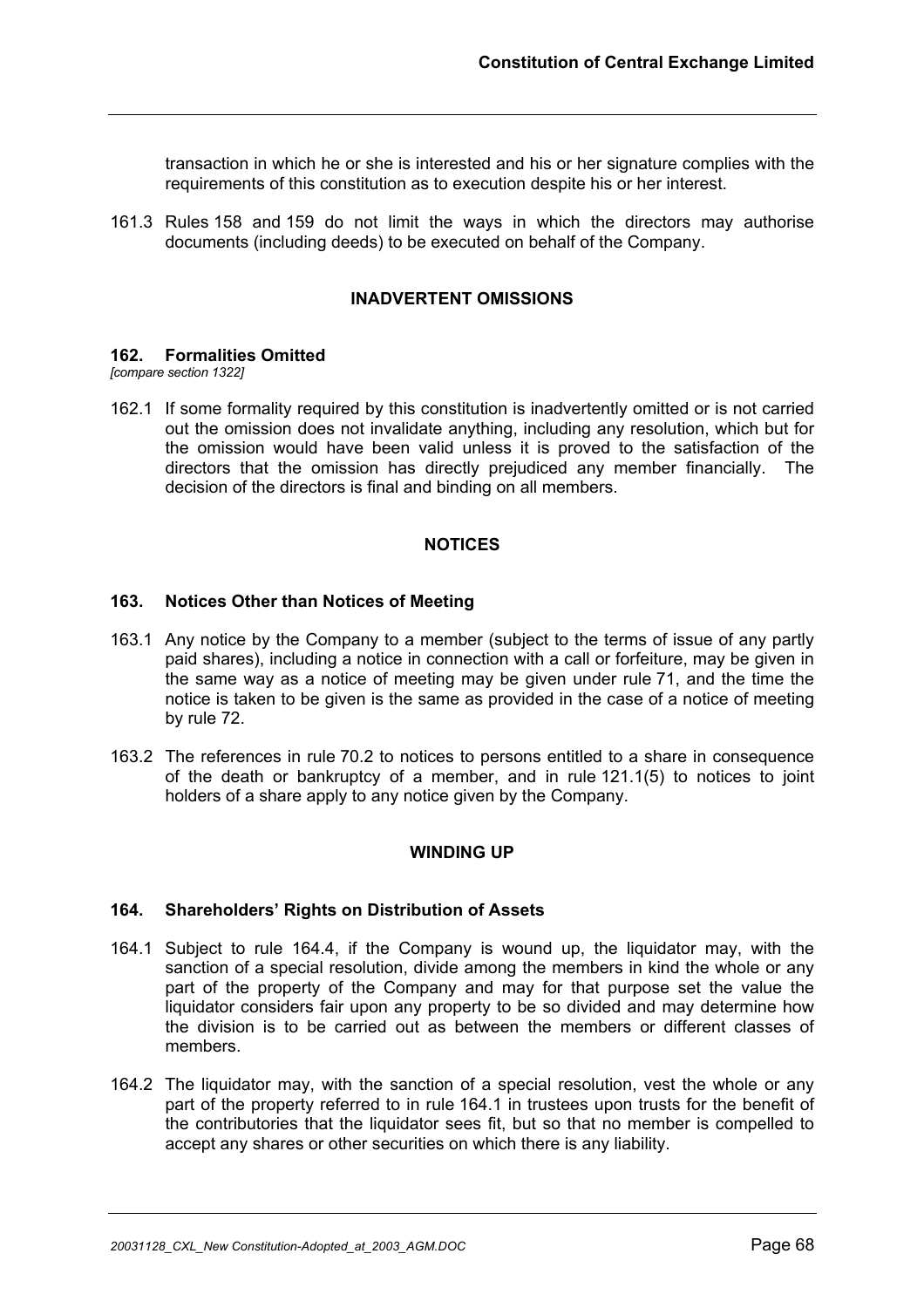transaction in which he or she is interested and his or her signature complies with the requirements of this constitution as to execution despite his or her interest.

161.3 Rules 158 and 159 do not limit the ways in which the directors may authorise documents (including deeds) to be executed on behalf of the Company.

## INADVERTENT OMISSIONS

### 162. Formalities Omitted

*[compare section 1322]*

162.1 If some formality required by this constitution is inadvertently omitted or is not carried out the omission does not invalidate anything, including any resolution, which but for the omission would have been valid unless it is proved to the satisfaction of the directors that the omission has directly prejudiced any member financially. The decision of the directors is final and binding on all members.

## NOTICES

### 163. Notices Other than Notices of Meeting

163.1 Any notice by the Company to a member (subject to the terms of issue of any partly paid shares), including a notice in connection with a call or forfeiture, may be given in the same way as a notice of meeting may be given under rule 71, and the time the notice is taken to be given is the same as provided in the case of a notice of meeting by rule 72.

163.2 The references in rule 70.2 to notices to persons entitled to a share in consequence of the death or bankruptcy of a member, and in rule 121.1(5) to notices to joint holders of a share apply to any notice given by the Company.

## WINDING UP

### 164. Shareholders' Rights on Distribution of Assets

164.1 Subject to rule 164.4, if the Company is wound up, the liquidator may, with the sanction of a special resolution, divide among the members in kind the whole or any part of the property of the Company and may for that purpose set the value the liquidator considers fair upon any property to be so divided and may determine how the division is to be carried out as between the members or different classes of members.

164.2 The liquidator may, with the sanction of a special resolution, vest the whole or any part of the property referred to in rule 164.1 in trustees upon trusts for the benefit of the contributories that the liquidator sees fit, but so that no member is compelled to accept any shares or other securities on which there is any liability.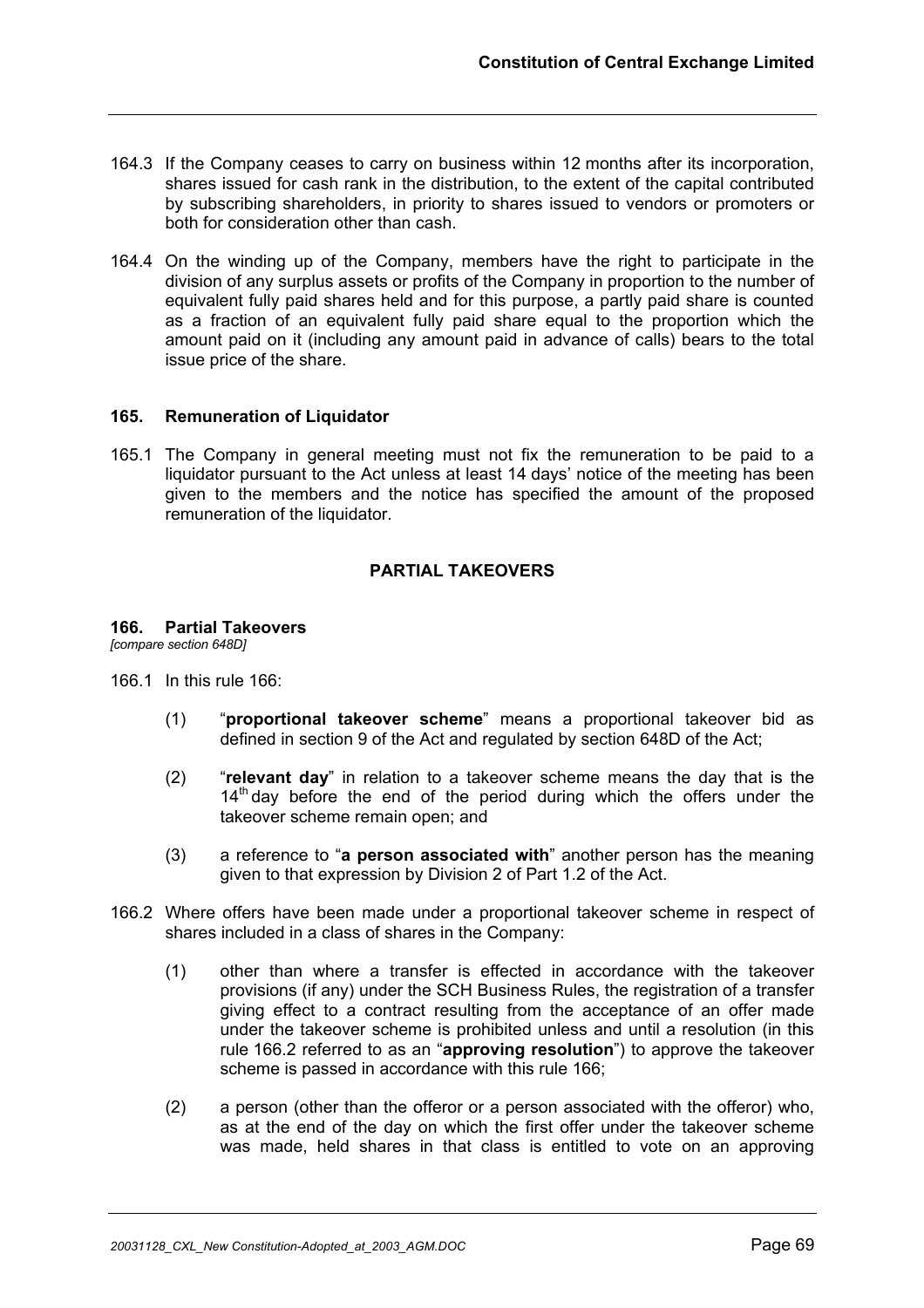164.3 If the Company ceases to carry on business within 12 months after its incorporation, shares issued for cash rank in the distribution, to the extent of the capital contributed by subscribing shareholders, in priority to shares issued to vendors or promoters or both for consideration other than cash.

164.4 On the winding up of the Company, members have the right to participate in the division of any surplus assets or profits of the Company in proportion to the number of equivalent fully paid shares held and for this purpose, a partly paid share is counted as a fraction of an equivalent fully paid share equal to the proportion which the amount paid on it (including any amount paid in advance of calls) bears to the total issue price of the share.

### 165. Remuneration of Liquidator

165.1 The Company in general meeting must not fix the remuneration to be paid to a liquidator pursuant to the Act unless at least 14 days' notice of the meeting has been given to the members and the notice has specified the amount of the proposed remuneration of the liquidator.

## PARTIAL TAKEOVERS

### 166. Partial Takeovers

*[compare section 648D]*

166.1 In this rule 166:

(1) "**proportional takeover scheme**" means a proportional takeover bid as defined in section 9 of the Act and regulated by section 648D of the Act;

(2) "**relevant day**" in relation to a takeover scheme means the day that is the 14th day before the end of the period during which the offers under the takeover scheme remain open; and

(3) a reference to "**a person associated with**" another person has the meaning given to that expression by Division 2 of Part 1.2 of the Act.

166.2 Where offers have been made under a proportional takeover scheme in respect of shares included in a class of shares in the Company:

(1) other than where a transfer is effected in accordance with the takeover provisions (if any) under the SCH Business Rules, the registration of a transfer giving effect to a contract resulting from the acceptance of an offer made under the takeover scheme is prohibited unless and until a resolution (in this rule 166.2 referred to as an "**approving resolution**") to approve the takeover scheme is passed in accordance with this rule 166;

(2) a person (other than the offeror or a person associated with the offeror) who, as at the end of the day on which the first offer under the takeover scheme was made, held shares in that class is entitled to vote on an approving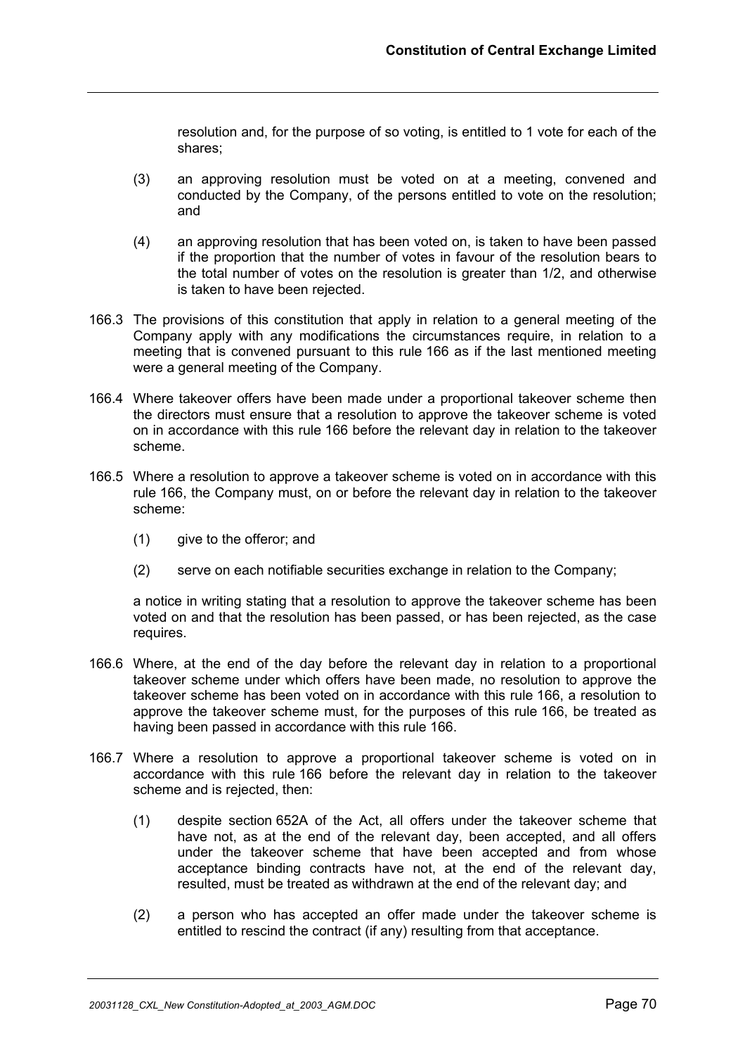resolution and, for the purpose of so voting, is entitled to 1 vote for each of the shares;

(3) an approving resolution must be voted on at a meeting, convened and conducted by the Company, of the persons entitled to vote on the resolution; and

(4) an approving resolution that has been voted on, is taken to have been passed if the proportion that the number of votes in favour of the resolution bears to the total number of votes on the resolution is greater than 1/2, and otherwise is taken to have been rejected.

166.3 The provisions of this constitution that apply in relation to a general meeting of the Company apply with any modifications the circumstances require, in relation to a meeting that is convened pursuant to this rule 166 as if the last mentioned meeting were a general meeting of the Company.

166.4 Where takeover offers have been made under a proportional takeover scheme then the directors must ensure that a resolution to approve the takeover scheme is voted on in accordance with this rule 166 before the relevant day in relation to the takeover scheme.

166.5 Where a resolution to approve a takeover scheme is voted on in accordance with this rule 166, the Company must, on or before the relevant day in relation to the takeover scheme:

(1) give to the offeror; and

(2) serve on each notifiable securities exchange in relation to the Company;

a notice in writing stating that a resolution to approve the takeover scheme has been voted on and that the resolution has been passed, or has been rejected, as the case requires.

166.6 Where, at the end of the day before the relevant day in relation to a proportional takeover scheme under which offers have been made, no resolution to approve the takeover scheme has been voted on in accordance with this rule 166, a resolution to approve the takeover scheme must, for the purposes of this rule 166, be treated as having been passed in accordance with this rule 166.

166.7 Where a resolution to approve a proportional takeover scheme is voted on in accordance with this rule 166 before the relevant day in relation to the takeover scheme and is rejected, then:

(1) despite section 652A of the Act, all offers under the takeover scheme that have not, as at the end of the relevant day, been accepted, and all offers under the takeover scheme that have been accepted and from whose acceptance binding contracts have not, at the end of the relevant day, resulted, must be treated as withdrawn at the end of the relevant day; and

(2) a person who has accepted an offer made under the takeover scheme is entitled to rescind the contract (if any) resulting from that acceptance.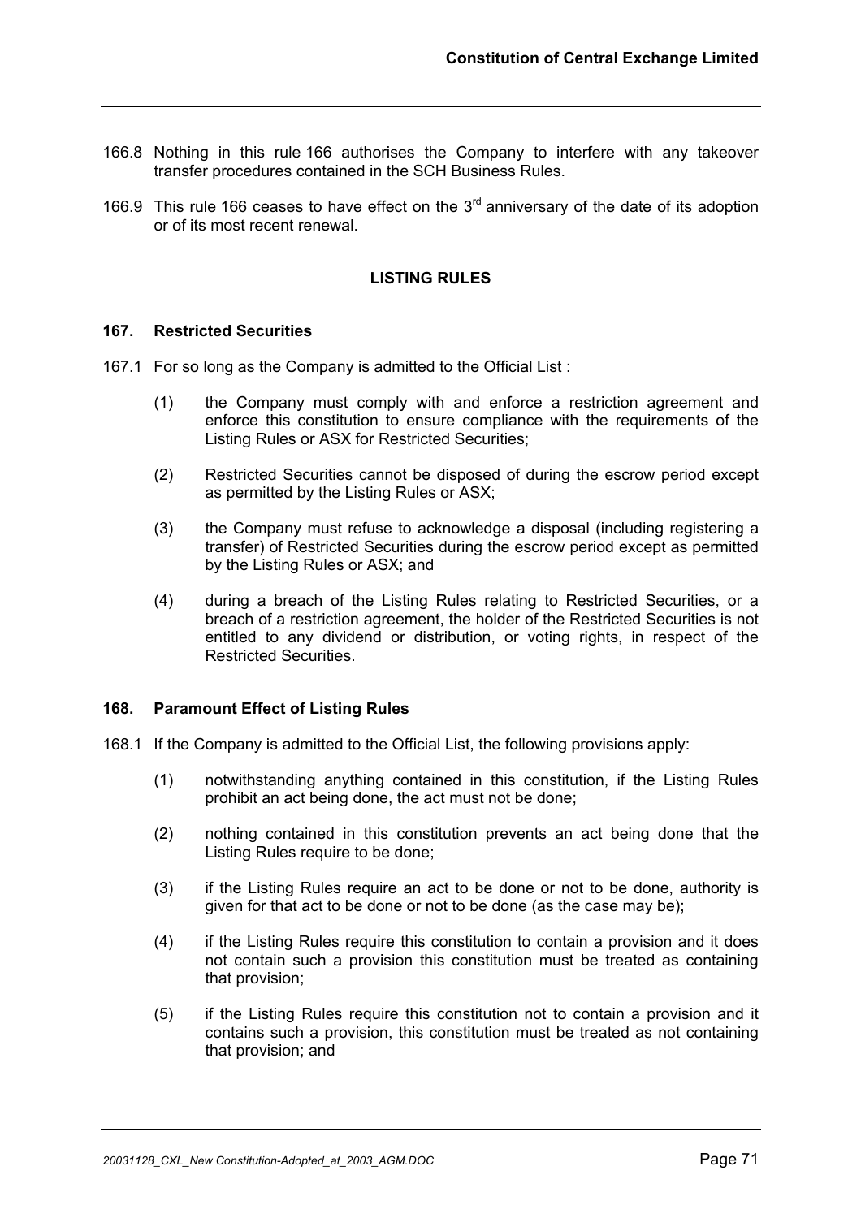166.8 Nothing in this rule 166 authorises the Company to interfere with any takeover transfer procedures contained in the SCH Business Rules.

166.9 This rule 166 ceases to have effect on the 3rd anniversary of the date of its adoption or of its most recent renewal.

## LISTING RULES

### 167. Restricted Securities

167.1 For so long as the Company is admitted to the Official List :

(1) the Company must comply with and enforce a restriction agreement and enforce this constitution to ensure compliance with the requirements of the Listing Rules or ASX for Restricted Securities;

(2) Restricted Securities cannot be disposed of during the escrow period except as permitted by the Listing Rules or ASX;

(3) the Company must refuse to acknowledge a disposal (including registering a transfer) of Restricted Securities during the escrow period except as permitted by the Listing Rules or ASX; and

(4) during a breach of the Listing Rules relating to Restricted Securities, or a breach of a restriction agreement, the holder of the Restricted Securities is not entitled to any dividend or distribution, or voting rights, in respect of the Restricted Securities.

### 168. Paramount Effect of Listing Rules

168.1 If the Company is admitted to the Official List, the following provisions apply:

(1) notwithstanding anything contained in this constitution, if the Listing Rules prohibit an act being done, the act must not be done;

(2) nothing contained in this constitution prevents an act being done that the Listing Rules require to be done;

(3) if the Listing Rules require an act to be done or not to be done, authority is given for that act to be done or not to be done (as the case may be);

(4) if the Listing Rules require this constitution to contain a provision and it does not contain such a provision this constitution must be treated as containing that provision;

(5) if the Listing Rules require this constitution not to contain a provision and it contains such a provision, this constitution must be treated as not containing that provision; and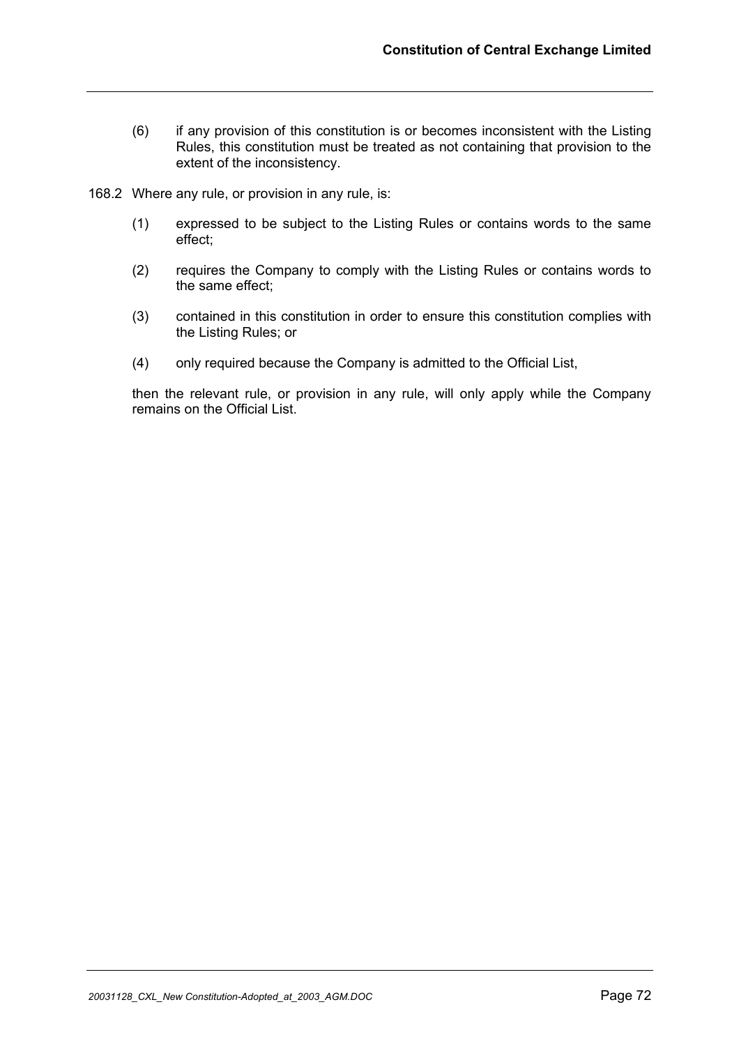(6) if any provision of this constitution is or becomes inconsistent with the Listing Rules, this constitution must be treated as not containing that provision to the extent of the inconsistency.

168.2 Where any rule, or provision in any rule, is:

(1) expressed to be subject to the Listing Rules or contains words to the same effect;

(2) requires the Company to comply with the Listing Rules or contains words to the same effect;

(3) contained in this constitution in order to ensure this constitution complies with the Listing Rules; or

(4) only required because the Company is admitted to the Official List,

then the relevant rule, or provision in any rule, will only apply while the Company remains on the Official List.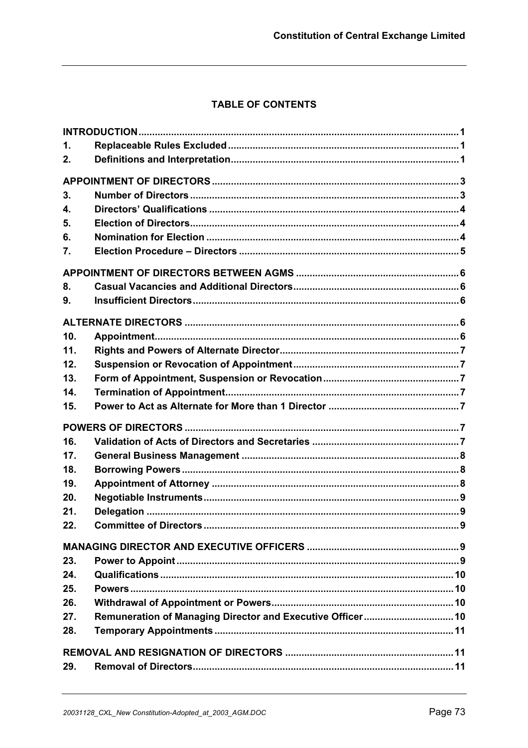## TABLE OF CONTENTS

| | | |
|---|---|---|
| **INTRODUCTION** | | **1** |
| **1.** | **Replaceable Rules Excluded** | **1** |
| **2.** | **Definitions and Interpretation** | **1** |
| **APPOINTMENT OF DIRECTORS** | | **3** |
| **3.** | **Number of Directors** | **3** |
| **4.** | **Directors' Qualifications** | **4** |
| **5.** | **Election of Directors** | **4** |
| **6.** | **Nomination for Election** | **4** |
| **7.** | **Election Procedure – Directors** | **5** |
| **APPOINTMENT OF DIRECTORS BETWEEN AGMS** | | **6** |
| **8.** | **Casual Vacancies and Additional Directors** | **6** |
| **9.** | **Insufficient Directors** | **6** |
| **ALTERNATE DIRECTORS** | | **6** |
| **10.** | **Appointment** | **6** |
| **11.** | **Rights and Powers of Alternate Director** | **7** |
| **12.** | **Suspension or Revocation of Appointment** | **7** |
| **13.** | **Form of Appointment, Suspension or Revocation** | **7** |
| **14.** | **Termination of Appointment** | **7** |
| **15.** | **Power to Act as Alternate for More than 1 Director** | **7** |
| **POWERS OF DIRECTORS** | | **7** |
| **16.** | **Validation of Acts of Directors and Secretaries** | **7** |
| **17.** | **General Business Management** | **8** |
| **18.** | **Borrowing Powers** | **8** |
| **19.** | **Appointment of Attorney** | **8** |
| **20.** | **Negotiable Instruments** | **9** |
| **21.** | **Delegation** | **9** |
| **22.** | **Committee of Directors** | **9** |
| **MANAGING DIRECTOR AND EXECUTIVE OFFICERS** | | **9** |
| **23.** | **Power to Appoint** | **9** |
| **24.** | **Qualifications** | **10** |
| **25.** | **Powers** | **10** |
| **26.** | **Withdrawal of Appointment or Powers** | **10** |
| **27.** | **Remuneration of Managing Director and Executive Officer** | **10** |
| **28.** | **Temporary Appointments** | **11** |
| **REMOVAL AND RESIGNATION OF DIRECTORS** | | **11** |
| **29.** | **Removal of Directors** | **11** |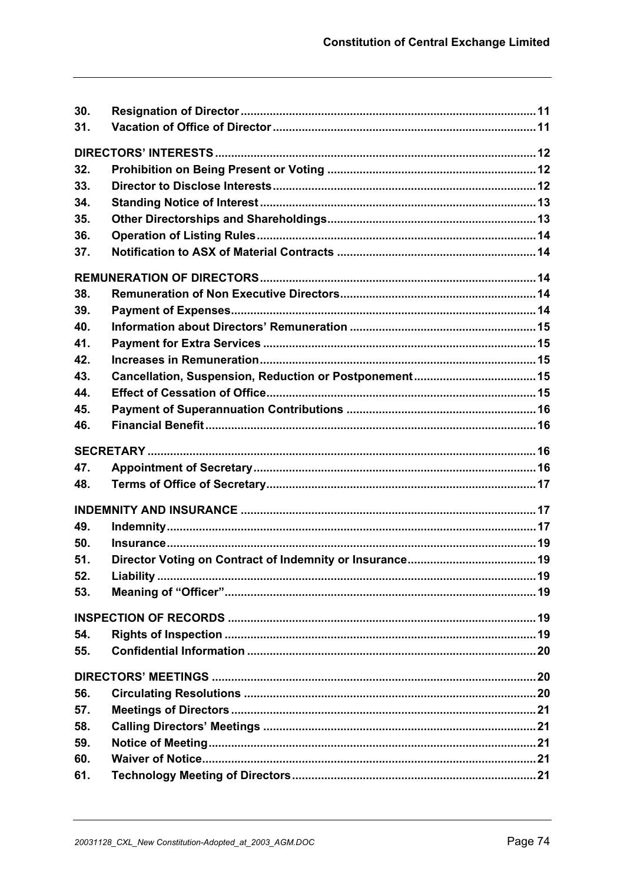| | | |
|---|---|---|
| 30. | **Resignation of Director** | 11 |
| 31. | **Vacation of Office of Director** | 11 |
| **DIRECTORS' INTERESTS** | | 12 |
| 32. | **Prohibition on Being Present or Voting** | 12 |
| 33. | **Director to Disclose Interests** | 12 |
| 34. | **Standing Notice of Interest** | 13 |
| 35. | **Other Directorships and Shareholdings** | 13 |
| 36. | **Operation of Listing Rules** | 14 |
| 37. | **Notification to ASX of Material Contracts** | 14 |
| **REMUNERATION OF DIRECTORS** | | 14 |
| 38. | **Remuneration of Non Executive Directors** | 14 |
| 39. | **Payment of Expenses** | 14 |
| 40. | **Information about Directors' Remuneration** | 15 |
| 41. | **Payment for Extra Services** | 15 |
| 42. | **Increases in Remuneration** | 15 |
| 43. | **Cancellation, Suspension, Reduction or Postponement** | 15 |
| 44. | **Effect of Cessation of Office** | 15 |
| 45. | **Payment of Superannuation Contributions** | 16 |
| 46. | **Financial Benefit** | 16 |
| **SECRETARY** | | 16 |
| 47. | **Appointment of Secretary** | 16 |
| 48. | **Terms of Office of Secretary** | 17 |
| **INDEMNITY AND INSURANCE** | | 17 |
| 49. | **Indemnity** | 17 |
| 50. | **Insurance** | 19 |
| 51. | **Director Voting on Contract of Indemnity or Insurance** | 19 |
| 52. | **Liability** | 19 |
| 53. | **Meaning of "Officer"** | 19 |
| **INSPECTION OF RECORDS** | | 19 |
| 54. | **Rights of Inspection** | 19 |
| 55. | **Confidential Information** | 20 |
| **DIRECTORS' MEETINGS** | | 20 |
| 56. | **Circulating Resolutions** | 20 |
| 57. | **Meetings of Directors** | 21 |
| 58. | **Calling Directors' Meetings** | 21 |
| 59. | **Notice of Meeting** | 21 |
| 60. | **Waiver of Notice** | 21 |
| 61. | **Technology Meeting of Directors** | 21 |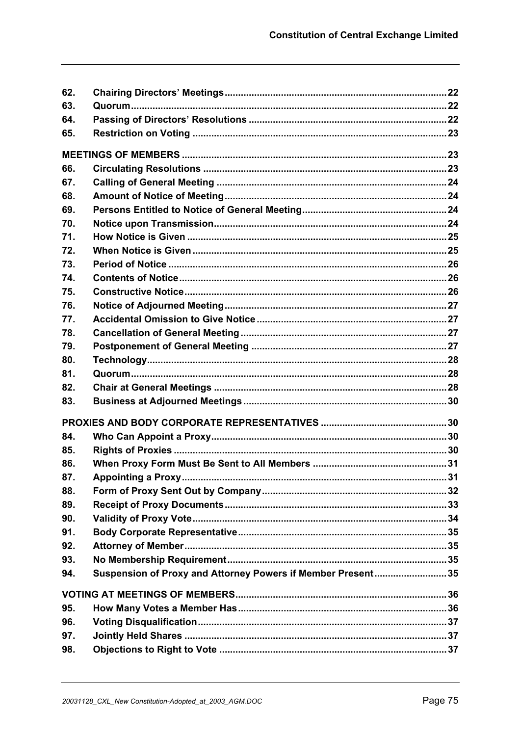| | | |
|---|---|---|
| **62.** | **Chairing Directors' Meetings** | **22** |
| **63.** | **Quorum** | **22** |
| **64.** | **Passing of Directors' Resolutions** | **22** |
| **65.** | **Restriction on Voting** | **23** |
| **MEETINGS OF MEMBERS** | | **23** |
| **66.** | **Circulating Resolutions** | **23** |
| **67.** | **Calling of General Meeting** | **24** |
| **68.** | **Amount of Notice of Meeting** | **24** |
| **69.** | **Persons Entitled to Notice of General Meeting** | **24** |
| **70.** | **Notice upon Transmission** | **24** |
| **71.** | **How Notice is Given** | **25** |
| **72.** | **When Notice is Given** | **25** |
| **73.** | **Period of Notice** | **26** |
| **74.** | **Contents of Notice** | **26** |
| **75.** | **Constructive Notice** | **26** |
| **76.** | **Notice of Adjourned Meeting** | **27** |
| **77.** | **Accidental Omission to Give Notice** | **27** |
| **78.** | **Cancellation of General Meeting** | **27** |
| **79.** | **Postponement of General Meeting** | **27** |
| **80.** | **Technology** | **28** |
| **81.** | **Quorum** | **28** |
| **82.** | **Chair at General Meetings** | **28** |
| **83.** | **Business at Adjourned Meetings** | **30** |
| **PROXIES AND BODY CORPORATE REPRESENTATIVES** | | **30** |
| **84.** | **Who Can Appoint a Proxy** | **30** |
| **85.** | **Rights of Proxies** | **30** |
| **86.** | **When Proxy Form Must Be Sent to All Members** | **31** |
| **87.** | **Appointing a Proxy** | **31** |
| **88.** | **Form of Proxy Sent Out by Company** | **32** |
| **89.** | **Receipt of Proxy Documents** | **33** |
| **90.** | **Validity of Proxy Vote** | **34** |
| **91.** | **Body Corporate Representative** | **35** |
| **92.** | **Attorney of Member** | **35** |
| **93.** | **No Membership Requirement** | **35** |
| **94.** | **Suspension of Proxy and Attorney Powers if Member Present** | **35** |
| **VOTING AT MEETINGS OF MEMBERS** | | **36** |
| **95.** | **How Many Votes a Member Has** | **36** |
| **96.** | **Voting Disqualification** | **37** |
| **97.** | **Jointly Held Shares** | **37** |
| **98.** | **Objections to Right to Vote** | **37** |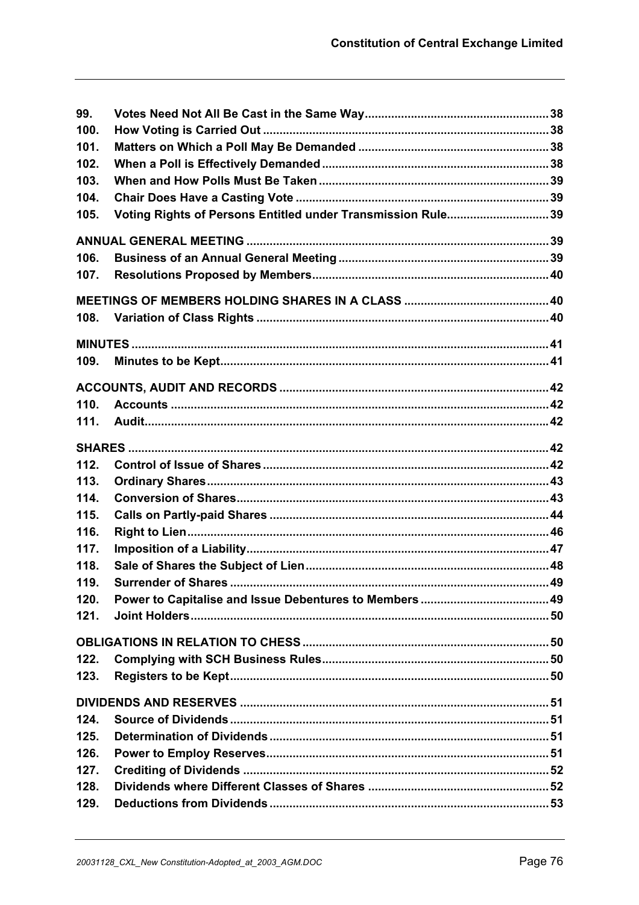| | | |
|---|---|---|
| 99. | Votes Need Not All Be Cast in the Same Way | 38 |
| 100. | How Voting is Carried Out | 38 |
| 101. | Matters on Which a Poll May Be Demanded | 38 |
| 102. | When a Poll is Effectively Demanded | 38 |
| 103. | When and How Polls Must Be Taken | 39 |
| 104. | Chair Does Have a Casting Vote | 39 |
| 105. | Voting Rights of Persons Entitled under Transmission Rule | 39 |
| **ANNUAL GENERAL MEETING** | | 39 |
| 106. | Business of an Annual General Meeting | 39 |
| 107. | Resolutions Proposed by Members | 40 |
| **MEETINGS OF MEMBERS HOLDING SHARES IN A CLASS** | | 40 |
| 108. | Variation of Class Rights | 40 |
| **MINUTES** | | 41 |
| 109. | Minutes to be Kept | 41 |
| **ACCOUNTS, AUDIT AND RECORDS** | | 42 |
| 110. | Accounts | 42 |
| 111. | Audit | 42 |
| **SHARES** | | 42 |
| 112. | Control of Issue of Shares | 42 |
| 113. | Ordinary Shares | 43 |
| 114. | Conversion of Shares | 43 |
| 115. | Calls on Partly-paid Shares | 44 |
| 116. | Right to Lien | 46 |
| 117. | Imposition of a Liability | 47 |
| 118. | Sale of Shares the Subject of Lien | 48 |
| 119. | Surrender of Shares | 49 |
| 120. | Power to Capitalise and Issue Debentures to Members | 49 |
| 121. | Joint Holders | 50 |
| **OBLIGATIONS IN RELATION TO CHESS** | | 50 |
| 122. | Complying with SCH Business Rules | 50 |
| 123. | Registers to be Kept | 50 |
| **DIVIDENDS AND RESERVES** | | 51 |
| 124. | Source of Dividends | 51 |
| 125. | Determination of Dividends | 51 |
| 126. | Power to Employ Reserves | 51 |
| 127. | Crediting of Dividends | 52 |
| 128. | Dividends where Different Classes of Shares | 52 |
| 129. | Deductions from Dividends | 53 |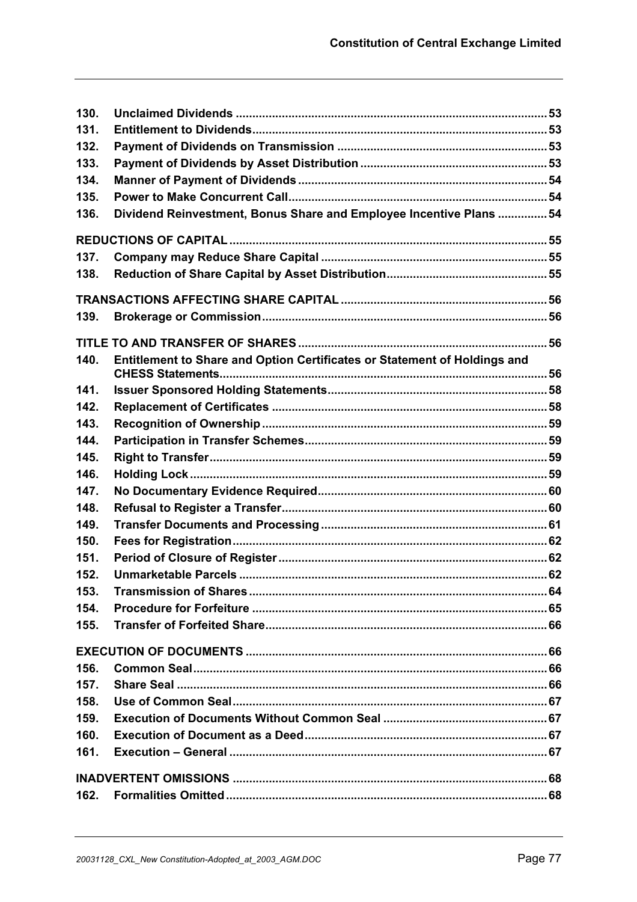| | | |
|---|---|---|
| **130.** | **Unclaimed Dividends** | **53** |
| **131.** | **Entitlement to Dividends** | **53** |
| **132.** | **Payment of Dividends on Transmission** | **53** |
| **133.** | **Payment of Dividends by Asset Distribution** | **53** |
| **134.** | **Manner of Payment of Dividends** | **54** |
| **135.** | **Power to Make Concurrent Call** | **54** |
| **136.** | **Dividend Reinvestment, Bonus Share and Employee Incentive Plans** | **54** |
| **REDUCTIONS OF CAPITAL** | | **55** |
| **137.** | **Company may Reduce Share Capital** | **55** |
| **138.** | **Reduction of Share Capital by Asset Distribution** | **55** |
| **TRANSACTIONS AFFECTING SHARE CAPITAL** | | **56** |
| **139.** | **Brokerage or Commission** | **56** |
| **TITLE TO AND TRANSFER OF SHARES** | | **56** |
| **140.** | **Entitlement to Share and Option Certificates or Statement of Holdings and CHESS Statements** | **56** |
| **141.** | **Issuer Sponsored Holding Statements** | **58** |
| **142.** | **Replacement of Certificates** | **58** |
| **143.** | **Recognition of Ownership** | **59** |
| **144.** | **Participation in Transfer Schemes** | **59** |
| **145.** | **Right to Transfer** | **59** |
| **146.** | **Holding Lock** | **59** |
| **147.** | **No Documentary Evidence Required** | **60** |
| **148.** | **Refusal to Register a Transfer** | **60** |
| **149.** | **Transfer Documents and Processing** | **61** |
| **150.** | **Fees for Registration** | **62** |
| **151.** | **Period of Closure of Register** | **62** |
| **152.** | **Unmarketable Parcels** | **62** |
| **153.** | **Transmission of Shares** | **64** |
| **154.** | **Procedure for Forfeiture** | **65** |
| **155.** | **Transfer of Forfeited Share** | **66** |
| **EXECUTION OF DOCUMENTS** | | **66** |
| **156.** | **Common Seal** | **66** |
| **157.** | **Share Seal** | **66** |
| **158.** | **Use of Common Seal** | **67** |
| **159.** | **Execution of Documents Without Common Seal** | **67** |
| **160.** | **Execution of Document as a Deed** | **67** |
| **161.** | **Execution – General** | **67** |
| **INADVERTENT OMISSIONS** | | **68** |
| **162.** | **Formalities Omitted** | **68** |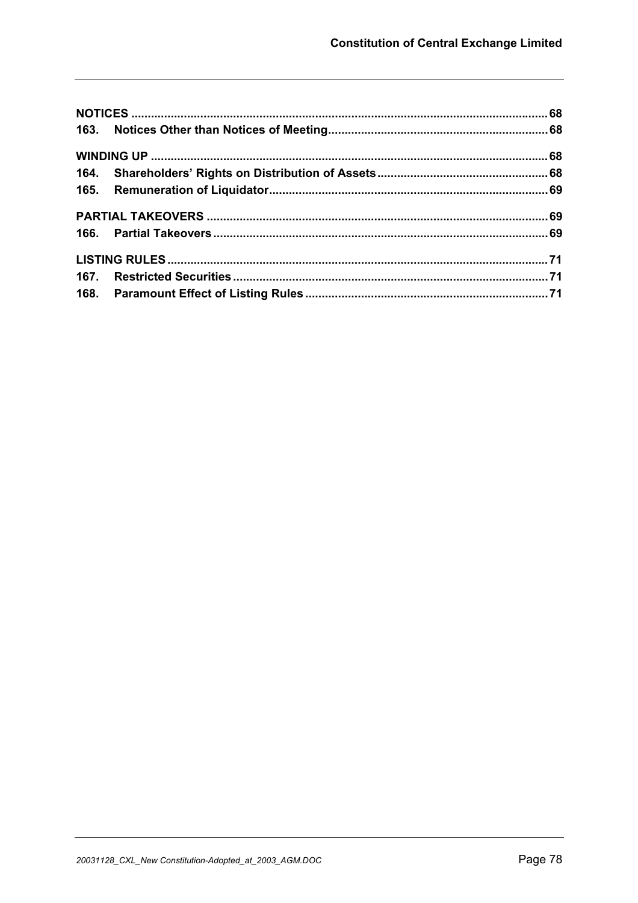**NOTICES** ........................................................................................................................... 68

**163. Notices Other than Notices of Meeting** .................................................................. 68

**WINDING UP** ...................................................................................................................... 68

**164. Shareholders' Rights on Distribution of Assets** ................................................... 68

**165. Remuneration of Liquidator** .................................................................................... 69

**PARTIAL TAKEOVERS** ...................................................................................................... 69

**166. Partial Takeovers** ..................................................................................................... 69

**LISTING RULES** .................................................................................................................. 71

**167. Restricted Securities** ............................................................................................... 71

**168. Paramount Effect of Listing Rules** ......................................................................... 71